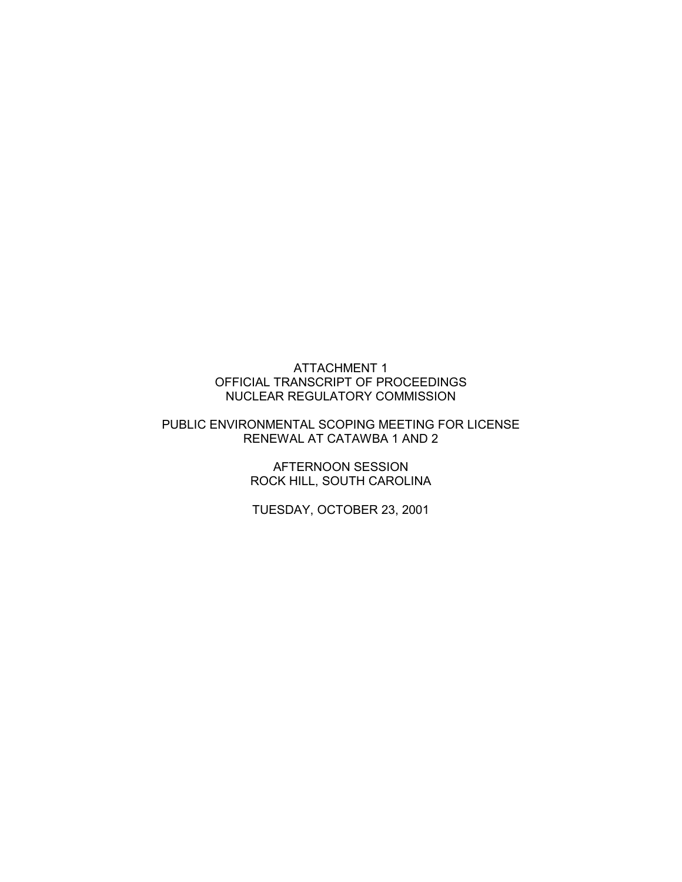ATTACHMENT 1
OFFICIAL TRANSCRIPT OF PROCEEDINGS
NUCLEAR REGULATORY COMMISSION

PUBLIC ENVIRONMENTAL SCOPING MEETING FOR LICENSE RENEWAL AT CATAWBA 1 AND 2

AFTERNOON SESSION
ROCK HILL, SOUTH CAROLINA

TUESDAY, OCTOBER 23, 2001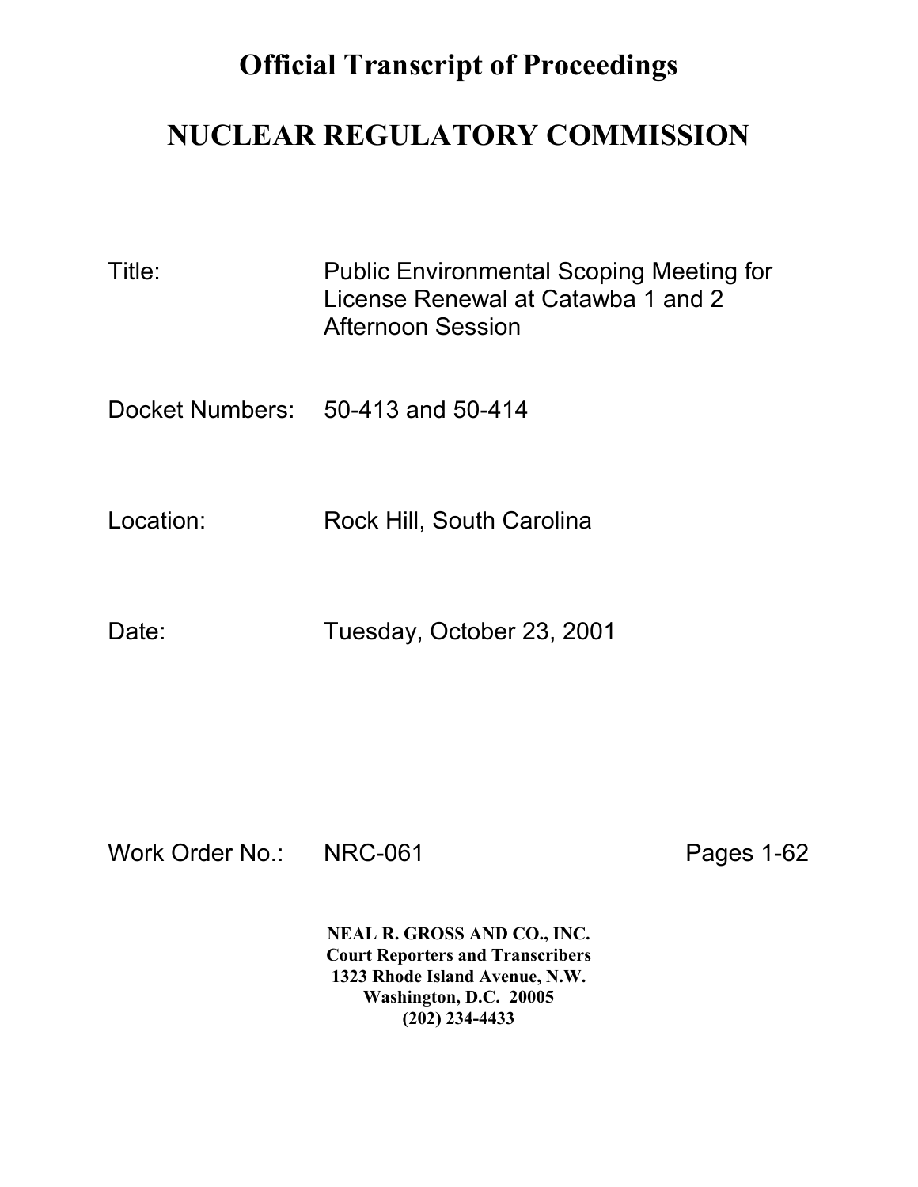# Official Transcript of Proceedings

# NUCLEAR REGULATORY COMMISSION

| | |
|---|---|
| Title: | Public Environmental Scoping Meeting for License Renewal at Catawba 1 and 2 Afternoon Session |
| Docket Numbers: | 50-413 and 50-414 |
| Location: | Rock Hill, South Carolina |
| Date: | Tuesday, October 23, 2001 |

Work Order No.: NRC-061 Pages 1-62

**NEAL R. GROSS AND CO., INC.**
**Court Reporters and Transcribers**
**1323 Rhode Island Avenue, N.W.**
**Washington, D.C. 20005**
**(202) 234-4433**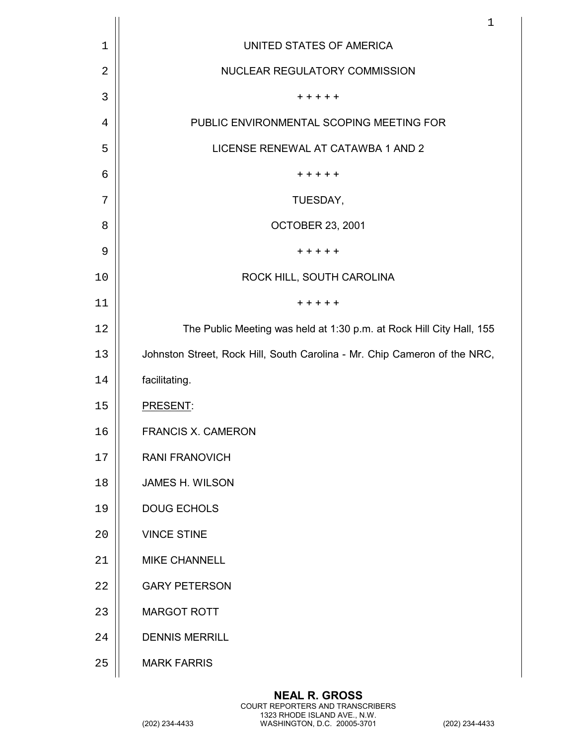UNITED STATES OF AMERICA

NUCLEAR REGULATORY COMMISSION

+ + + + +

PUBLIC ENVIRONMENTAL SCOPING MEETING FOR

LICENSE RENEWAL AT CATAWBA 1 AND 2

+ + + + +

TUESDAY,

OCTOBER 23, 2001

+ + + + +

ROCK HILL, SOUTH CAROLINA

+ + + + +

The Public Meeting was held at 1:30 p.m. at Rock Hill City Hall, 155 Johnston Street, Rock Hill, South Carolina - Mr. Chip Cameron of the NRC, facilitating.

PRESENT:

FRANCIS X. CAMERON

RANI FRANOVICH

JAMES H. WILSON

DOUG ECHOLS

VINCE STINE

MIKE CHANNELL

GARY PETERSON

MARGOT ROTT

DENNIS MERRILL

MARK FARRIS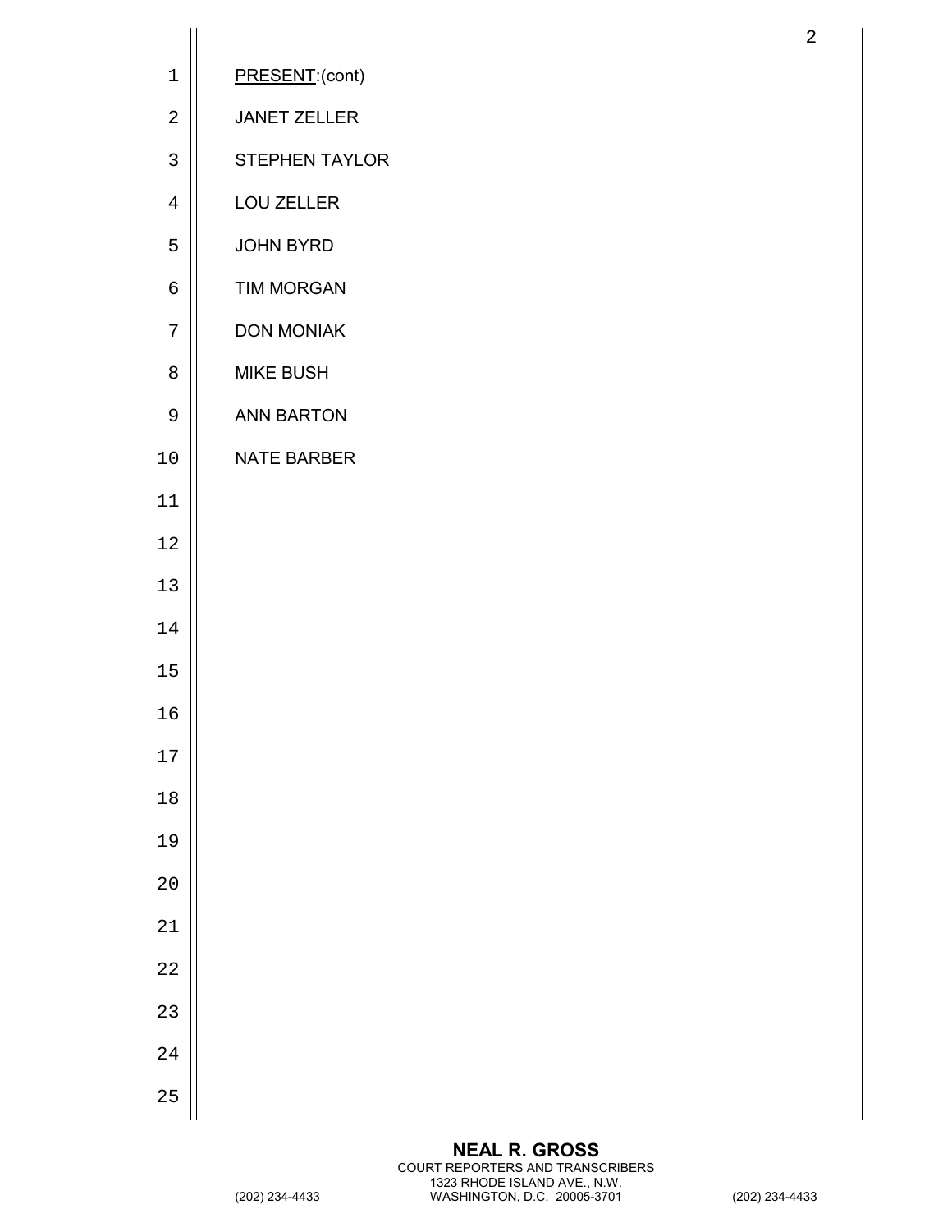PRESENT:(cont)

JANET ZELLER

STEPHEN TAYLOR

LOU ZELLER

JOHN BYRD

TIM MORGAN

DON MONIAK

MIKE BUSH

ANN BARTON

NATE BARBER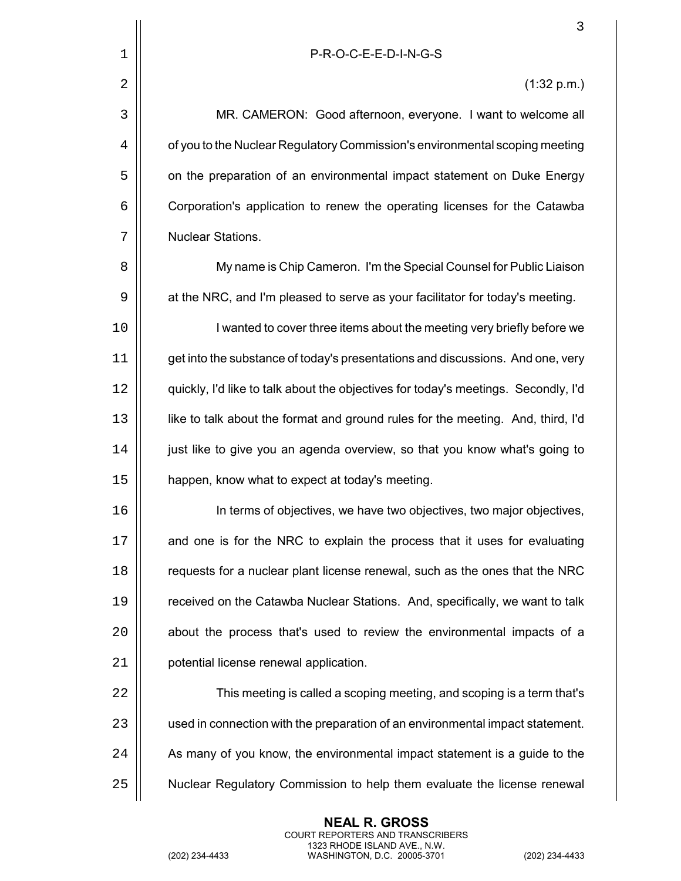P-R-O-C-E-E-D-I-N-G-S

(1:32 p.m.)

MR. CAMERON: Good afternoon, everyone. I want to welcome all of you to the Nuclear Regulatory Commission's environmental scoping meeting on the preparation of an environmental impact statement on Duke Energy Corporation's application to renew the operating licenses for the Catawba Nuclear Stations.

My name is Chip Cameron. I'm the Special Counsel for Public Liaison at the NRC, and I'm pleased to serve as your facilitator for today's meeting.

I wanted to cover three items about the meeting very briefly before we get into the substance of today's presentations and discussions. And one, very quickly, I'd like to talk about the objectives for today's meetings. Secondly, I'd like to talk about the format and ground rules for the meeting. And, third, I'd just like to give you an agenda overview, so that you know what's going to happen, know what to expect at today's meeting.

In terms of objectives, we have two objectives, two major objectives, and one is for the NRC to explain the process that it uses for evaluating requests for a nuclear plant license renewal, such as the ones that the NRC received on the Catawba Nuclear Stations. And, specifically, we want to talk about the process that's used to review the environmental impacts of a potential license renewal application.

This meeting is called a scoping meeting, and scoping is a term that's used in connection with the preparation of an environmental impact statement. As many of you know, the environmental impact statement is a guide to the Nuclear Regulatory Commission to help them evaluate the license renewal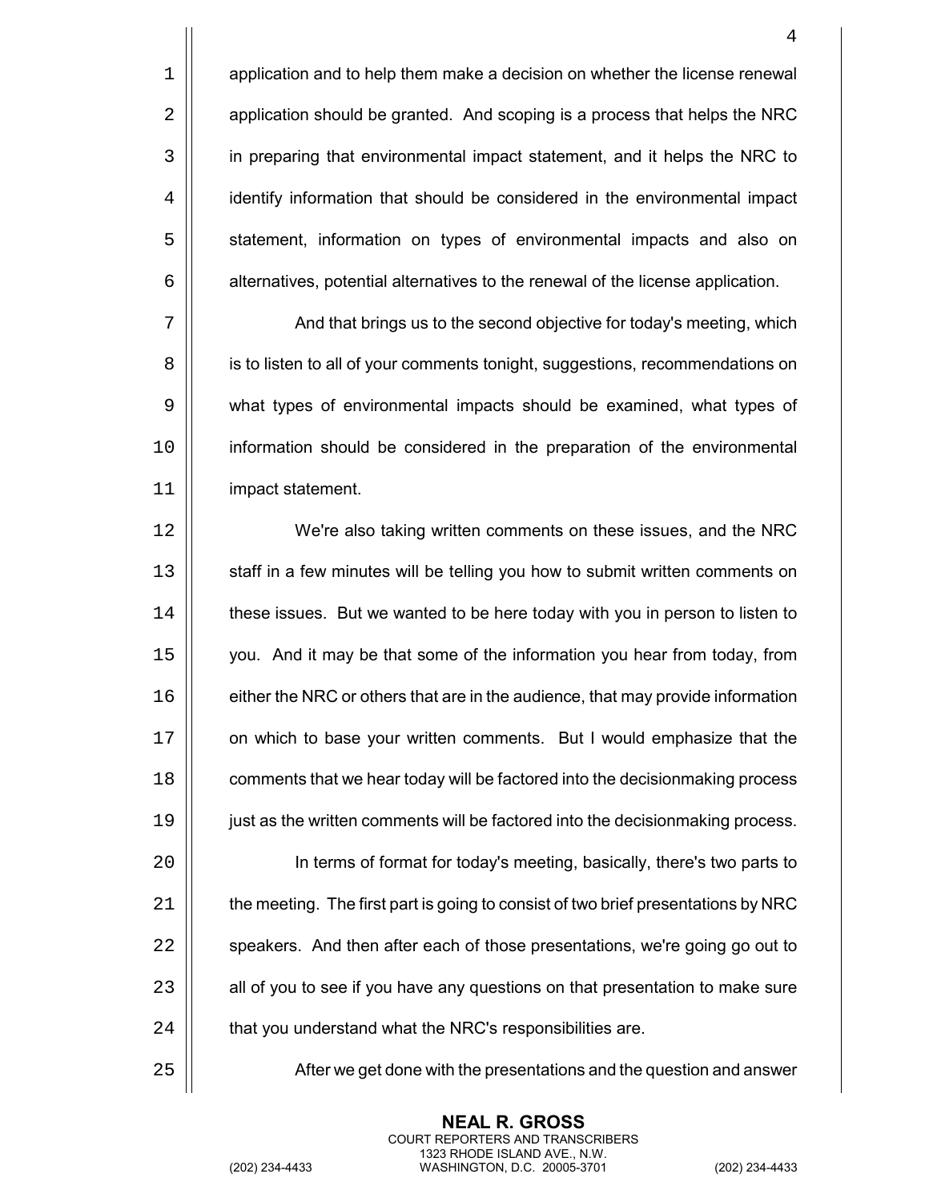application and to help them make a decision on whether the license renewal application should be granted. And scoping is a process that helps the NRC in preparing that environmental impact statement, and it helps the NRC to identify information that should be considered in the environmental impact statement, information on types of environmental impacts and also on alternatives, potential alternatives to the renewal of the license application.

And that brings us to the second objective for today's meeting, which is to listen to all of your comments tonight, suggestions, recommendations on what types of environmental impacts should be examined, what types of information should be considered in the preparation of the environmental impact statement.

We're also taking written comments on these issues, and the NRC staff in a few minutes will be telling you how to submit written comments on these issues. But we wanted to be here today with you in person to listen to you. And it may be that some of the information you hear from today, from either the NRC or others that are in the audience, that may provide information on which to base your written comments. But I would emphasize that the comments that we hear today will be factored into the decisionmaking process just as the written comments will be factored into the decisionmaking process.

In terms of format for today's meeting, basically, there's two parts to the meeting. The first part is going to consist of two brief presentations by NRC speakers. And then after each of those presentations, we're going go out to all of you to see if you have any questions on that presentation to make sure that you understand what the NRC's responsibilities are.

After we get done with the presentations and the question and answer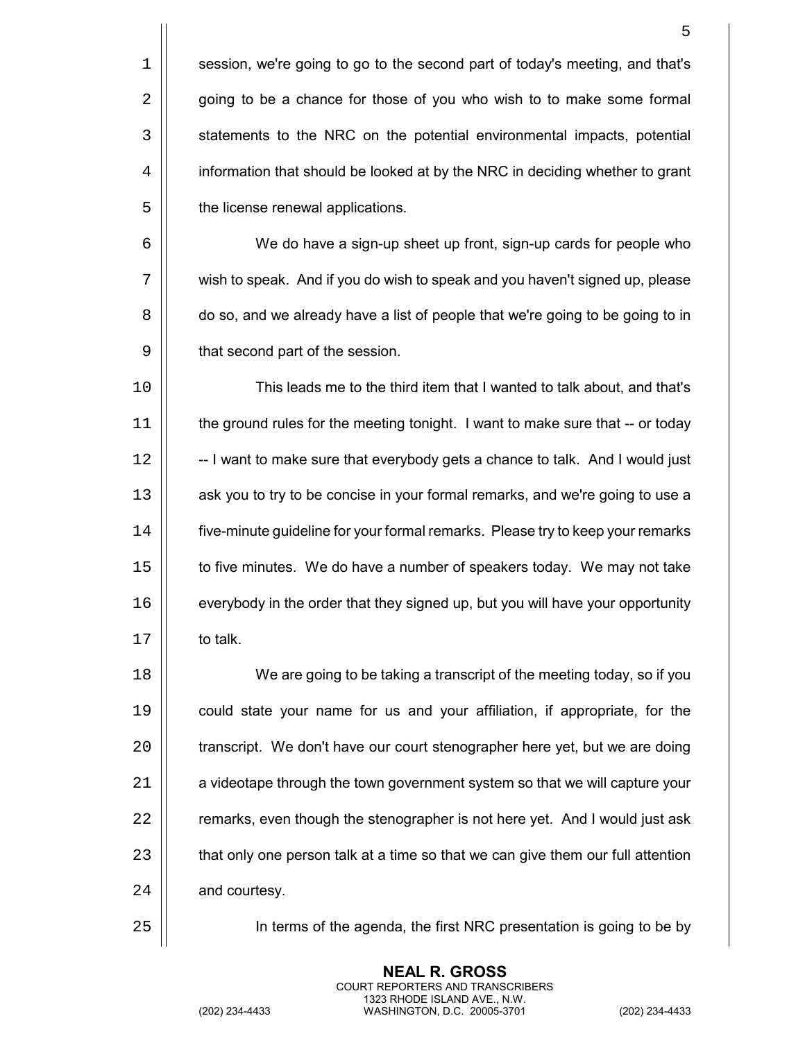session, we're going to go to the second part of today's meeting, and that's going to be a chance for those of you who wish to to make some formal statements to the NRC on the potential environmental impacts, potential information that should be looked at by the NRC in deciding whether to grant the license renewal applications.

We do have a sign-up sheet up front, sign-up cards for people who wish to speak. And if you do wish to speak and you haven't signed up, please do so, and we already have a list of people that we're going to be going to in that second part of the session.

This leads me to the third item that I wanted to talk about, and that's the ground rules for the meeting tonight. I want to make sure that -- or today -- I want to make sure that everybody gets a chance to talk. And I would just ask you to try to be concise in your formal remarks, and we're going to use a five-minute guideline for your formal remarks. Please try to keep your remarks to five minutes. We do have a number of speakers today. We may not take everybody in the order that they signed up, but you will have your opportunity to talk.

We are going to be taking a transcript of the meeting today, so if you could state your name for us and your affiliation, if appropriate, for the transcript. We don't have our court stenographer here yet, but we are doing a videotape through the town government system so that we will capture your remarks, even though the stenographer is not here yet. And I would just ask that only one person talk at a time so that we can give them our full attention and courtesy.

In terms of the agenda, the first NRC presentation is going to be by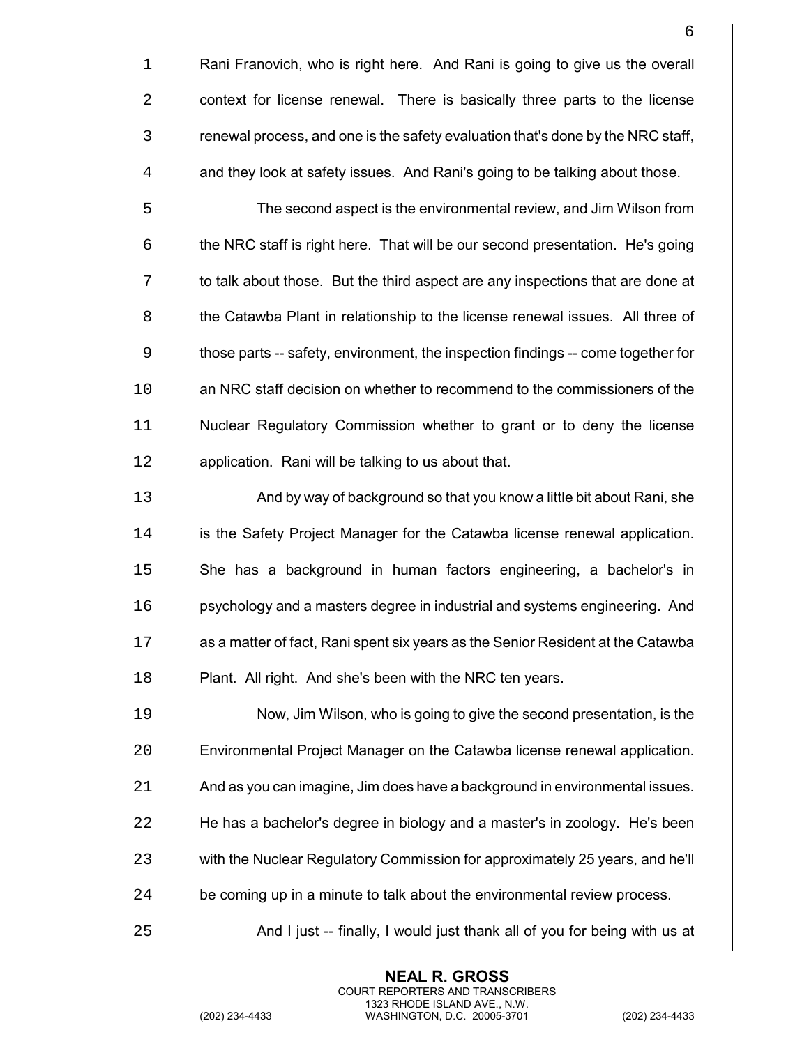Rani Franovich, who is right here. And Rani is going to give us the overall context for license renewal. There is basically three parts to the license renewal process, and one is the safety evaluation that's done by the NRC staff, and they look at safety issues. And Rani's going to be talking about those.

The second aspect is the environmental review, and Jim Wilson from the NRC staff is right here. That will be our second presentation. He's going to talk about those. But the third aspect are any inspections that are done at the Catawba Plant in relationship to the license renewal issues. All three of those parts -- safety, environment, the inspection findings -- come together for an NRC staff decision on whether to recommend to the commissioners of the Nuclear Regulatory Commission whether to grant or to deny the license application. Rani will be talking to us about that.

And by way of background so that you know a little bit about Rani, she is the Safety Project Manager for the Catawba license renewal application. She has a background in human factors engineering, a bachelor's in psychology and a masters degree in industrial and systems engineering. And as a matter of fact, Rani spent six years as the Senior Resident at the Catawba Plant. All right. And she's been with the NRC ten years.

Now, Jim Wilson, who is going to give the second presentation, is the Environmental Project Manager on the Catawba license renewal application. And as you can imagine, Jim does have a background in environmental issues. He has a bachelor's degree in biology and a master's in zoology. He's been with the Nuclear Regulatory Commission for approximately 25 years, and he'll be coming up in a minute to talk about the environmental review process.

And I just -- finally, I would just thank all of you for being with us at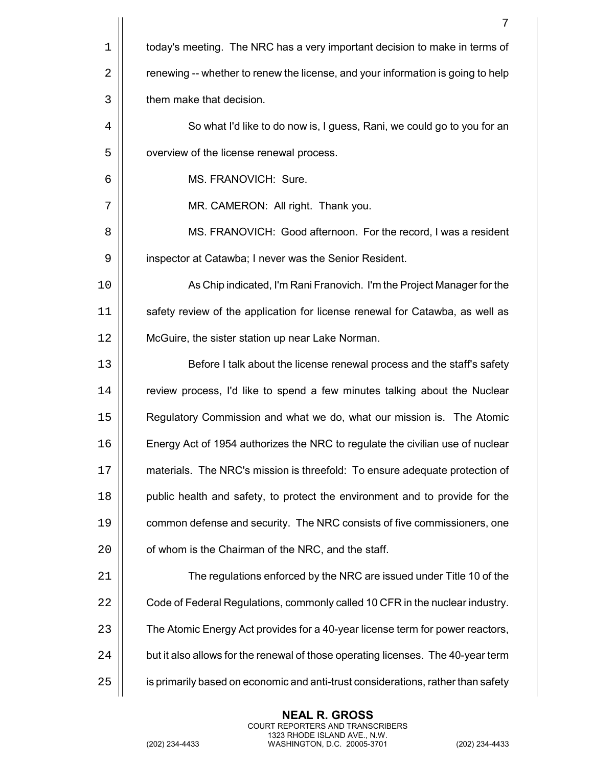today's meeting. The NRC has a very important decision to make in terms of renewing -- whether to renew the license, and your information is going to help them make that decision.

So what I'd like to do now is, I guess, Rani, we could go to you for an overview of the license renewal process.

MS. FRANOVICH: Sure.

MR. CAMERON: All right. Thank you.

MS. FRANOVICH: Good afternoon. For the record, I was a resident inspector at Catawba; I never was the Senior Resident.

As Chip indicated, I'm Rani Franovich. I'm the Project Manager for the safety review of the application for license renewal for Catawba, as well as McGuire, the sister station up near Lake Norman.

Before I talk about the license renewal process and the staff's safety review process, I'd like to spend a few minutes talking about the Nuclear Regulatory Commission and what we do, what our mission is. The Atomic Energy Act of 1954 authorizes the NRC to regulate the civilian use of nuclear materials. The NRC's mission is threefold: To ensure adequate protection of public health and safety, to protect the environment and to provide for the common defense and security. The NRC consists of five commissioners, one of whom is the Chairman of the NRC, and the staff.

The regulations enforced by the NRC are issued under Title 10 of the Code of Federal Regulations, commonly called 10 CFR in the nuclear industry. The Atomic Energy Act provides for a 40-year license term for power reactors, but it also allows for the renewal of those operating licenses. The 40-year term is primarily based on economic and anti-trust considerations, rather than safety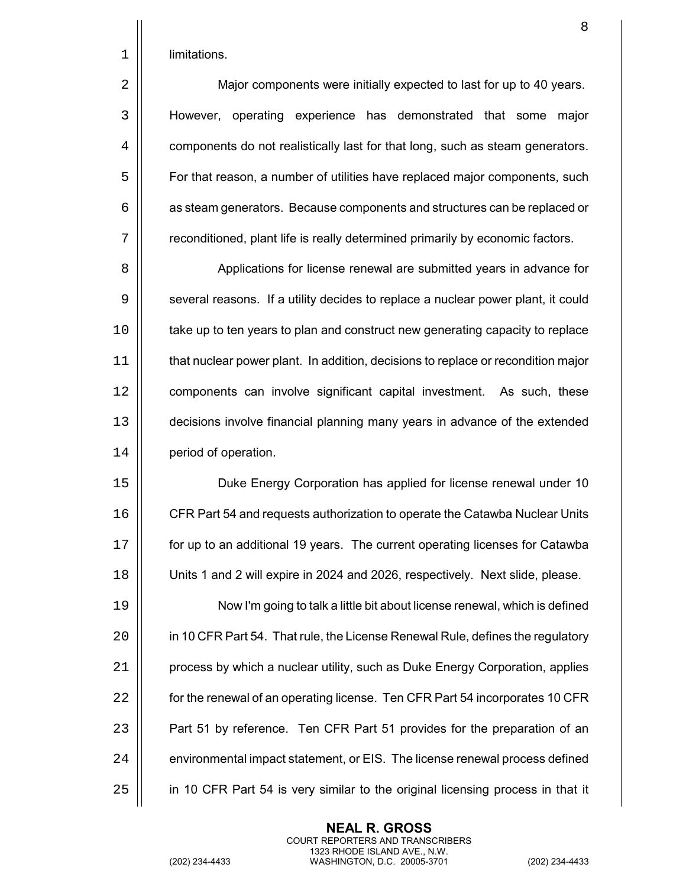limitations.

Major components were initially expected to last for up to 40 years. However, operating experience has demonstrated that some major components do not realistically last for that long, such as steam generators. For that reason, a number of utilities have replaced major components, such as steam generators. Because components and structures can be replaced or reconditioned, plant life is really determined primarily by economic factors.

Applications for license renewal are submitted years in advance for several reasons. If a utility decides to replace a nuclear power plant, it could take up to ten years to plan and construct new generating capacity to replace that nuclear power plant. In addition, decisions to replace or recondition major components can involve significant capital investment. As such, these decisions involve financial planning many years in advance of the extended period of operation.

Duke Energy Corporation has applied for license renewal under 10 CFR Part 54 and requests authorization to operate the Catawba Nuclear Units for up to an additional 19 years. The current operating licenses for Catawba Units 1 and 2 will expire in 2024 and 2026, respectively. Next slide, please.

Now I'm going to talk a little bit about license renewal, which is defined in 10 CFR Part 54. That rule, the License Renewal Rule, defines the regulatory process by which a nuclear utility, such as Duke Energy Corporation, applies for the renewal of an operating license. Ten CFR Part 54 incorporates 10 CFR Part 51 by reference. Ten CFR Part 51 provides for the preparation of an environmental impact statement, or EIS. The license renewal process defined in 10 CFR Part 54 is very similar to the original licensing process in that it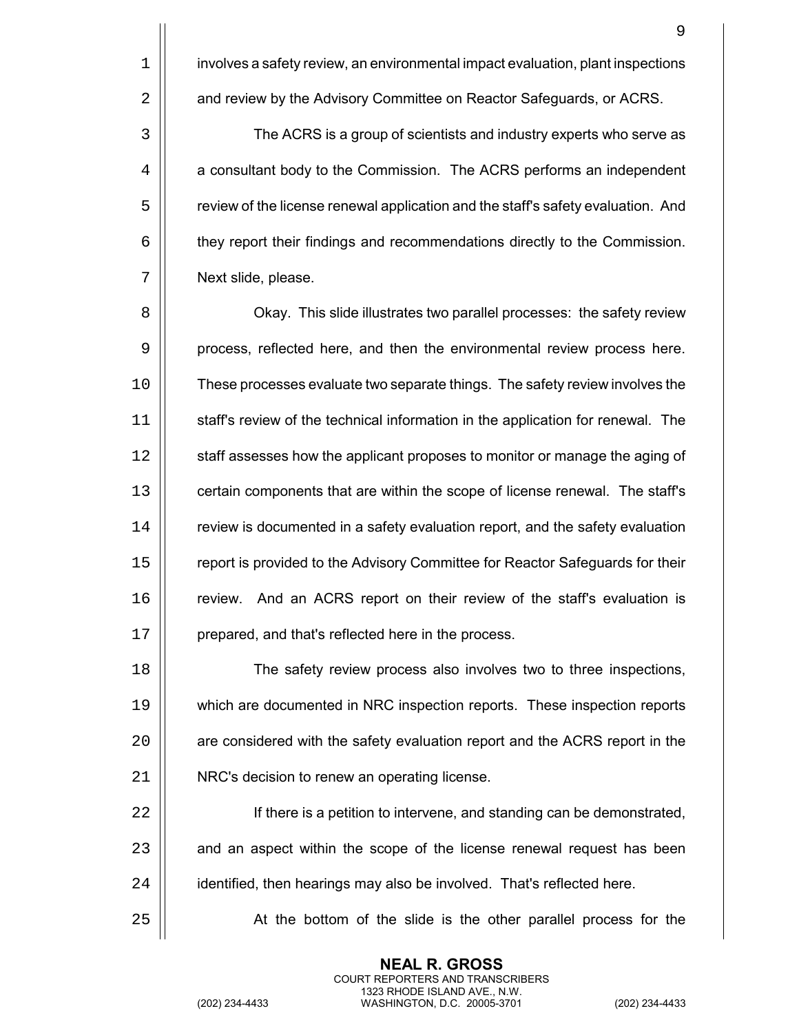involves a safety review, an environmental impact evaluation, plant inspections and review by the Advisory Committee on Reactor Safeguards, or ACRS.

The ACRS is a group of scientists and industry experts who serve as a consultant body to the Commission. The ACRS performs an independent review of the license renewal application and the staff's safety evaluation. And they report their findings and recommendations directly to the Commission. Next slide, please.

Okay. This slide illustrates two parallel processes: the safety review process, reflected here, and then the environmental review process here. These processes evaluate two separate things. The safety review involves the staff's review of the technical information in the application for renewal. The staff assesses how the applicant proposes to monitor or manage the aging of certain components that are within the scope of license renewal. The staff's review is documented in a safety evaluation report, and the safety evaluation report is provided to the Advisory Committee for Reactor Safeguards for their review. And an ACRS report on their review of the staff's evaluation is prepared, and that's reflected here in the process.

The safety review process also involves two to three inspections, which are documented in NRC inspection reports. These inspection reports are considered with the safety evaluation report and the ACRS report in the NRC's decision to renew an operating license.

If there is a petition to intervene, and standing can be demonstrated, and an aspect within the scope of the license renewal request has been identified, then hearings may also be involved. That's reflected here.

At the bottom of the slide is the other parallel process for the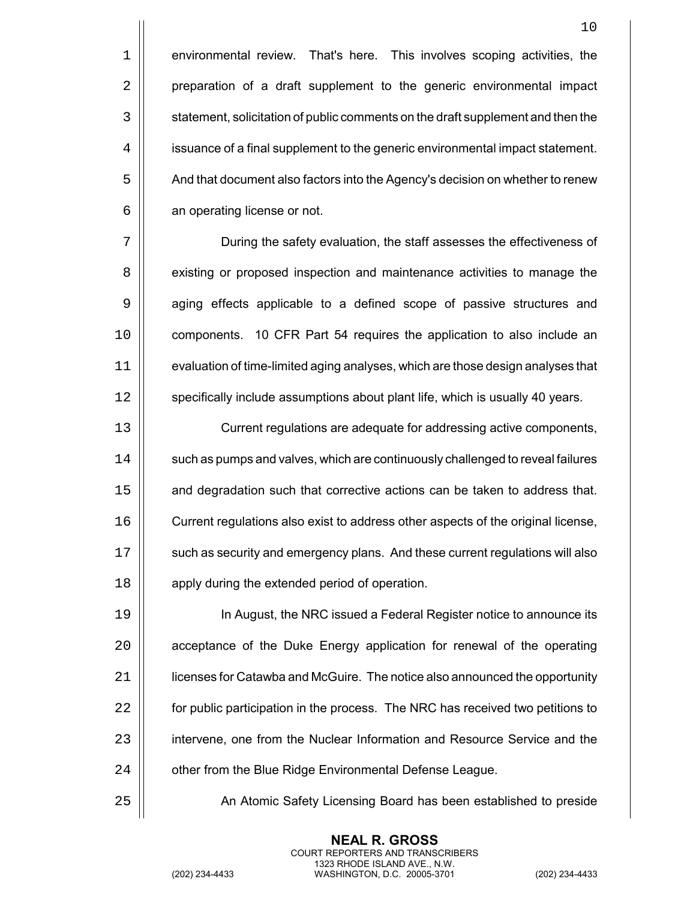environmental review. That's here. This involves scoping activities, the preparation of a draft supplement to the generic environmental impact statement, solicitation of public comments on the draft supplement and then the issuance of a final supplement to the generic environmental impact statement. And that document also factors into the Agency's decision on whether to renew an operating license or not.

During the safety evaluation, the staff assesses the effectiveness of existing or proposed inspection and maintenance activities to manage the aging effects applicable to a defined scope of passive structures and components. 10 CFR Part 54 requires the application to also include an evaluation of time-limited aging analyses, which are those design analyses that specifically include assumptions about plant life, which is usually 40 years.

Current regulations are adequate for addressing active components, such as pumps and valves, which are continuously challenged to reveal failures and degradation such that corrective actions can be taken to address that. Current regulations also exist to address other aspects of the original license, such as security and emergency plans. And these current regulations will also apply during the extended period of operation.

In August, the NRC issued a Federal Register notice to announce its acceptance of the Duke Energy application for renewal of the operating licenses for Catawba and McGuire. The notice also announced the opportunity for public participation in the process. The NRC has received two petitions to intervene, one from the Nuclear Information and Resource Service and the other from the Blue Ridge Environmental Defense League.

An Atomic Safety Licensing Board has been established to preside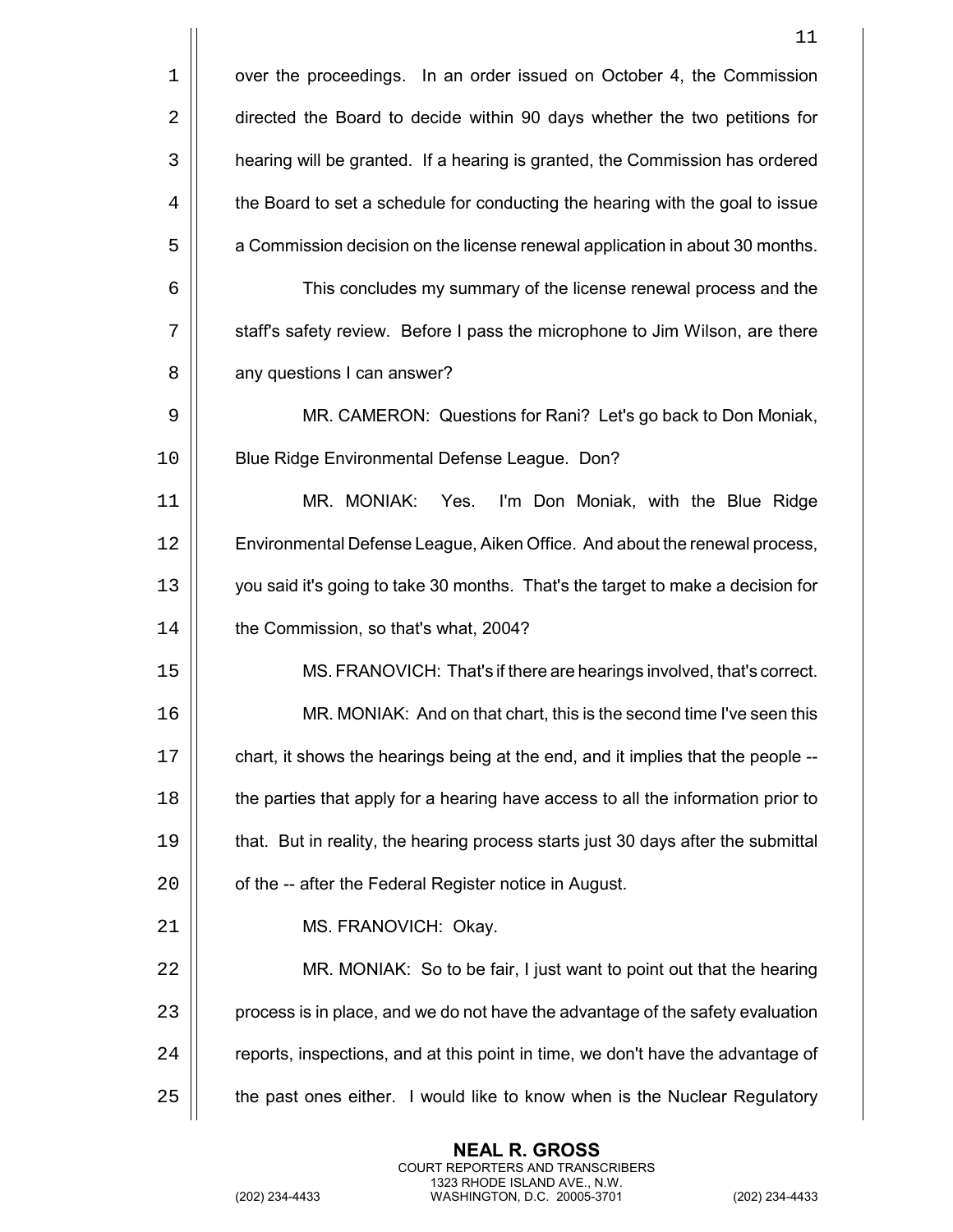over the proceedings. In an order issued on October 4, the Commission directed the Board to decide within 90 days whether the two petitions for hearing will be granted. If a hearing is granted, the Commission has ordered the Board to set a schedule for conducting the hearing with the goal to issue a Commission decision on the license renewal application in about 30 months.

This concludes my summary of the license renewal process and the staff's safety review. Before I pass the microphone to Jim Wilson, are there any questions I can answer?

MR. CAMERON: Questions for Rani? Let's go back to Don Moniak, Blue Ridge Environmental Defense League. Don?

MR. MONIAK: Yes. I'm Don Moniak, with the Blue Ridge Environmental Defense League, Aiken Office. And about the renewal process, you said it's going to take 30 months. That's the target to make a decision for the Commission, so that's what, 2004?

MS. FRANOVICH: That's if there are hearings involved, that's correct.

MR. MONIAK: And on that chart, this is the second time I've seen this chart, it shows the hearings being at the end, and it implies that the people -- the parties that apply for a hearing have access to all the information prior to that. But in reality, the hearing process starts just 30 days after the submittal of the -- after the Federal Register notice in August.

MS. FRANOVICH: Okay.

MR. MONIAK: So to be fair, I just want to point out that the hearing process is in place, and we do not have the advantage of the safety evaluation reports, inspections, and at this point in time, we don't have the advantage of the past ones either. I would like to know when is the Nuclear Regulatory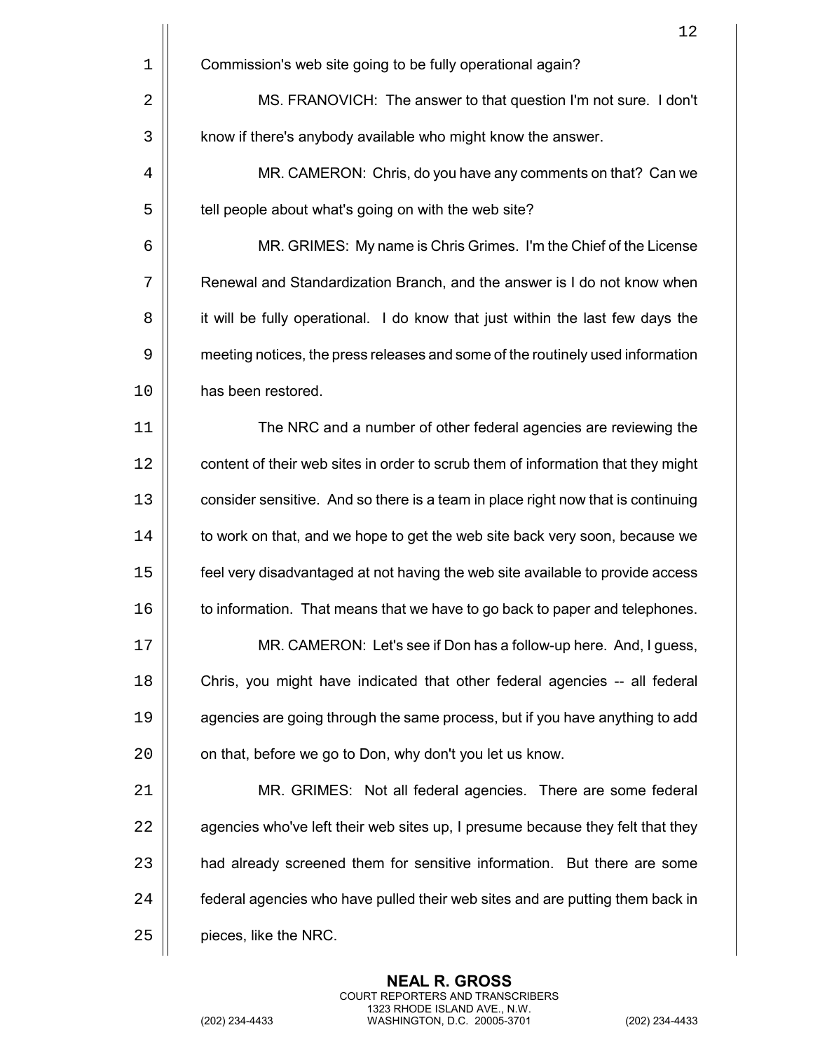Commission's web site going to be fully operational again?

MS. FRANOVICH: The answer to that question I'm not sure. I don't know if there's anybody available who might know the answer.

MR. CAMERON: Chris, do you have any comments on that? Can we tell people about what's going on with the web site?

MR. GRIMES: My name is Chris Grimes. I'm the Chief of the License Renewal and Standardization Branch, and the answer is I do not know when it will be fully operational. I do know that just within the last few days the meeting notices, the press releases and some of the routinely used information has been restored.

The NRC and a number of other federal agencies are reviewing the content of their web sites in order to scrub them of information that they might consider sensitive. And so there is a team in place right now that is continuing to work on that, and we hope to get the web site back very soon, because we feel very disadvantaged at not having the web site available to provide access to information. That means that we have to go back to paper and telephones.

MR. CAMERON: Let's see if Don has a follow-up here. And, I guess, Chris, you might have indicated that other federal agencies -- all federal agencies are going through the same process, but if you have anything to add on that, before we go to Don, why don't you let us know.

MR. GRIMES: Not all federal agencies. There are some federal agencies who've left their web sites up, I presume because they felt that they had already screened them for sensitive information. But there are some federal agencies who have pulled their web sites and are putting them back in pieces, like the NRC.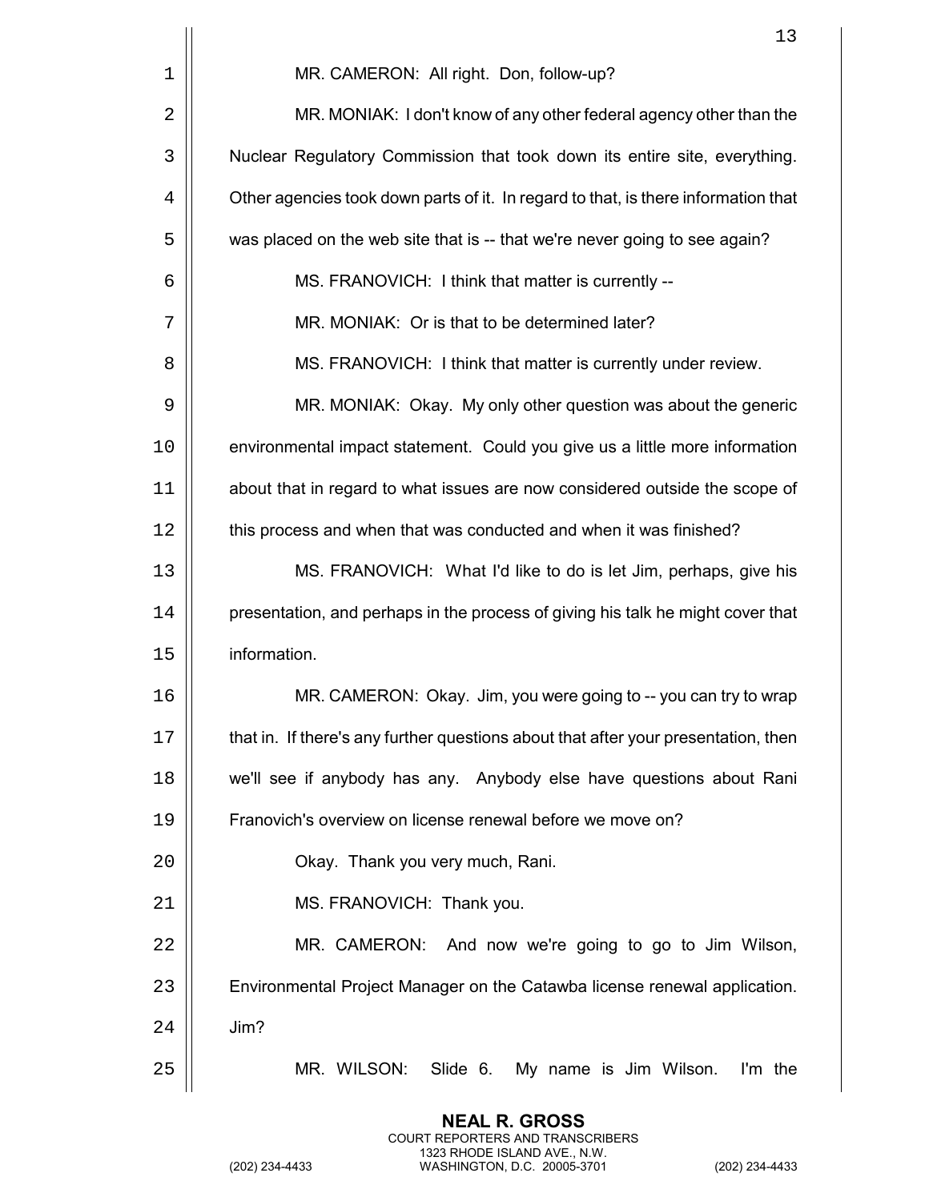MR. CAMERON: All right. Don, follow-up?

MR. MONIAK: I don't know of any other federal agency other than the Nuclear Regulatory Commission that took down its entire site, everything. Other agencies took down parts of it. In regard to that, is there information that was placed on the web site that is -- that we're never going to see again?

MS. FRANOVICH: I think that matter is currently --

MR. MONIAK: Or is that to be determined later?

MS. FRANOVICH: I think that matter is currently under review.

MR. MONIAK: Okay. My only other question was about the generic environmental impact statement. Could you give us a little more information about that in regard to what issues are now considered outside the scope of this process and when that was conducted and when it was finished?

MS. FRANOVICH: What I'd like to do is let Jim, perhaps, give his presentation, and perhaps in the process of giving his talk he might cover that information.

MR. CAMERON: Okay. Jim, you were going to -- you can try to wrap that in. If there's any further questions about that after your presentation, then we'll see if anybody has any. Anybody else have questions about Rani Franovich's overview on license renewal before we move on?

Okay. Thank you very much, Rani.

MS. FRANOVICH: Thank you.

MR. CAMERON: And now we're going to go to Jim Wilson, Environmental Project Manager on the Catawba license renewal application. Jim?

MR. WILSON: Slide 6. My name is Jim Wilson. I'm the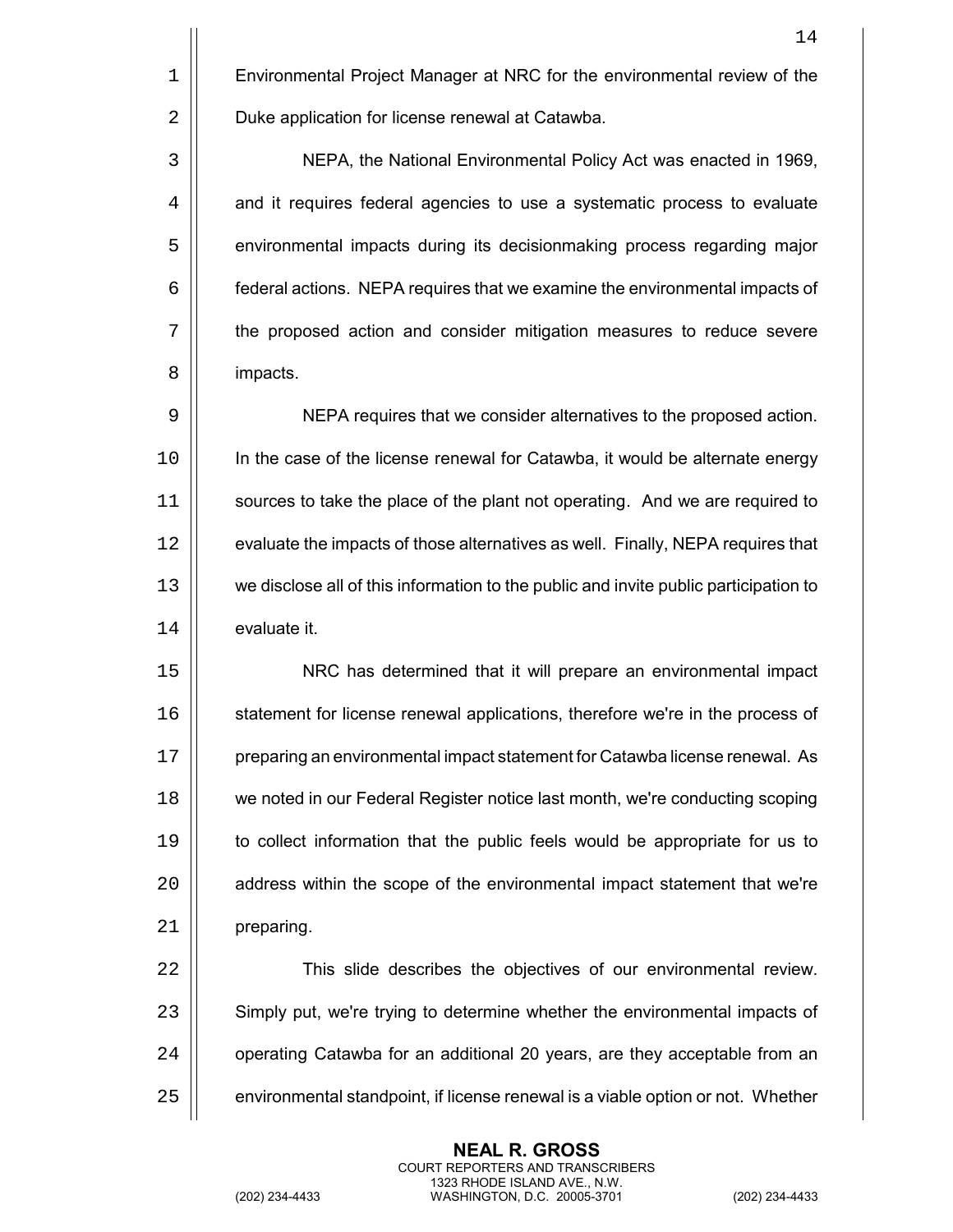Environmental Project Manager at NRC for the environmental review of the Duke application for license renewal at Catawba.

NEPA, the National Environmental Policy Act was enacted in 1969, and it requires federal agencies to use a systematic process to evaluate environmental impacts during its decisionmaking process regarding major federal actions. NEPA requires that we examine the environmental impacts of the proposed action and consider mitigation measures to reduce severe impacts.

NEPA requires that we consider alternatives to the proposed action. In the case of the license renewal for Catawba, it would be alternate energy sources to take the place of the plant not operating. And we are required to evaluate the impacts of those alternatives as well. Finally, NEPA requires that we disclose all of this information to the public and invite public participation to evaluate it.

NRC has determined that it will prepare an environmental impact statement for license renewal applications, therefore we're in the process of preparing an environmental impact statement for Catawba license renewal. As we noted in our Federal Register notice last month, we're conducting scoping to collect information that the public feels would be appropriate for us to address within the scope of the environmental impact statement that we're preparing.

This slide describes the objectives of our environmental review. Simply put, we're trying to determine whether the environmental impacts of operating Catawba for an additional 20 years, are they acceptable from an environmental standpoint, if license renewal is a viable option or not. Whether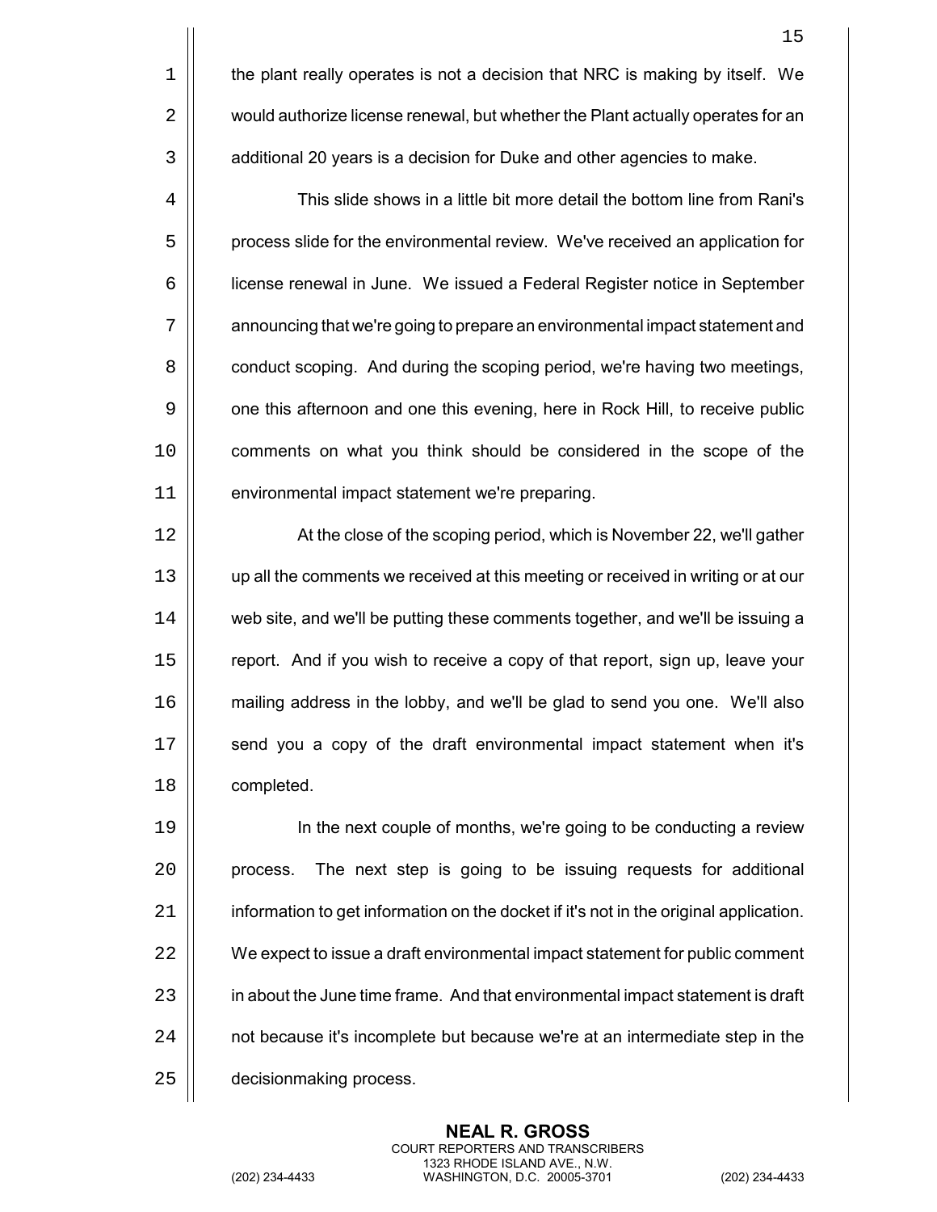the plant really operates is not a decision that NRC is making by itself. We would authorize license renewal, but whether the Plant actually operates for an additional 20 years is a decision for Duke and other agencies to make.

This slide shows in a little bit more detail the bottom line from Rani's process slide for the environmental review. We've received an application for license renewal in June. We issued a Federal Register notice in September announcing that we're going to prepare an environmental impact statement and conduct scoping. And during the scoping period, we're having two meetings, one this afternoon and one this evening, here in Rock Hill, to receive public comments on what you think should be considered in the scope of the environmental impact statement we're preparing.

At the close of the scoping period, which is November 22, we'll gather up all the comments we received at this meeting or received in writing or at our web site, and we'll be putting these comments together, and we'll be issuing a report. And if you wish to receive a copy of that report, sign up, leave your mailing address in the lobby, and we'll be glad to send you one. We'll also send you a copy of the draft environmental impact statement when it's completed.

In the next couple of months, we're going to be conducting a review process. The next step is going to be issuing requests for additional information to get information on the docket if it's not in the original application. We expect to issue a draft environmental impact statement for public comment in about the June time frame. And that environmental impact statement is draft not because it's incomplete but because we're at an intermediate step in the decisionmaking process.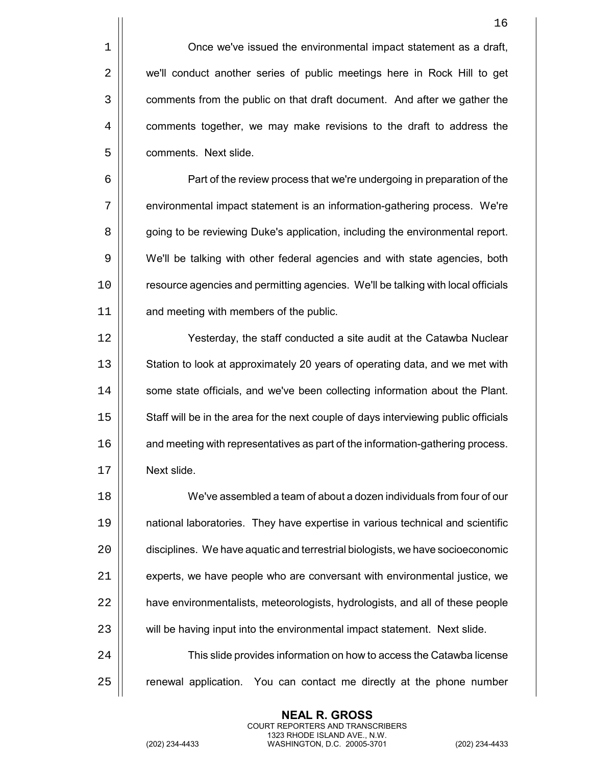Once we've issued the environmental impact statement as a draft, we'll conduct another series of public meetings here in Rock Hill to get comments from the public on that draft document. And after we gather the comments together, we may make revisions to the draft to address the comments. Next slide.

Part of the review process that we're undergoing in preparation of the environmental impact statement is an information-gathering process. We're going to be reviewing Duke's application, including the environmental report. We'll be talking with other federal agencies and with state agencies, both resource agencies and permitting agencies. We'll be talking with local officials and meeting with members of the public.

Yesterday, the staff conducted a site audit at the Catawba Nuclear Station to look at approximately 20 years of operating data, and we met with some state officials, and we've been collecting information about the Plant. Staff will be in the area for the next couple of days interviewing public officials and meeting with representatives as part of the information-gathering process. Next slide.

We've assembled a team of about a dozen individuals from four of our national laboratories. They have expertise in various technical and scientific disciplines. We have aquatic and terrestrial biologists, we have socioeconomic experts, we have people who are conversant with environmental justice, we have environmentalists, meteorologists, hydrologists, and all of these people will be having input into the environmental impact statement. Next slide.

This slide provides information on how to access the Catawba license renewal application. You can contact me directly at the phone number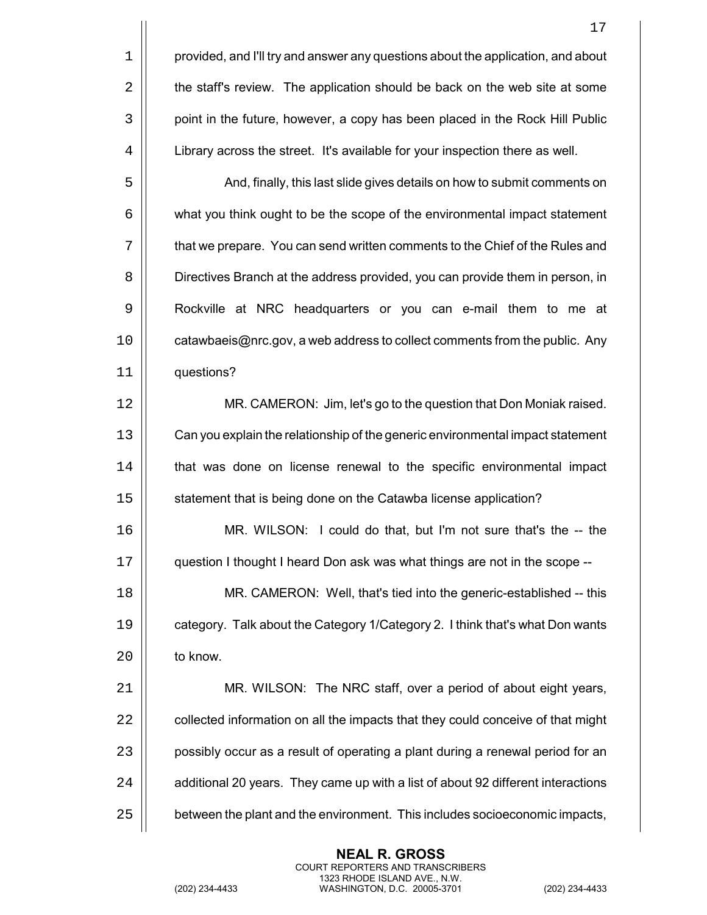provided, and I'll try and answer any questions about the application, and about the staff's review. The application should be back on the web site at some point in the future, however, a copy has been placed in the Rock Hill Public Library across the street. It's available for your inspection there as well.

And, finally, this last slide gives details on how to submit comments on what you think ought to be the scope of the environmental impact statement that we prepare. You can send written comments to the Chief of the Rules and Directives Branch at the address provided, you can provide them in person, in Rockville at NRC headquarters or you can e-mail them to me at catawbaeis@nrc.gov, a web address to collect comments from the public. Any questions?

MR. CAMERON: Jim, let's go to the question that Don Moniak raised. Can you explain the relationship of the generic environmental impact statement that was done on license renewal to the specific environmental impact statement that is being done on the Catawba license application?

MR. WILSON: I could do that, but I'm not sure that's the -- the question I thought I heard Don ask was what things are not in the scope --

MR. CAMERON: Well, that's tied into the generic-established -- this category. Talk about the Category 1/Category 2. I think that's what Don wants to know.

MR. WILSON: The NRC staff, over a period of about eight years, collected information on all the impacts that they could conceive of that might possibly occur as a result of operating a plant during a renewal period for an additional 20 years. They came up with a list of about 92 different interactions between the plant and the environment. This includes socioeconomic impacts,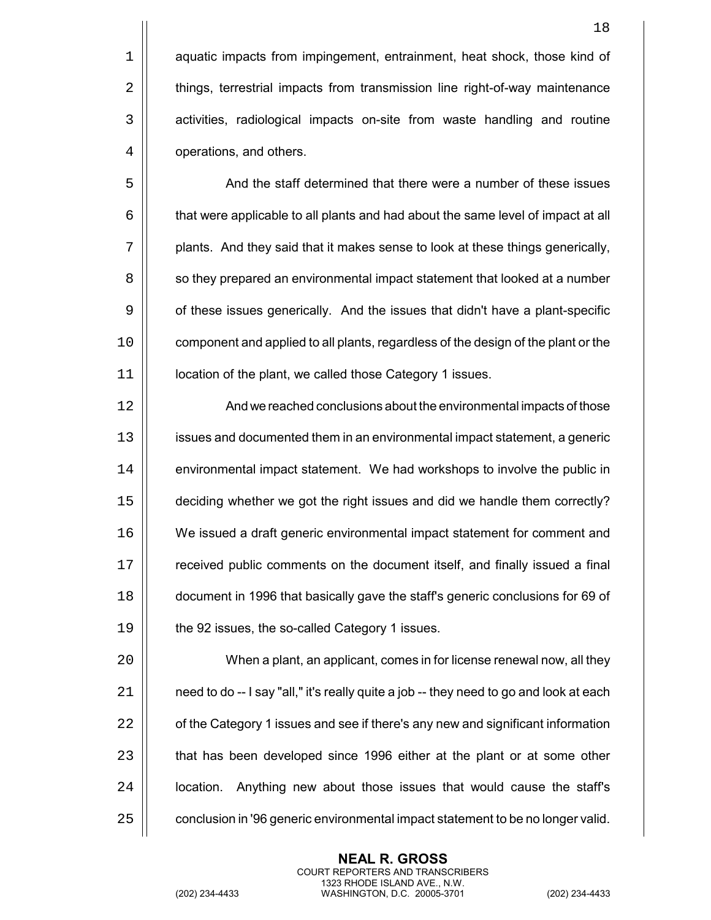aquatic impacts from impingement, entrainment, heat shock, those kind of things, terrestrial impacts from transmission line right-of-way maintenance activities, radiological impacts on-site from waste handling and routine operations, and others.

And the staff determined that there were a number of these issues that were applicable to all plants and had about the same level of impact at all plants. And they said that it makes sense to look at these things generically, so they prepared an environmental impact statement that looked at a number of these issues generically. And the issues that didn't have a plant-specific component and applied to all plants, regardless of the design of the plant or the location of the plant, we called those Category 1 issues.

And we reached conclusions about the environmental impacts of those issues and documented them in an environmental impact statement, a generic environmental impact statement. We had workshops to involve the public in deciding whether we got the right issues and did we handle them correctly? We issued a draft generic environmental impact statement for comment and received public comments on the document itself, and finally issued a final document in 1996 that basically gave the staff's generic conclusions for 69 of the 92 issues, the so-called Category 1 issues.

When a plant, an applicant, comes in for license renewal now, all they need to do -- I say "all," it's really quite a job -- they need to go and look at each of the Category 1 issues and see if there's any new and significant information that has been developed since 1996 either at the plant or at some other location. Anything new about those issues that would cause the staff's conclusion in '96 generic environmental impact statement to be no longer valid.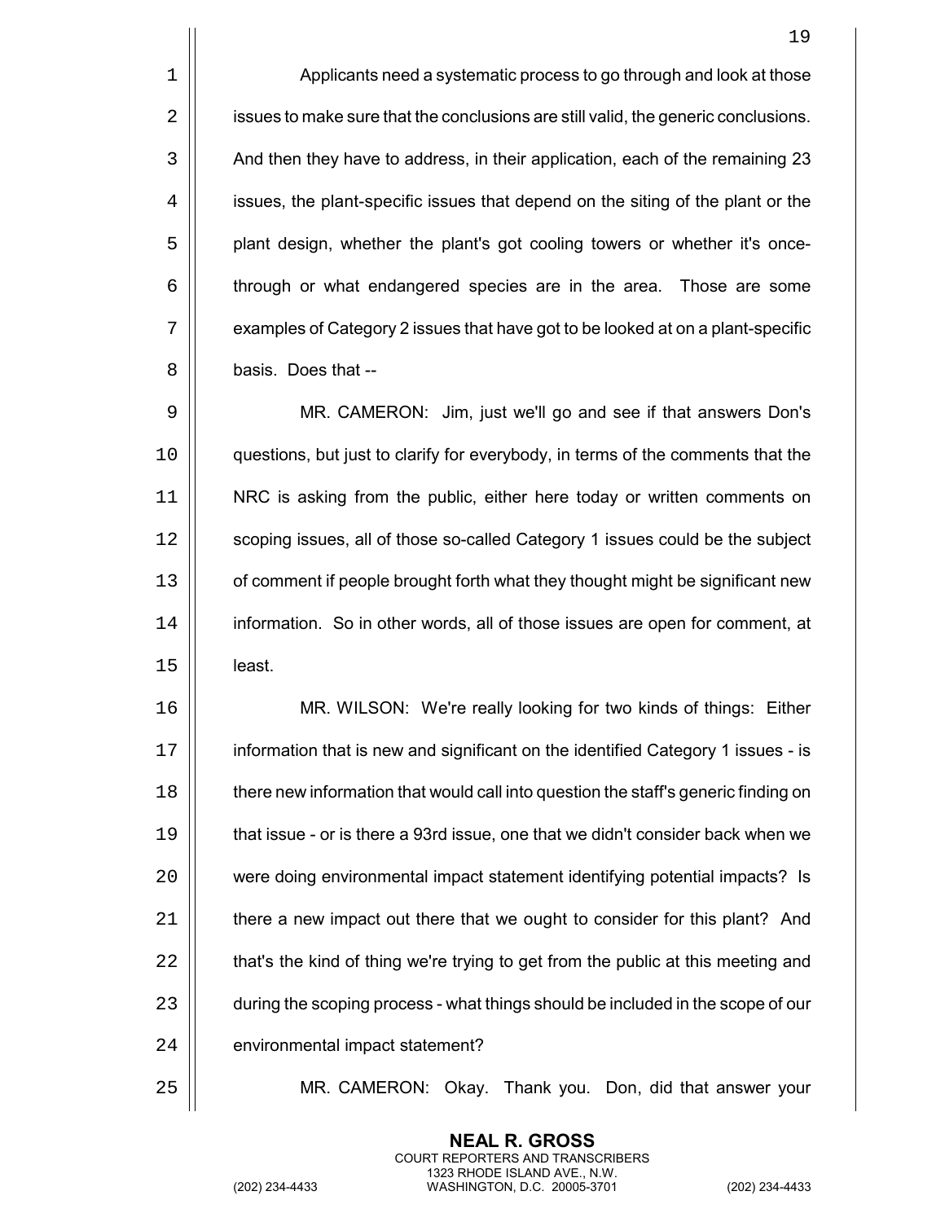Applicants need a systematic process to go through and look at those issues to make sure that the conclusions are still valid, the generic conclusions. And then they have to address, in their application, each of the remaining 23 issues, the plant-specific issues that depend on the siting of the plant or the plant design, whether the plant's got cooling towers or whether it's once-through or what endangered species are in the area. Those are some examples of Category 2 issues that have got to be looked at on a plant-specific basis. Does that --

MR. CAMERON: Jim, just we'll go and see if that answers Don's questions, but just to clarify for everybody, in terms of the comments that the NRC is asking from the public, either here today or written comments on scoping issues, all of those so-called Category 1 issues could be the subject of comment if people brought forth what they thought might be significant new information. So in other words, all of those issues are open for comment, at least.

MR. WILSON: We're really looking for two kinds of things: Either information that is new and significant on the identified Category 1 issues - is there new information that would call into question the staff's generic finding on that issue - or is there a 93rd issue, one that we didn't consider back when we were doing environmental impact statement identifying potential impacts? Is there a new impact out there that we ought to consider for this plant? And that's the kind of thing we're trying to get from the public at this meeting and during the scoping process - what things should be included in the scope of our environmental impact statement?

MR. CAMERON: Okay. Thank you. Don, did that answer your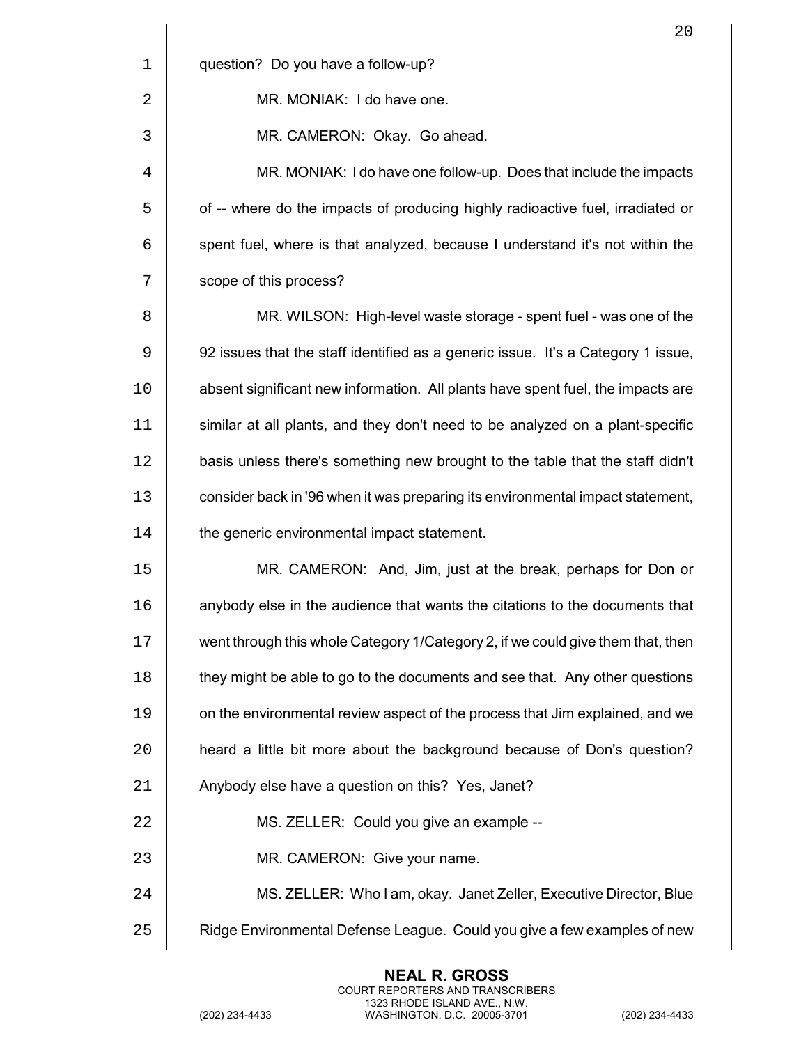question? Do you have a follow-up?

MR. MONIAK: I do have one.

MR. CAMERON: Okay. Go ahead.

MR. MONIAK: I do have one follow-up. Does that include the impacts of -- where do the impacts of producing highly radioactive fuel, irradiated or spent fuel, where is that analyzed, because I understand it's not within the scope of this process?

MR. WILSON: High-level waste storage - spent fuel - was one of the 92 issues that the staff identified as a generic issue. It's a Category 1 issue, absent significant new information. All plants have spent fuel, the impacts are similar at all plants, and they don't need to be analyzed on a plant-specific basis unless there's something new brought to the table that the staff didn't consider back in '96 when it was preparing its environmental impact statement, the generic environmental impact statement.

MR. CAMERON: And, Jim, just at the break, perhaps for Don or anybody else in the audience that wants the citations to the documents that went through this whole Category 1/Category 2, if we could give them that, then they might be able to go to the documents and see that. Any other questions on the environmental review aspect of the process that Jim explained, and we heard a little bit more about the background because of Don's question? Anybody else have a question on this? Yes, Janet?

MS. ZELLER: Could you give an example --

MR. CAMERON: Give your name.

MS. ZELLER: Who I am, okay. Janet Zeller, Executive Director, Blue Ridge Environmental Defense League. Could you give a few examples of new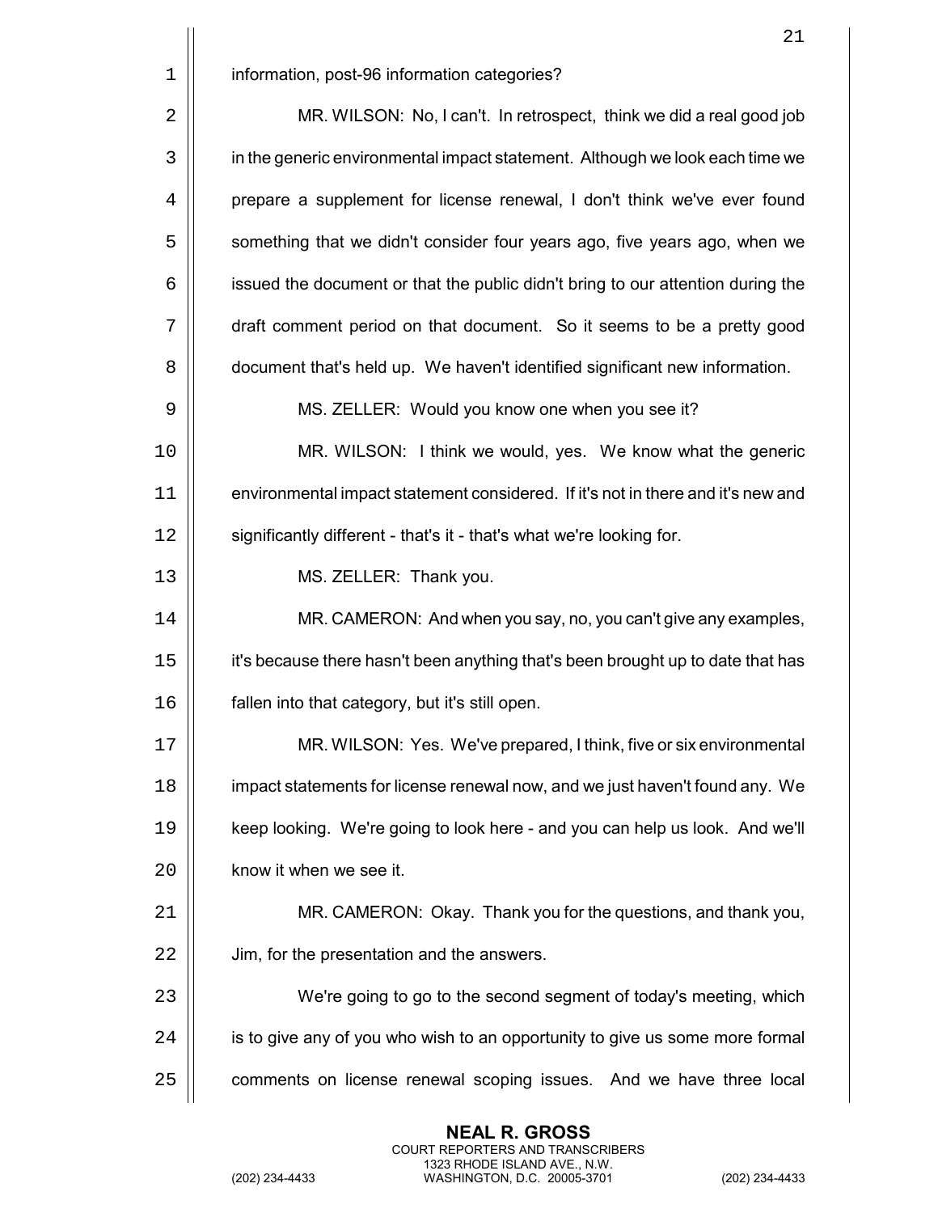information, post-96 information categories?

MR. WILSON: No, I can't. In retrospect, think we did a real good job in the generic environmental impact statement. Although we look each time we prepare a supplement for license renewal, I don't think we've ever found something that we didn't consider four years ago, five years ago, when we issued the document or that the public didn't bring to our attention during the draft comment period on that document. So it seems to be a pretty good document that's held up. We haven't identified significant new information.

MS. ZELLER: Would you know one when you see it?

MR. WILSON: I think we would, yes. We know what the generic environmental impact statement considered. If it's not in there and it's new and significantly different - that's it - that's what we're looking for.

MS. ZELLER: Thank you.

MR. CAMERON: And when you say, no, you can't give any examples, it's because there hasn't been anything that's been brought up to date that has fallen into that category, but it's still open.

MR. WILSON: Yes. We've prepared, I think, five or six environmental impact statements for license renewal now, and we just haven't found any. We keep looking. We're going to look here - and you can help us look. And we'll know it when we see it.

MR. CAMERON: Okay. Thank you for the questions, and thank you, Jim, for the presentation and the answers.

We're going to go to the second segment of today's meeting, which is to give any of you who wish to an opportunity to give us some more formal comments on license renewal scoping issues. And we have three local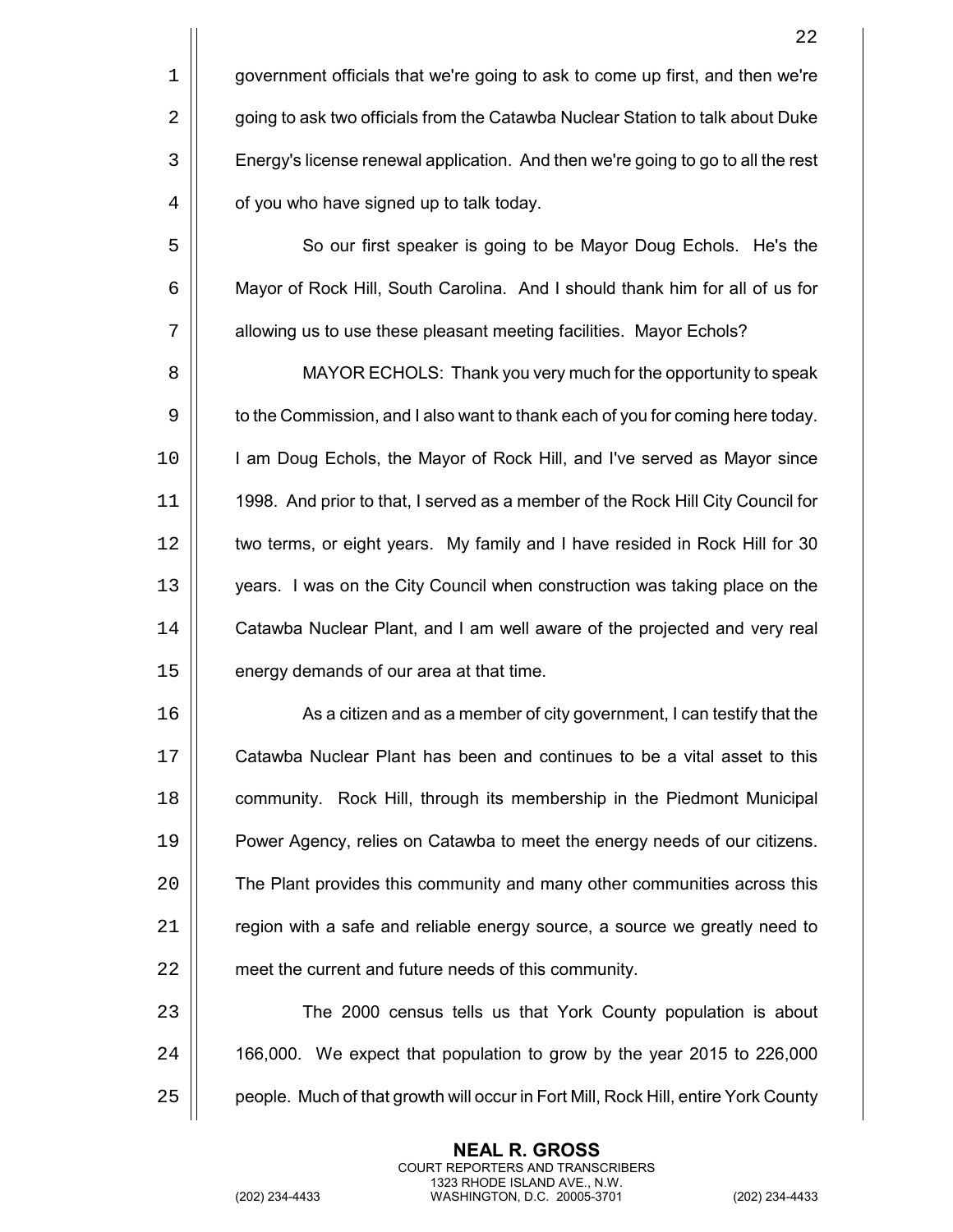government officials that we're going to ask to come up first, and then we're going to ask two officials from the Catawba Nuclear Station to talk about Duke Energy's license renewal application. And then we're going to go to all the rest of you who have signed up to talk today.

So our first speaker is going to be Mayor Doug Echols. He's the Mayor of Rock Hill, South Carolina. And I should thank him for all of us for allowing us to use these pleasant meeting facilities. Mayor Echols?

MAYOR ECHOLS: Thank you very much for the opportunity to speak to the Commission, and I also want to thank each of you for coming here today. I am Doug Echols, the Mayor of Rock Hill, and I've served as Mayor since 1998. And prior to that, I served as a member of the Rock Hill City Council for two terms, or eight years. My family and I have resided in Rock Hill for 30 years. I was on the City Council when construction was taking place on the Catawba Nuclear Plant, and I am well aware of the projected and very real energy demands of our area at that time.

As a citizen and as a member of city government, I can testify that the Catawba Nuclear Plant has been and continues to be a vital asset to this community. Rock Hill, through its membership in the Piedmont Municipal Power Agency, relies on Catawba to meet the energy needs of our citizens. The Plant provides this community and many other communities across this region with a safe and reliable energy source, a source we greatly need to meet the current and future needs of this community.

The 2000 census tells us that York County population is about 166,000. We expect that population to grow by the year 2015 to 226,000 people. Much of that growth will occur in Fort Mill, Rock Hill, entire York County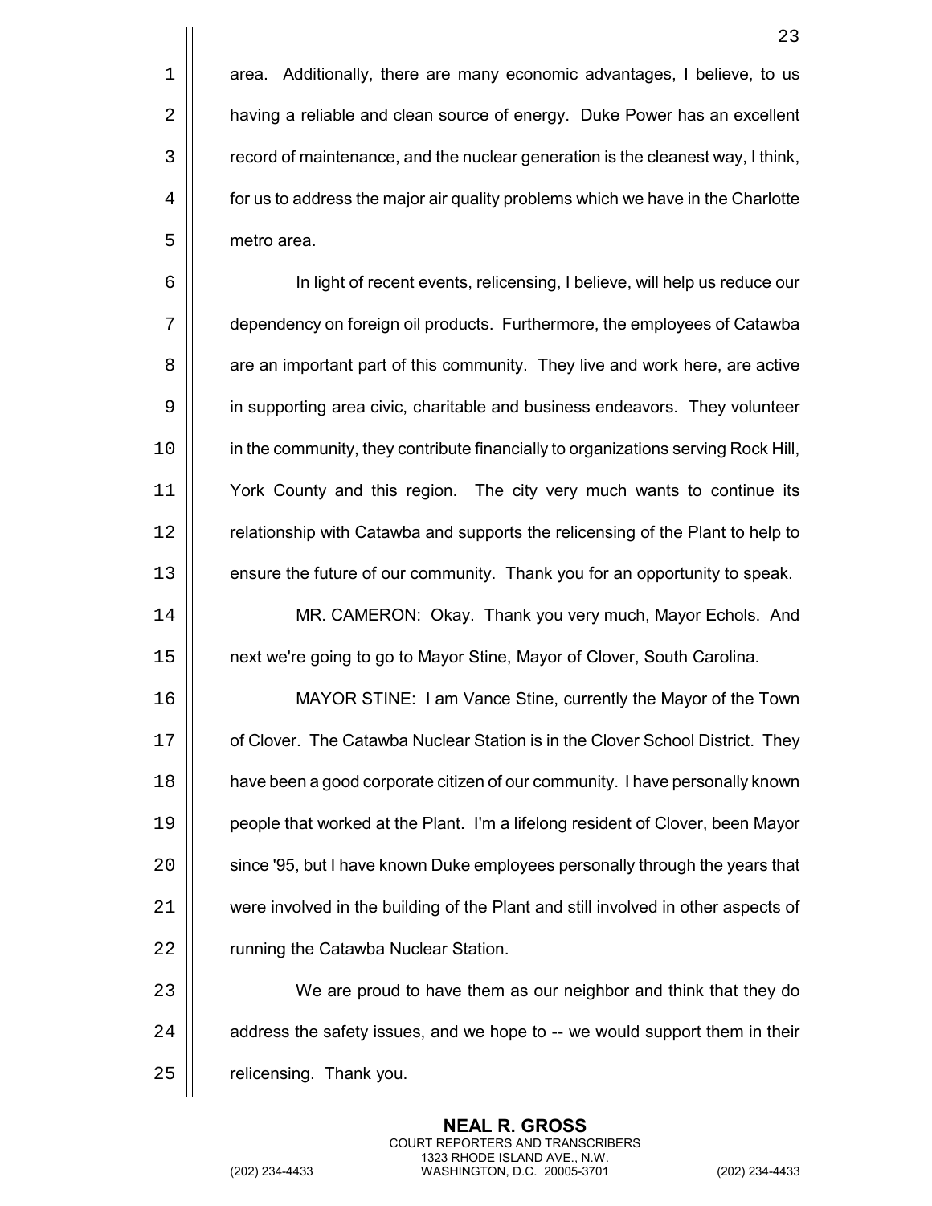area. Additionally, there are many economic advantages, I believe, to us having a reliable and clean source of energy. Duke Power has an excellent record of maintenance, and the nuclear generation is the cleanest way, I think, for us to address the major air quality problems which we have in the Charlotte metro area.

In light of recent events, relicensing, I believe, will help us reduce our dependency on foreign oil products. Furthermore, the employees of Catawba are an important part of this community. They live and work here, are active in supporting area civic, charitable and business endeavors. They volunteer in the community, they contribute financially to organizations serving Rock Hill, York County and this region. The city very much wants to continue its relationship with Catawba and supports the relicensing of the Plant to help to ensure the future of our community. Thank you for an opportunity to speak.

MR. CAMERON: Okay. Thank you very much, Mayor Echols. And next we're going to go to Mayor Stine, Mayor of Clover, South Carolina.

MAYOR STINE: I am Vance Stine, currently the Mayor of the Town of Clover. The Catawba Nuclear Station is in the Clover School District. They have been a good corporate citizen of our community. I have personally known people that worked at the Plant. I'm a lifelong resident of Clover, been Mayor since '95, but I have known Duke employees personally through the years that were involved in the building of the Plant and still involved in other aspects of running the Catawba Nuclear Station.

We are proud to have them as our neighbor and think that they do address the safety issues, and we hope to -- we would support them in their relicensing. Thank you.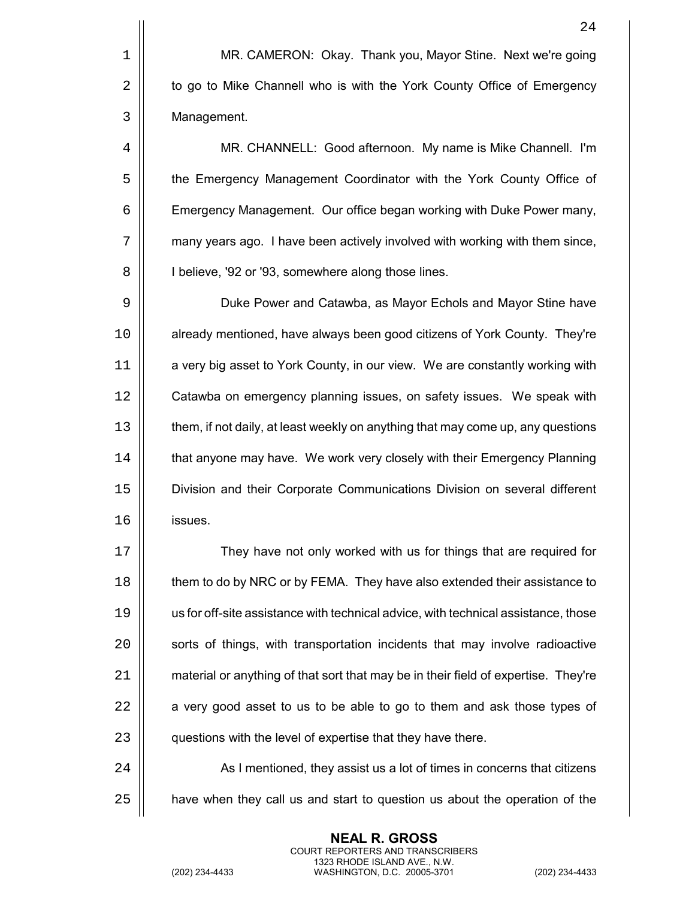MR. CAMERON: Okay. Thank you, Mayor Stine. Next we're going to go to Mike Channell who is with the York County Office of Emergency Management.

MR. CHANNELL: Good afternoon. My name is Mike Channell. I'm the Emergency Management Coordinator with the York County Office of Emergency Management. Our office began working with Duke Power many, many years ago. I have been actively involved with working with them since, I believe, '92 or '93, somewhere along those lines.

Duke Power and Catawba, as Mayor Echols and Mayor Stine have already mentioned, have always been good citizens of York County. They're a very big asset to York County, in our view. We are constantly working with Catawba on emergency planning issues, on safety issues. We speak with them, if not daily, at least weekly on anything that may come up, any questions that anyone may have. We work very closely with their Emergency Planning Division and their Corporate Communications Division on several different issues.

They have not only worked with us for things that are required for them to do by NRC or by FEMA. They have also extended their assistance to us for off-site assistance with technical advice, with technical assistance, those sorts of things, with transportation incidents that may involve radioactive material or anything of that sort that may be in their field of expertise. They're a very good asset to us to be able to go to them and ask those types of questions with the level of expertise that they have there.

As I mentioned, they assist us a lot of times in concerns that citizens have when they call us and start to question us about the operation of the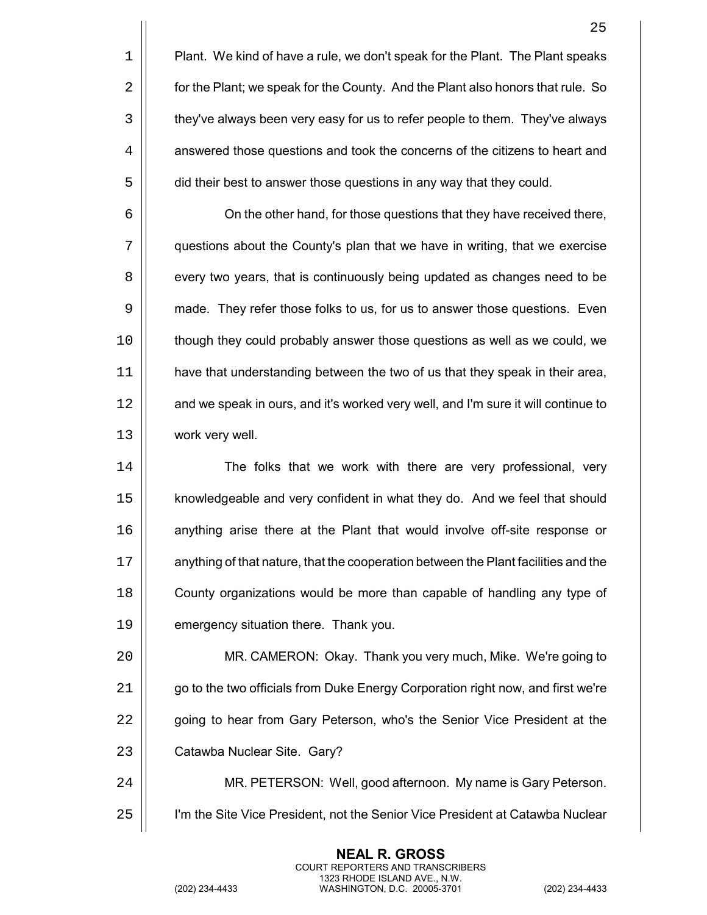Plant. We kind of have a rule, we don't speak for the Plant. The Plant speaks for the Plant; we speak for the County. And the Plant also honors that rule. So they've always been very easy for us to refer people to them. They've always answered those questions and took the concerns of the citizens to heart and did their best to answer those questions in any way that they could.

On the other hand, for those questions that they have received there, questions about the County's plan that we have in writing, that we exercise every two years, that is continuously being updated as changes need to be made. They refer those folks to us, for us to answer those questions. Even though they could probably answer those questions as well as we could, we have that understanding between the two of us that they speak in their area, and we speak in ours, and it's worked very well, and I'm sure it will continue to work very well.

The folks that we work with there are very professional, very knowledgeable and very confident in what they do. And we feel that should anything arise there at the Plant that would involve off-site response or anything of that nature, that the cooperation between the Plant facilities and the County organizations would be more than capable of handling any type of emergency situation there. Thank you.

MR. CAMERON: Okay. Thank you very much, Mike. We're going to go to the two officials from Duke Energy Corporation right now, and first we're going to hear from Gary Peterson, who's the Senior Vice President at the Catawba Nuclear Site. Gary?

MR. PETERSON: Well, good afternoon. My name is Gary Peterson. I'm the Site Vice President, not the Senior Vice President at Catawba Nuclear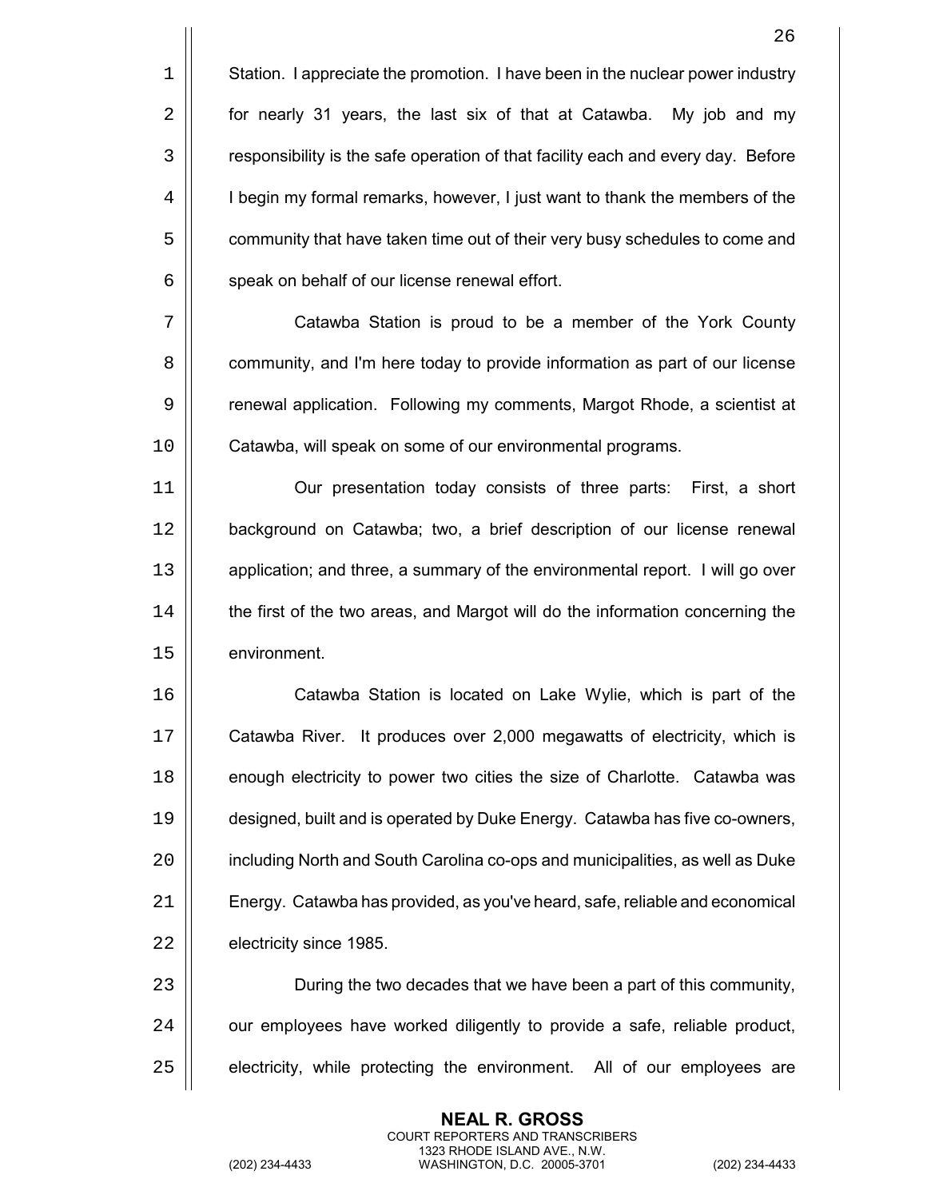Station. I appreciate the promotion. I have been in the nuclear power industry for nearly 31 years, the last six of that at Catawba. My job and my responsibility is the safe operation of that facility each and every day. Before I begin my formal remarks, however, I just want to thank the members of the community that have taken time out of their very busy schedules to come and speak on behalf of our license renewal effort.

Catawba Station is proud to be a member of the York County community, and I'm here today to provide information as part of our license renewal application. Following my comments, Margot Rhode, a scientist at Catawba, will speak on some of our environmental programs.

Our presentation today consists of three parts: First, a short background on Catawba; two, a brief description of our license renewal application; and three, a summary of the environmental report. I will go over the first of the two areas, and Margot will do the information concerning the environment.

Catawba Station is located on Lake Wylie, which is part of the Catawba River. It produces over 2,000 megawatts of electricity, which is enough electricity to power two cities the size of Charlotte. Catawba was designed, built and is operated by Duke Energy. Catawba has five co-owners, including North and South Carolina co-ops and municipalities, as well as Duke Energy. Catawba has provided, as you've heard, safe, reliable and economical electricity since 1985.

During the two decades that we have been a part of this community, our employees have worked diligently to provide a safe, reliable product, electricity, while protecting the environment. All of our employees are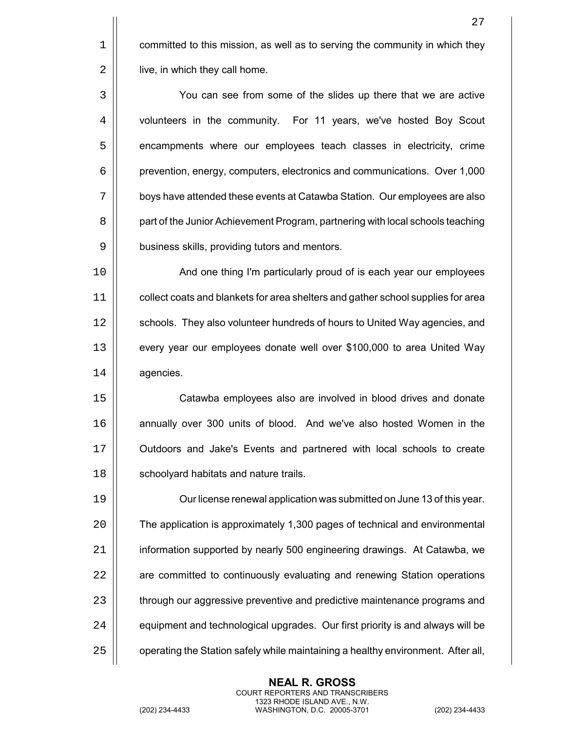committed to this mission, as well as to serving the community in which they live, in which they call home.

You can see from some of the slides up there that we are active volunteers in the community. For 11 years, we've hosted Boy Scout encampments where our employees teach classes in electricity, crime prevention, energy, computers, electronics and communications. Over 1,000 boys have attended these events at Catawba Station. Our employees are also part of the Junior Achievement Program, partnering with local schools teaching business skills, providing tutors and mentors.

And one thing I'm particularly proud of is each year our employees collect coats and blankets for area shelters and gather school supplies for area schools. They also volunteer hundreds of hours to United Way agencies, and every year our employees donate well over $100,000 to area United Way agencies.

Catawba employees also are involved in blood drives and donate annually over 300 units of blood. And we've also hosted Women in the Outdoors and Jake's Events and partnered with local schools to create schoolyard habitats and nature trails.

Our license renewal application was submitted on June 13 of this year. The application is approximately 1,300 pages of technical and environmental information supported by nearly 500 engineering drawings. At Catawba, we are committed to continuously evaluating and renewing Station operations through our aggressive preventive and predictive maintenance programs and equipment and technological upgrades. Our first priority is and always will be operating the Station safely while maintaining a healthy environment. After all,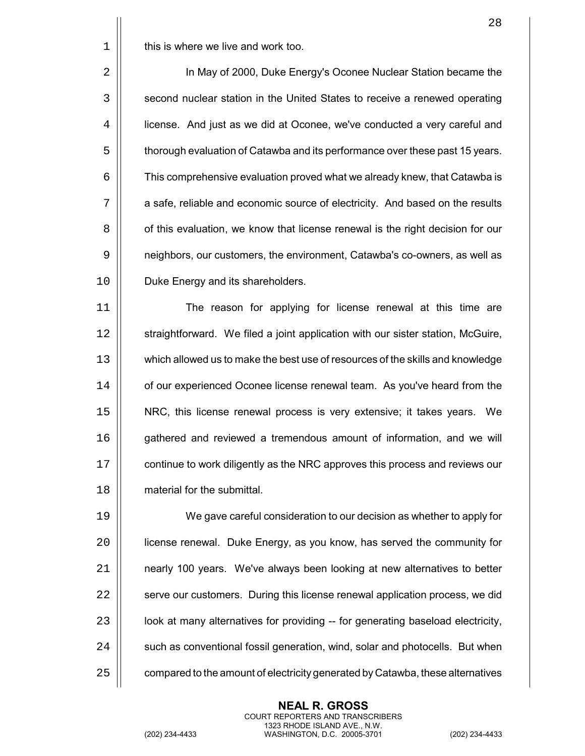this is where we live and work too.

In May of 2000, Duke Energy's Oconee Nuclear Station became the second nuclear station in the United States to receive a renewed operating license. And just as we did at Oconee, we've conducted a very careful and thorough evaluation of Catawba and its performance over these past 15 years. This comprehensive evaluation proved what we already knew, that Catawba is a safe, reliable and economic source of electricity. And based on the results of this evaluation, we know that license renewal is the right decision for our neighbors, our customers, the environment, Catawba's co-owners, as well as Duke Energy and its shareholders.

The reason for applying for license renewal at this time are straightforward. We filed a joint application with our sister station, McGuire, which allowed us to make the best use of resources of the skills and knowledge of our experienced Oconee license renewal team. As you've heard from the NRC, this license renewal process is very extensive; it takes years. We gathered and reviewed a tremendous amount of information, and we will continue to work diligently as the NRC approves this process and reviews our material for the submittal.

We gave careful consideration to our decision as whether to apply for license renewal. Duke Energy, as you know, has served the community for nearly 100 years. We've always been looking at new alternatives to better serve our customers. During this license renewal application process, we did look at many alternatives for providing -- for generating baseload electricity, such as conventional fossil generation, wind, solar and photocells. But when compared to the amount of electricity generated by Catawba, these alternatives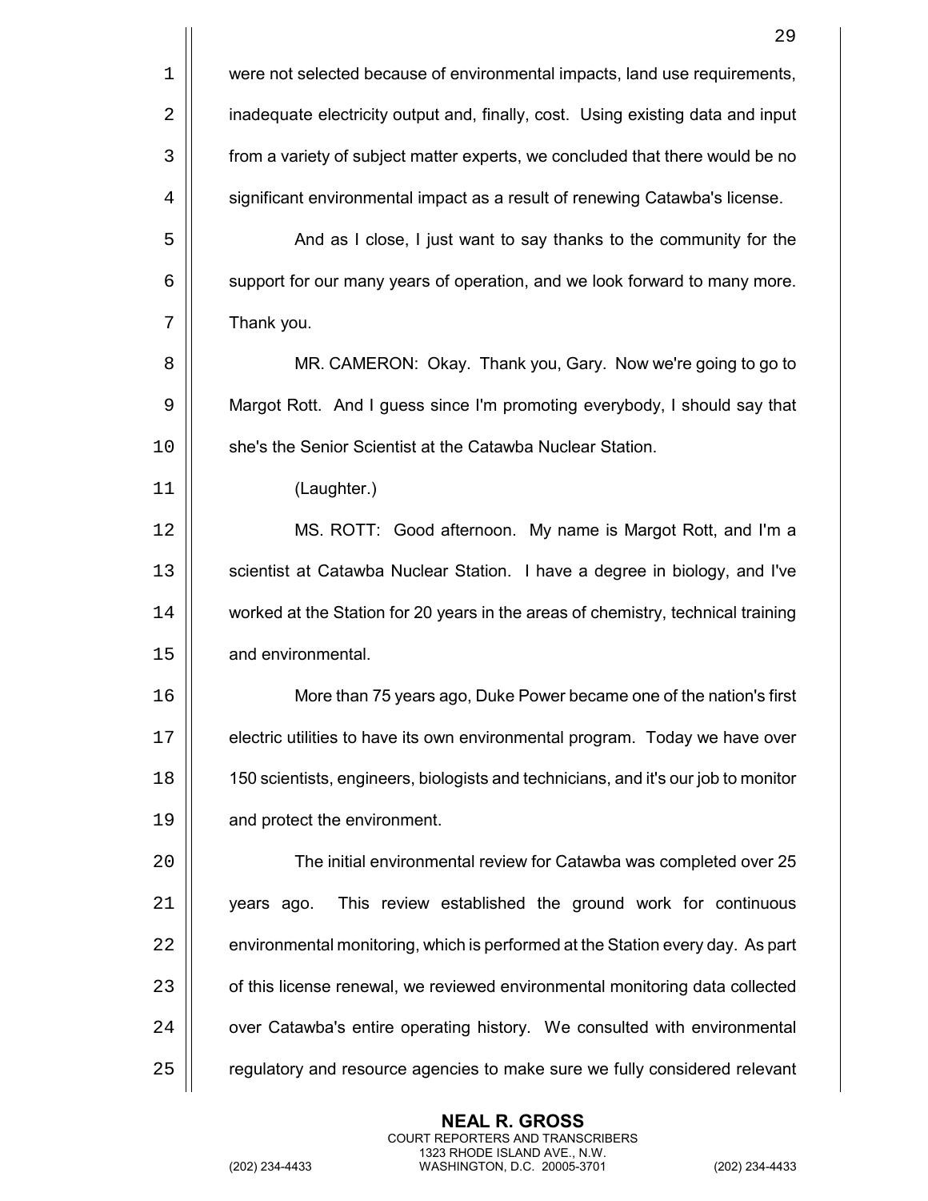were not selected because of environmental impacts, land use requirements, inadequate electricity output and, finally, cost. Using existing data and input from a variety of subject matter experts, we concluded that there would be no significant environmental impact as a result of renewing Catawba's license.

And as I close, I just want to say thanks to the community for the support for our many years of operation, and we look forward to many more. Thank you.

MR. CAMERON: Okay. Thank you, Gary. Now we're going to go to Margot Rott. And I guess since I'm promoting everybody, I should say that she's the Senior Scientist at the Catawba Nuclear Station.

(Laughter.)

MS. ROTT: Good afternoon. My name is Margot Rott, and I'm a scientist at Catawba Nuclear Station. I have a degree in biology, and I've worked at the Station for 20 years in the areas of chemistry, technical training and environmental.

More than 75 years ago, Duke Power became one of the nation's first electric utilities to have its own environmental program. Today we have over 150 scientists, engineers, biologists and technicians, and it's our job to monitor and protect the environment.

The initial environmental review for Catawba was completed over 25 years ago. This review established the ground work for continuous environmental monitoring, which is performed at the Station every day. As part of this license renewal, we reviewed environmental monitoring data collected over Catawba's entire operating history. We consulted with environmental regulatory and resource agencies to make sure we fully considered relevant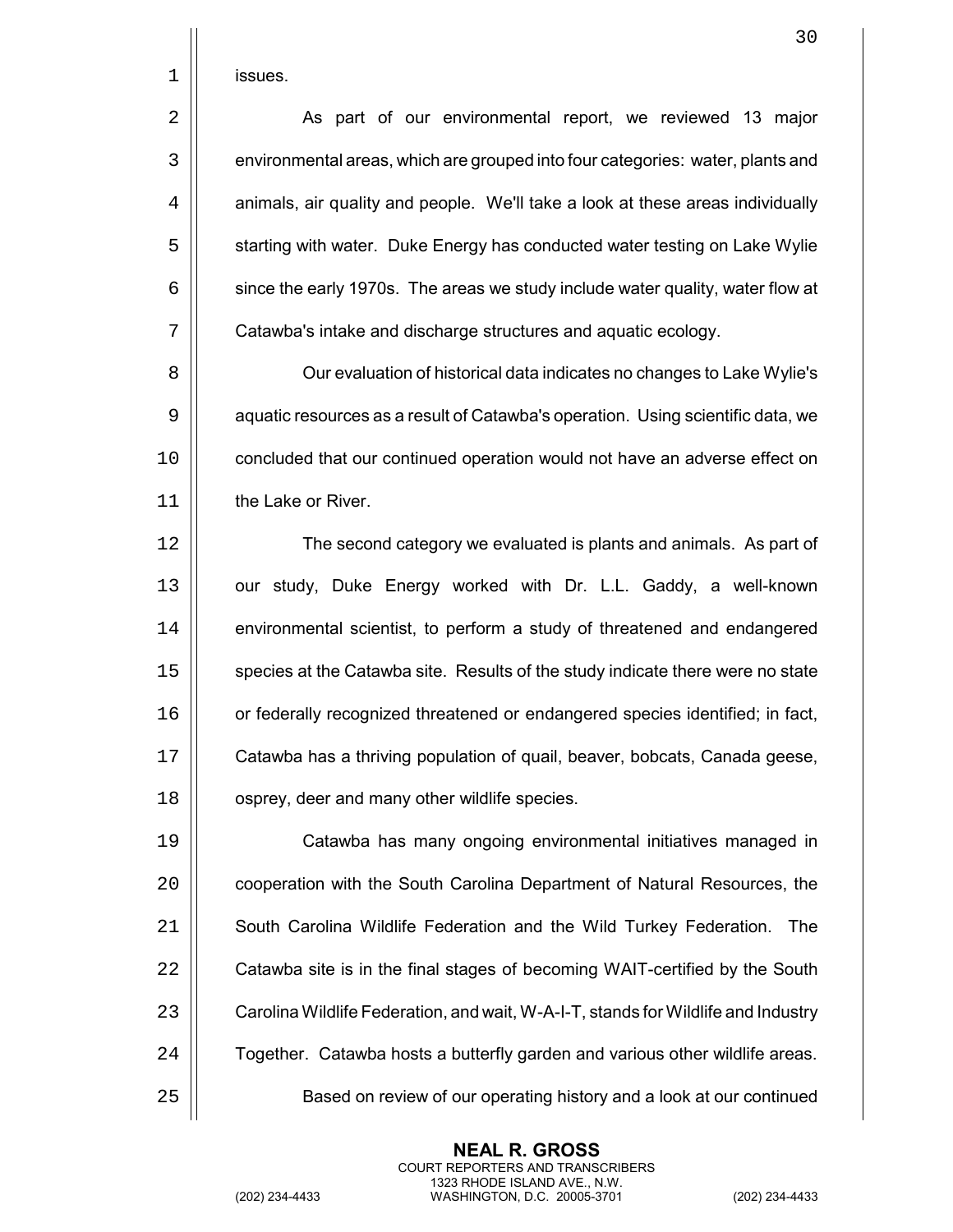issues.

As part of our environmental report, we reviewed 13 major environmental areas, which are grouped into four categories: water, plants and animals, air quality and people. We'll take a look at these areas individually starting with water. Duke Energy has conducted water testing on Lake Wylie since the early 1970s. The areas we study include water quality, water flow at Catawba's intake and discharge structures and aquatic ecology.

Our evaluation of historical data indicates no changes to Lake Wylie's aquatic resources as a result of Catawba's operation. Using scientific data, we concluded that our continued operation would not have an adverse effect on the Lake or River.

The second category we evaluated is plants and animals. As part of our study, Duke Energy worked with Dr. L.L. Gaddy, a well-known environmental scientist, to perform a study of threatened and endangered species at the Catawba site. Results of the study indicate there were no state or federally recognized threatened or endangered species identified; in fact, Catawba has a thriving population of quail, beaver, bobcats, Canada geese, osprey, deer and many other wildlife species.

Catawba has many ongoing environmental initiatives managed in cooperation with the South Carolina Department of Natural Resources, the South Carolina Wildlife Federation and the Wild Turkey Federation. The Catawba site is in the final stages of becoming WAIT-certified by the South Carolina Wildlife Federation, and wait, W-A-I-T, stands for Wildlife and Industry Together. Catawba hosts a butterfly garden and various other wildlife areas.

Based on review of our operating history and a look at our continued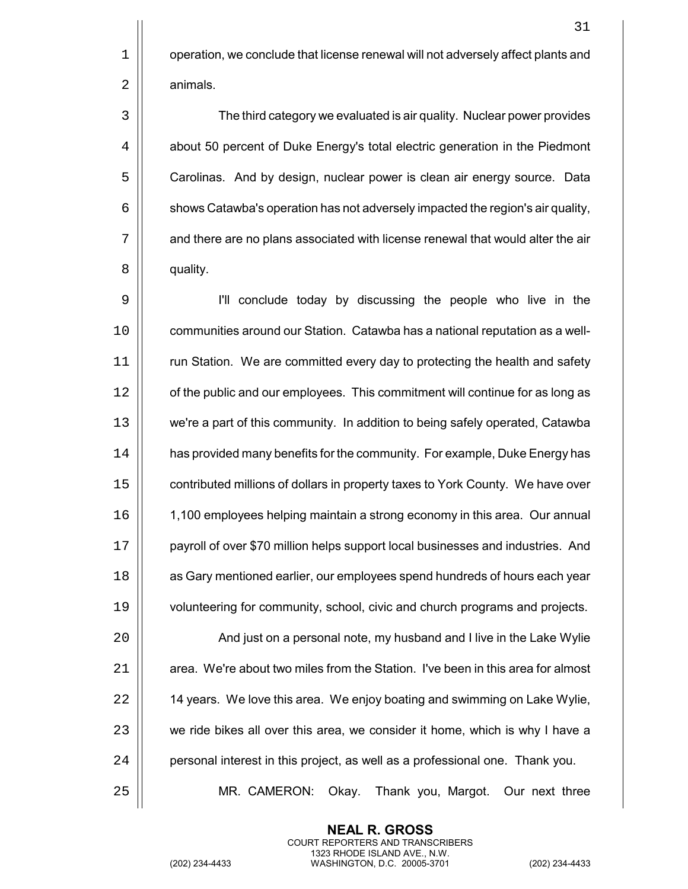operation, we conclude that license renewal will not adversely affect plants and animals.

The third category we evaluated is air quality. Nuclear power provides about 50 percent of Duke Energy's total electric generation in the Piedmont Carolinas. And by design, nuclear power is clean air energy source. Data shows Catawba's operation has not adversely impacted the region's air quality, and there are no plans associated with license renewal that would alter the air quality.

I'll conclude today by discussing the people who live in the communities around our Station. Catawba has a national reputation as a well-run Station. We are committed every day to protecting the health and safety of the public and our employees. This commitment will continue for as long as we're a part of this community. In addition to being safely operated, Catawba has provided many benefits for the community. For example, Duke Energy has contributed millions of dollars in property taxes to York County. We have over 1,100 employees helping maintain a strong economy in this area. Our annual payroll of over $70 million helps support local businesses and industries. And as Gary mentioned earlier, our employees spend hundreds of hours each year volunteering for community, school, civic and church programs and projects.

And just on a personal note, my husband and I live in the Lake Wylie area. We're about two miles from the Station. I've been in this area for almost 14 years. We love this area. We enjoy boating and swimming on Lake Wylie, we ride bikes all over this area, we consider it home, which is why I have a personal interest in this project, as well as a professional one. Thank you.

MR. CAMERON: Okay. Thank you, Margot. Our next three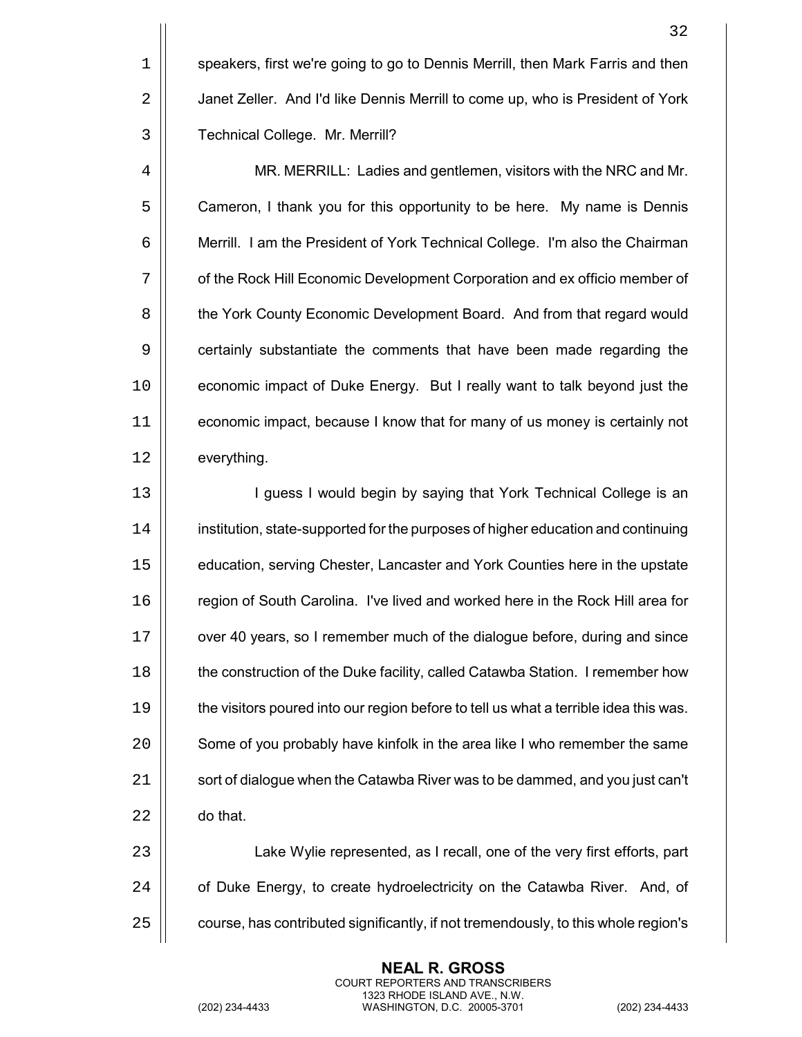speakers, first we're going to go to Dennis Merrill, then Mark Farris and then Janet Zeller. And I'd like Dennis Merrill to come up, who is President of York Technical College. Mr. Merrill?

MR. MERRILL: Ladies and gentlemen, visitors with the NRC and Mr. Cameron, I thank you for this opportunity to be here. My name is Dennis Merrill. I am the President of York Technical College. I'm also the Chairman of the Rock Hill Economic Development Corporation and ex officio member of the York County Economic Development Board. And from that regard would certainly substantiate the comments that have been made regarding the economic impact of Duke Energy. But I really want to talk beyond just the economic impact, because I know that for many of us money is certainly not everything.

I guess I would begin by saying that York Technical College is an institution, state-supported for the purposes of higher education and continuing education, serving Chester, Lancaster and York Counties here in the upstate region of South Carolina. I've lived and worked here in the Rock Hill area for over 40 years, so I remember much of the dialogue before, during and since the construction of the Duke facility, called Catawba Station. I remember how the visitors poured into our region before to tell us what a terrible idea this was. Some of you probably have kinfolk in the area like I who remember the same sort of dialogue when the Catawba River was to be dammed, and you just can't do that.

Lake Wylie represented, as I recall, one of the very first efforts, part of Duke Energy, to create hydroelectricity on the Catawba River. And, of course, has contributed significantly, if not tremendously, to this whole region's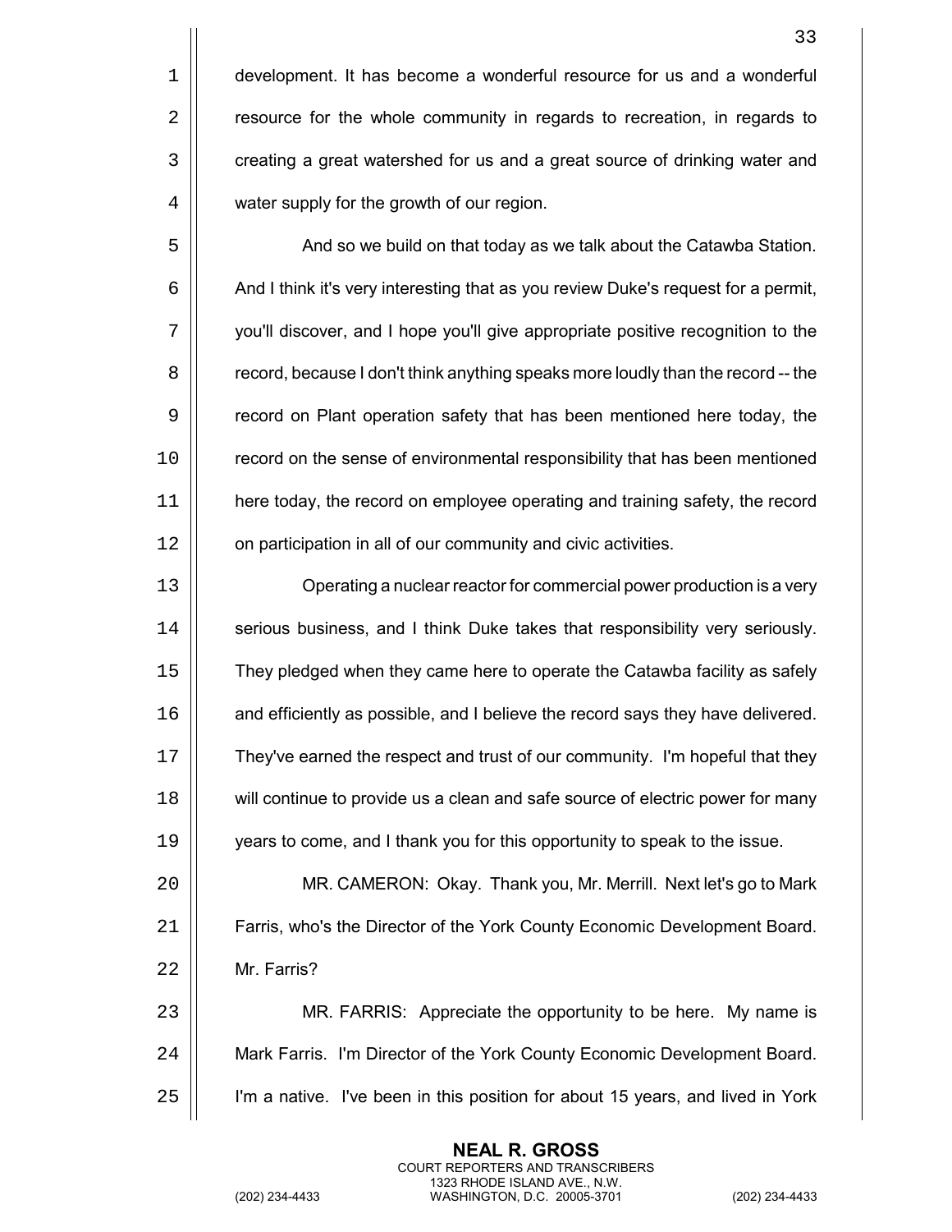development. It has become a wonderful resource for us and a wonderful resource for the whole community in regards to recreation, in regards to creating a great watershed for us and a great source of drinking water and water supply for the growth of our region.

And so we build on that today as we talk about the Catawba Station. And I think it's very interesting that as you review Duke's request for a permit, you'll discover, and I hope you'll give appropriate positive recognition to the record, because I don't think anything speaks more loudly than the record -- the record on Plant operation safety that has been mentioned here today, the record on the sense of environmental responsibility that has been mentioned here today, the record on employee operating and training safety, the record on participation in all of our community and civic activities.

Operating a nuclear reactor for commercial power production is a very serious business, and I think Duke takes that responsibility very seriously. They pledged when they came here to operate the Catawba facility as safely and efficiently as possible, and I believe the record says they have delivered. They've earned the respect and trust of our community. I'm hopeful that they will continue to provide us a clean and safe source of electric power for many years to come, and I thank you for this opportunity to speak to the issue.

MR. CAMERON: Okay. Thank you, Mr. Merrill. Next let's go to Mark Farris, who's the Director of the York County Economic Development Board. Mr. Farris?

MR. FARRIS: Appreciate the opportunity to be here. My name is Mark Farris. I'm Director of the York County Economic Development Board. I'm a native. I've been in this position for about 15 years, and lived in York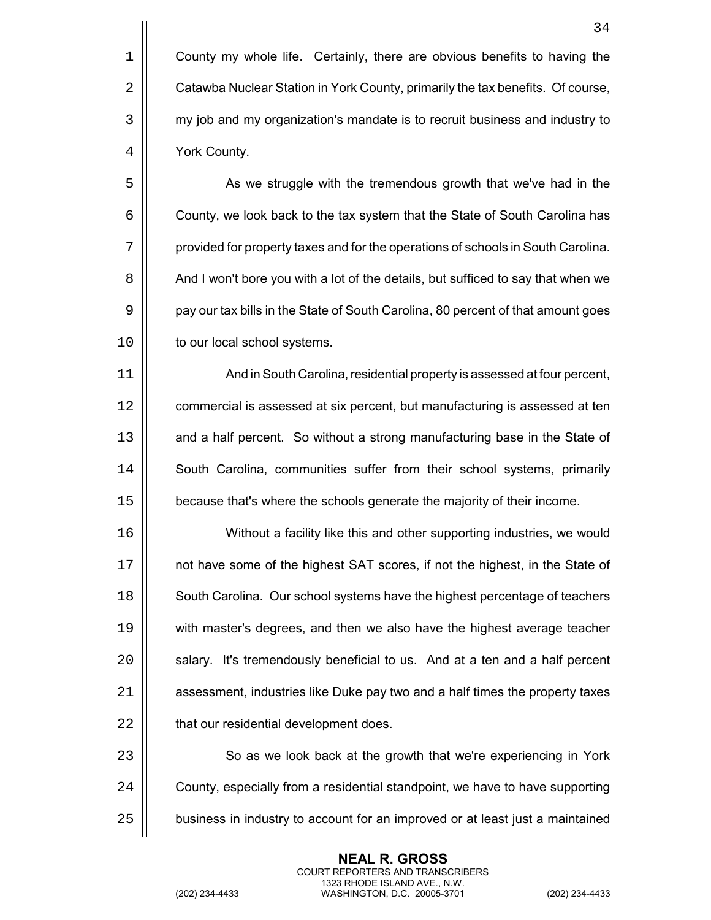County my whole life. Certainly, there are obvious benefits to having the Catawba Nuclear Station in York County, primarily the tax benefits. Of course, my job and my organization's mandate is to recruit business and industry to York County.

As we struggle with the tremendous growth that we've had in the County, we look back to the tax system that the State of South Carolina has provided for property taxes and for the operations of schools in South Carolina. And I won't bore you with a lot of the details, but sufficed to say that when we pay our tax bills in the State of South Carolina, 80 percent of that amount goes to our local school systems.

And in South Carolina, residential property is assessed at four percent, commercial is assessed at six percent, but manufacturing is assessed at ten and a half percent. So without a strong manufacturing base in the State of South Carolina, communities suffer from their school systems, primarily because that's where the schools generate the majority of their income.

Without a facility like this and other supporting industries, we would not have some of the highest SAT scores, if not the highest, in the State of South Carolina. Our school systems have the highest percentage of teachers with master's degrees, and then we also have the highest average teacher salary. It's tremendously beneficial to us. And at a ten and a half percent assessment, industries like Duke pay two and a half times the property taxes that our residential development does.

So as we look back at the growth that we're experiencing in York County, especially from a residential standpoint, we have to have supporting business in industry to account for an improved or at least just a maintained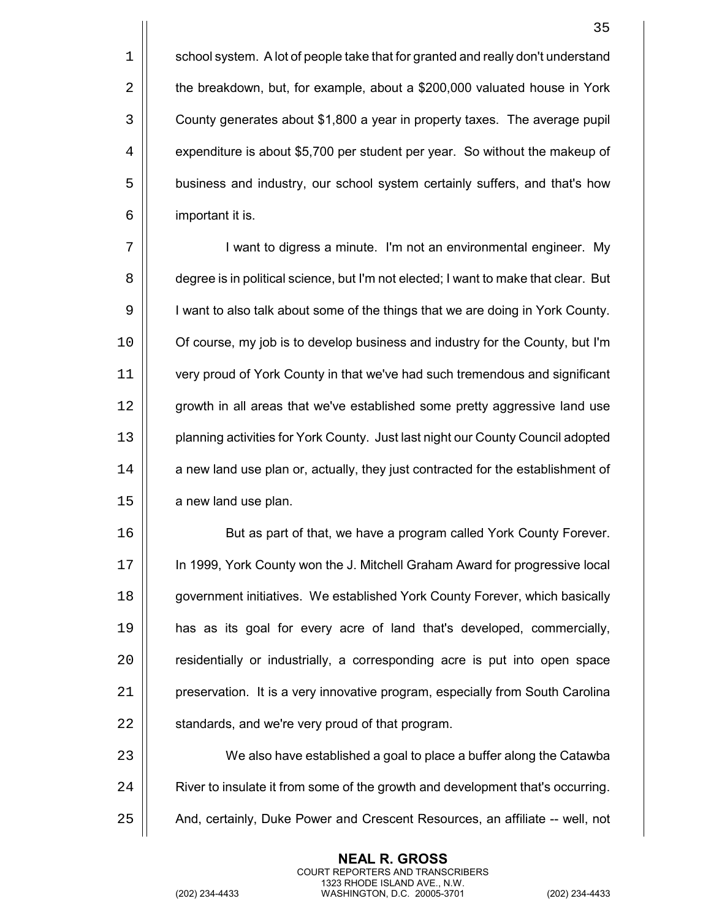school system. A lot of people take that for granted and really don't understand the breakdown, but, for example, about a $200,000 valuated house in York County generates about $1,800 a year in property taxes. The average pupil expenditure is about $5,700 per student per year. So without the makeup of business and industry, our school system certainly suffers, and that's how important it is.

I want to digress a minute. I'm not an environmental engineer. My degree is in political science, but I'm not elected; I want to make that clear. But I want to also talk about some of the things that we are doing in York County. Of course, my job is to develop business and industry for the County, but I'm very proud of York County in that we've had such tremendous and significant growth in all areas that we've established some pretty aggressive land use planning activities for York County. Just last night our County Council adopted a new land use plan or, actually, they just contracted for the establishment of a new land use plan.

But as part of that, we have a program called York County Forever. In 1999, York County won the J. Mitchell Graham Award for progressive local government initiatives. We established York County Forever, which basically has as its goal for every acre of land that's developed, commercially, residentially or industrially, a corresponding acre is put into open space preservation. It is a very innovative program, especially from South Carolina standards, and we're very proud of that program.

We also have established a goal to place a buffer along the Catawba River to insulate it from some of the growth and development that's occurring. And, certainly, Duke Power and Crescent Resources, an affiliate -- well, not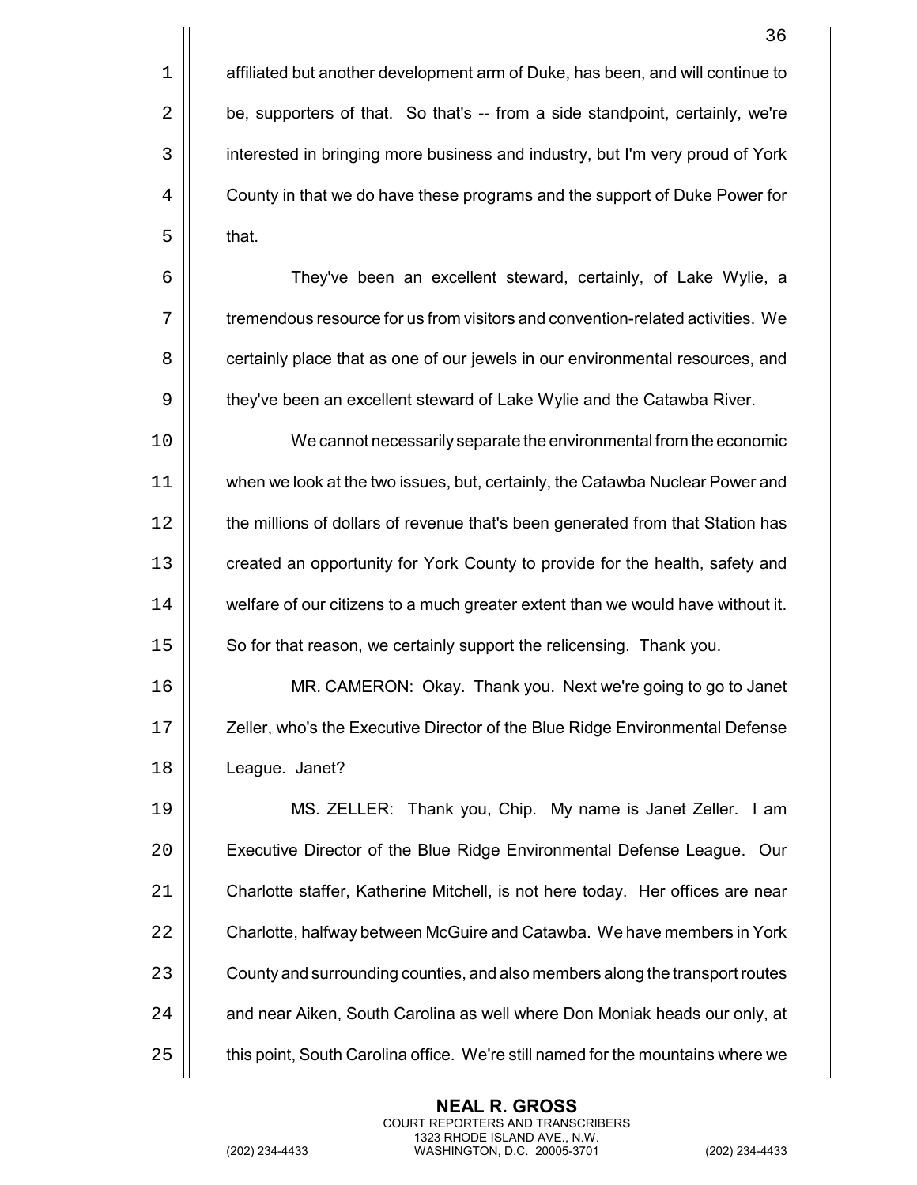affiliated but another development arm of Duke, has been, and will continue to be, supporters of that. So that's -- from a side standpoint, certainly, we're interested in bringing more business and industry, but I'm very proud of York County in that we do have these programs and the support of Duke Power for that.

They've been an excellent steward, certainly, of Lake Wylie, a tremendous resource for us from visitors and convention-related activities. We certainly place that as one of our jewels in our environmental resources, and they've been an excellent steward of Lake Wylie and the Catawba River.

We cannot necessarily separate the environmental from the economic when we look at the two issues, but, certainly, the Catawba Nuclear Power and the millions of dollars of revenue that's been generated from that Station has created an opportunity for York County to provide for the health, safety and welfare of our citizens to a much greater extent than we would have without it. So for that reason, we certainly support the relicensing. Thank you.

MR. CAMERON: Okay. Thank you. Next we're going to go to Janet Zeller, who's the Executive Director of the Blue Ridge Environmental Defense League. Janet?

MS. ZELLER: Thank you, Chip. My name is Janet Zeller. I am Executive Director of the Blue Ridge Environmental Defense League. Our Charlotte staffer, Katherine Mitchell, is not here today. Her offices are near Charlotte, halfway between McGuire and Catawba. We have members in York County and surrounding counties, and also members along the transport routes and near Aiken, South Carolina as well where Don Moniak heads our only, at this point, South Carolina office. We're still named for the mountains where we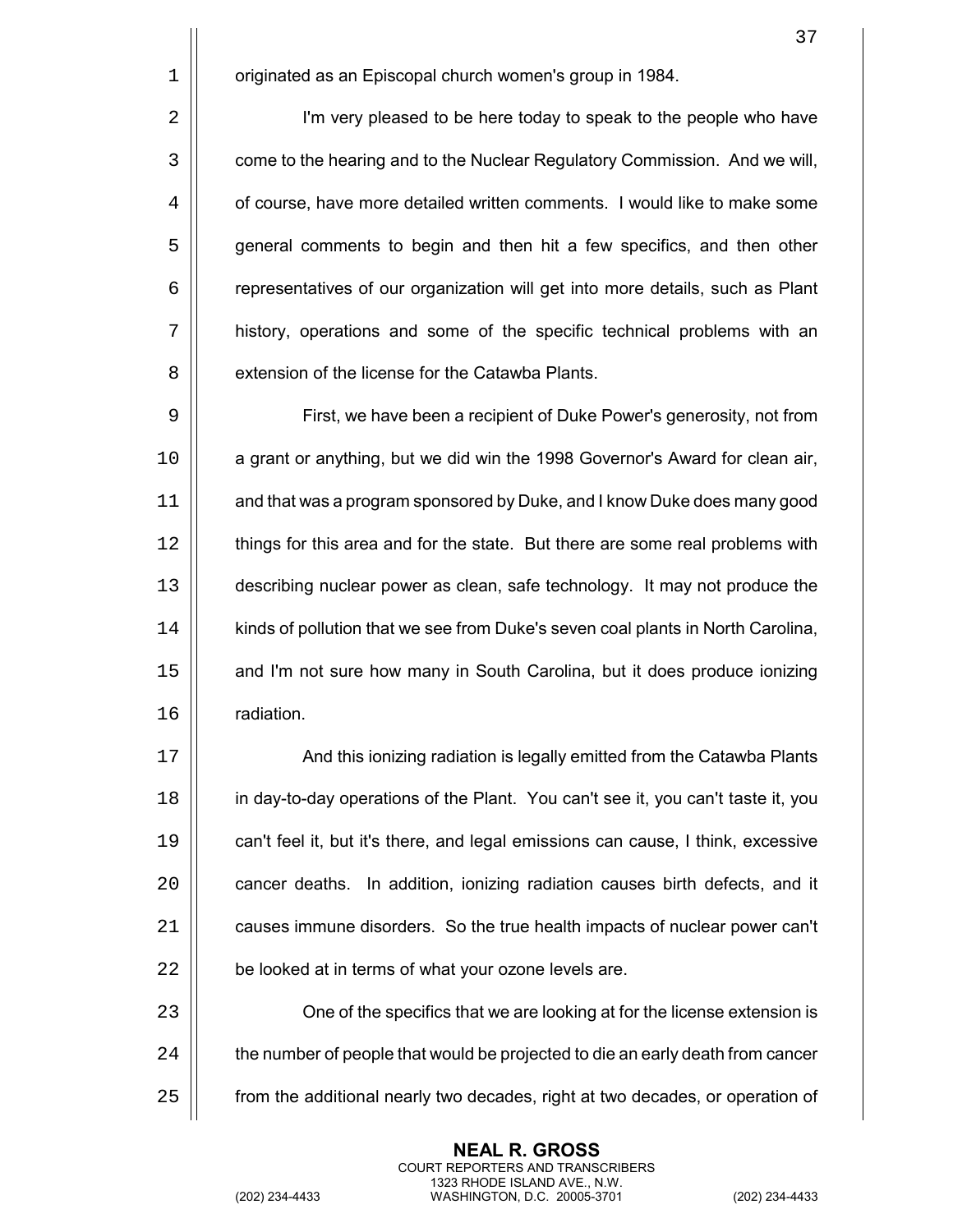originated as an Episcopal church women's group in 1984.

I'm very pleased to be here today to speak to the people who have come to the hearing and to the Nuclear Regulatory Commission. And we will, of course, have more detailed written comments. I would like to make some general comments to begin and then hit a few specifics, and then other representatives of our organization will get into more details, such as Plant history, operations and some of the specific technical problems with an extension of the license for the Catawba Plants.

First, we have been a recipient of Duke Power's generosity, not from a grant or anything, but we did win the 1998 Governor's Award for clean air, and that was a program sponsored by Duke, and I know Duke does many good things for this area and for the state. But there are some real problems with describing nuclear power as clean, safe technology. It may not produce the kinds of pollution that we see from Duke's seven coal plants in North Carolina, and I'm not sure how many in South Carolina, but it does produce ionizing radiation.

And this ionizing radiation is legally emitted from the Catawba Plants in day-to-day operations of the Plant. You can't see it, you can't taste it, you can't feel it, but it's there, and legal emissions can cause, I think, excessive cancer deaths. In addition, ionizing radiation causes birth defects, and it causes immune disorders. So the true health impacts of nuclear power can't be looked at in terms of what your ozone levels are.

One of the specifics that we are looking at for the license extension is the number of people that would be projected to die an early death from cancer from the additional nearly two decades, right at two decades, or operation of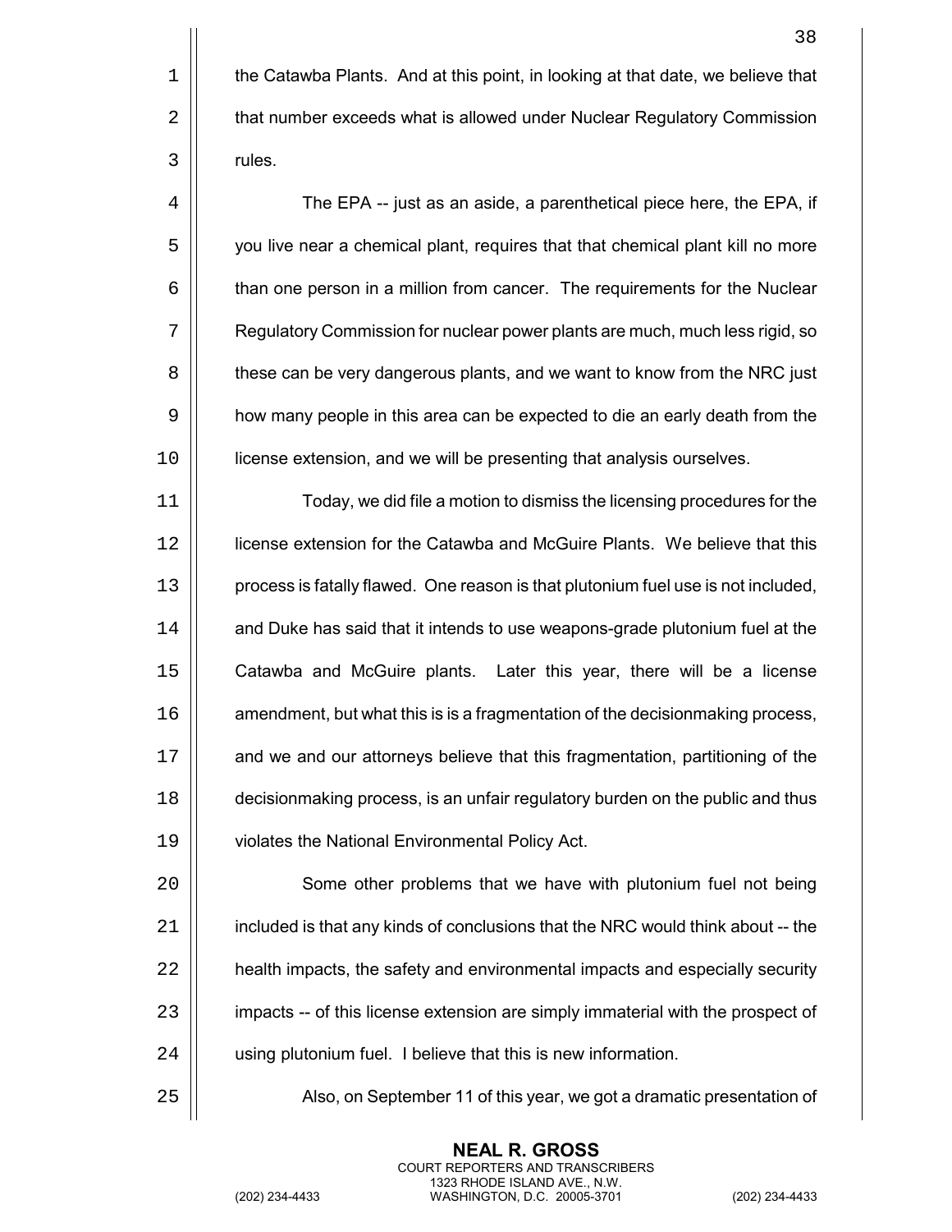the Catawba Plants. And at this point, in looking at that date, we believe that that number exceeds what is allowed under Nuclear Regulatory Commission rules.

The EPA -- just as an aside, a parenthetical piece here, the EPA, if you live near a chemical plant, requires that that chemical plant kill no more than one person in a million from cancer. The requirements for the Nuclear Regulatory Commission for nuclear power plants are much, much less rigid, so these can be very dangerous plants, and we want to know from the NRC just how many people in this area can be expected to die an early death from the license extension, and we will be presenting that analysis ourselves.

Today, we did file a motion to dismiss the licensing procedures for the license extension for the Catawba and McGuire Plants. We believe that this process is fatally flawed. One reason is that plutonium fuel use is not included, and Duke has said that it intends to use weapons-grade plutonium fuel at the Catawba and McGuire plants. Later this year, there will be a license amendment, but what this is is a fragmentation of the decisionmaking process, and we and our attorneys believe that this fragmentation, partitioning of the decisionmaking process, is an unfair regulatory burden on the public and thus violates the National Environmental Policy Act.

Some other problems that we have with plutonium fuel not being included is that any kinds of conclusions that the NRC would think about -- the health impacts, the safety and environmental impacts and especially security impacts -- of this license extension are simply immaterial with the prospect of using plutonium fuel. I believe that this is new information.

Also, on September 11 of this year, we got a dramatic presentation of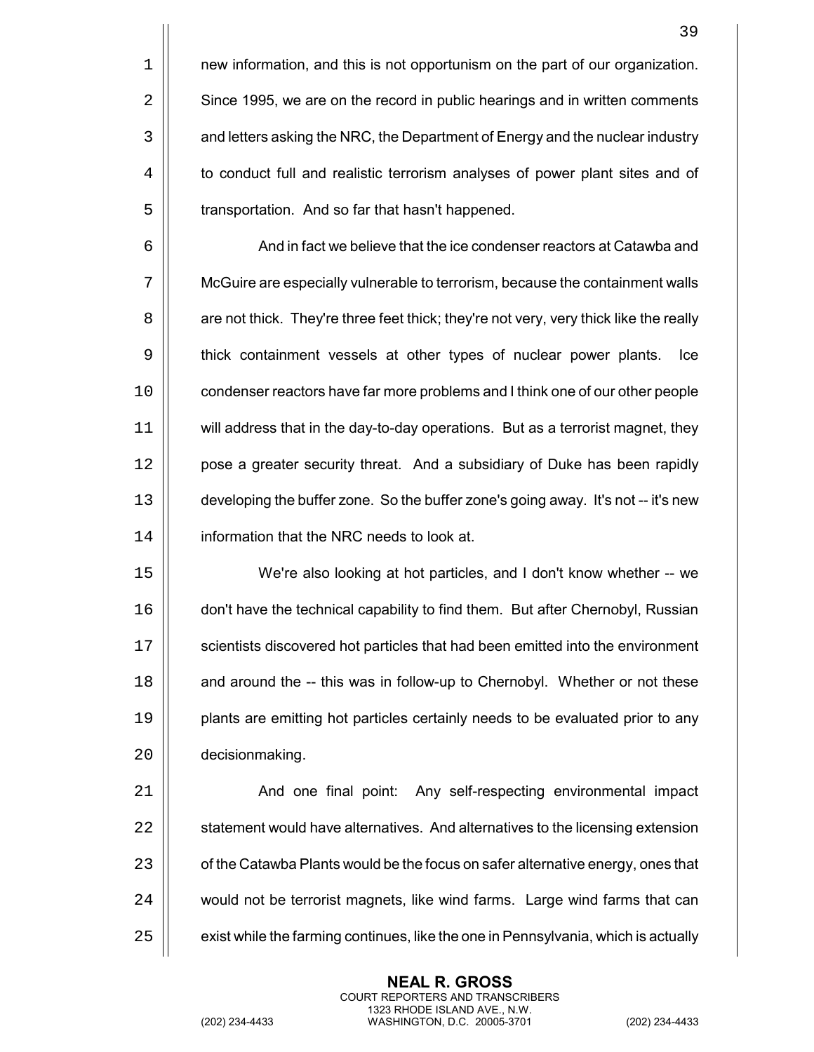new information, and this is not opportunism on the part of our organization. Since 1995, we are on the record in public hearings and in written comments and letters asking the NRC, the Department of Energy and the nuclear industry to conduct full and realistic terrorism analyses of power plant sites and of transportation. And so far that hasn't happened.

And in fact we believe that the ice condenser reactors at Catawba and McGuire are especially vulnerable to terrorism, because the containment walls are not thick. They're three feet thick; they're not very, very thick like the really thick containment vessels at other types of nuclear power plants. Ice condenser reactors have far more problems and I think one of our other people will address that in the day-to-day operations. But as a terrorist magnet, they pose a greater security threat. And a subsidiary of Duke has been rapidly developing the buffer zone. So the buffer zone's going away. It's not -- it's new information that the NRC needs to look at.

We're also looking at hot particles, and I don't know whether -- we don't have the technical capability to find them. But after Chernobyl, Russian scientists discovered hot particles that had been emitted into the environment and around the -- this was in follow-up to Chernobyl. Whether or not these plants are emitting hot particles certainly needs to be evaluated prior to any decisionmaking.

And one final point: Any self-respecting environmental impact statement would have alternatives. And alternatives to the licensing extension of the Catawba Plants would be the focus on safer alternative energy, ones that would not be terrorist magnets, like wind farms. Large wind farms that can exist while the farming continues, like the one in Pennsylvania, which is actually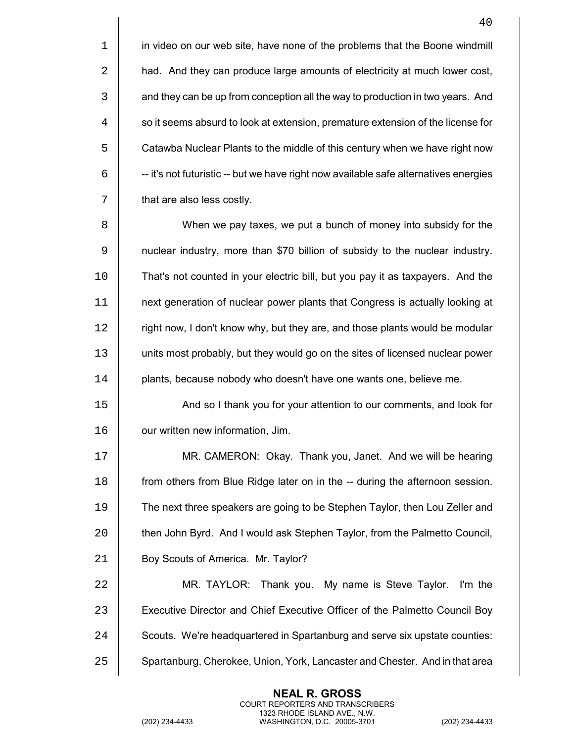in video on our web site, have none of the problems that the Boone windmill had. And they can produce large amounts of electricity at much lower cost, and they can be up from conception all the way to production in two years. And so it seems absurd to look at extension, premature extension of the license for Catawba Nuclear Plants to the middle of this century when we have right now -- it's not futuristic -- but we have right now available safe alternatives energies that are also less costly.

When we pay taxes, we put a bunch of money into subsidy for the nuclear industry, more than $70 billion of subsidy to the nuclear industry. That's not counted in your electric bill, but you pay it as taxpayers. And the next generation of nuclear power plants that Congress is actually looking at right now, I don't know why, but they are, and those plants would be modular units most probably, but they would go on the sites of licensed nuclear power plants, because nobody who doesn't have one wants one, believe me.

And so I thank you for your attention to our comments, and look for our written new information, Jim.

MR. CAMERON: Okay. Thank you, Janet. And we will be hearing from others from Blue Ridge later on in the -- during the afternoon session. The next three speakers are going to be Stephen Taylor, then Lou Zeller and then John Byrd. And I would ask Stephen Taylor, from the Palmetto Council, Boy Scouts of America. Mr. Taylor?

MR. TAYLOR: Thank you. My name is Steve Taylor. I'm the Executive Director and Chief Executive Officer of the Palmetto Council Boy Scouts. We're headquartered in Spartanburg and serve six upstate counties: Spartanburg, Cherokee, Union, York, Lancaster and Chester. And in that area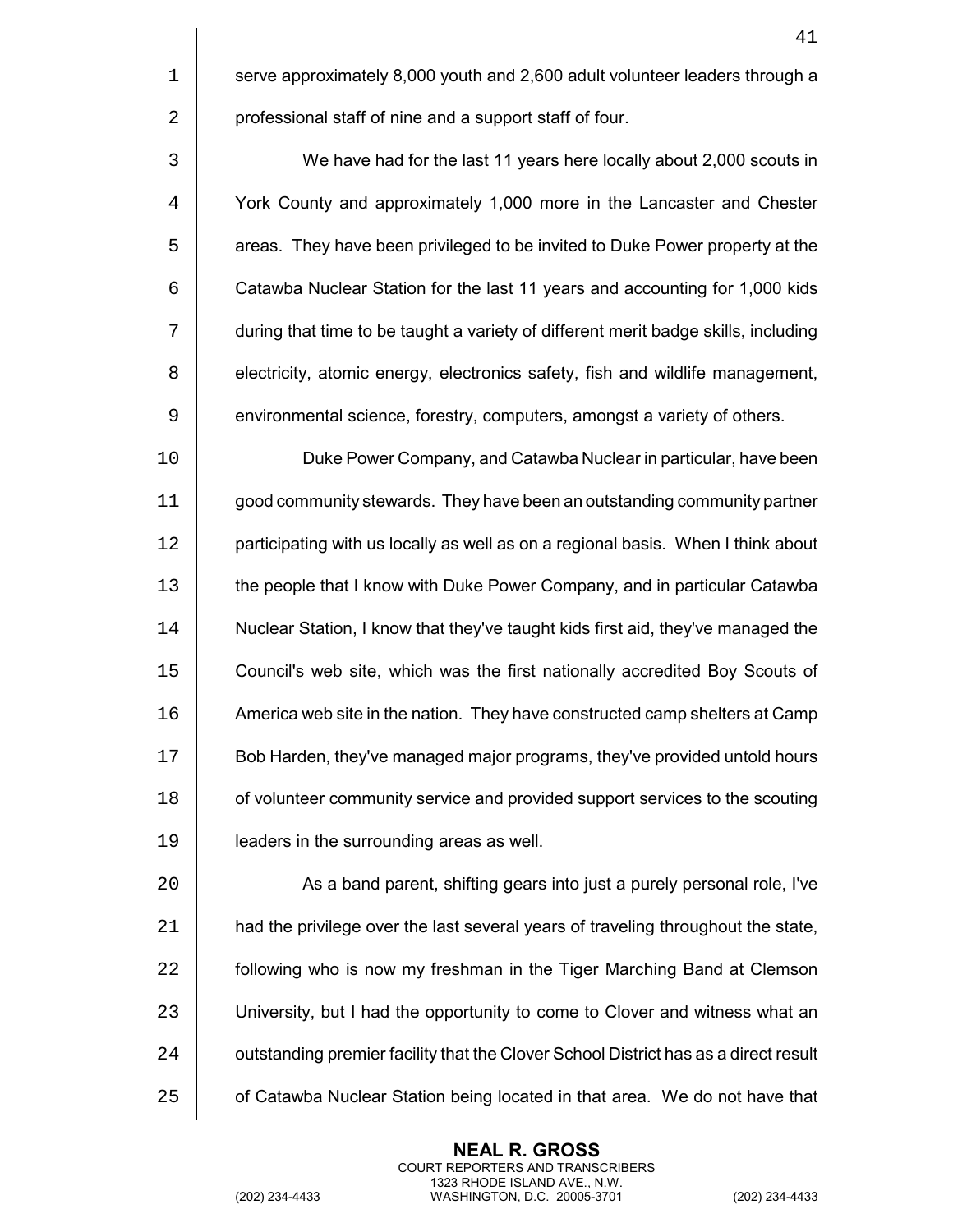serve approximately 8,000 youth and 2,600 adult volunteer leaders through a professional staff of nine and a support staff of four.

We have had for the last 11 years here locally about 2,000 scouts in York County and approximately 1,000 more in the Lancaster and Chester areas. They have been privileged to be invited to Duke Power property at the Catawba Nuclear Station for the last 11 years and accounting for 1,000 kids during that time to be taught a variety of different merit badge skills, including electricity, atomic energy, electronics safety, fish and wildlife management, environmental science, forestry, computers, amongst a variety of others.

Duke Power Company, and Catawba Nuclear in particular, have been good community stewards. They have been an outstanding community partner participating with us locally as well as on a regional basis. When I think about the people that I know with Duke Power Company, and in particular Catawba Nuclear Station, I know that they've taught kids first aid, they've managed the Council's web site, which was the first nationally accredited Boy Scouts of America web site in the nation. They have constructed camp shelters at Camp Bob Harden, they've managed major programs, they've provided untold hours of volunteer community service and provided support services to the scouting leaders in the surrounding areas as well.

As a band parent, shifting gears into just a purely personal role, I've had the privilege over the last several years of traveling throughout the state, following who is now my freshman in the Tiger Marching Band at Clemson University, but I had the opportunity to come to Clover and witness what an outstanding premier facility that the Clover School District has as a direct result of Catawba Nuclear Station being located in that area. We do not have that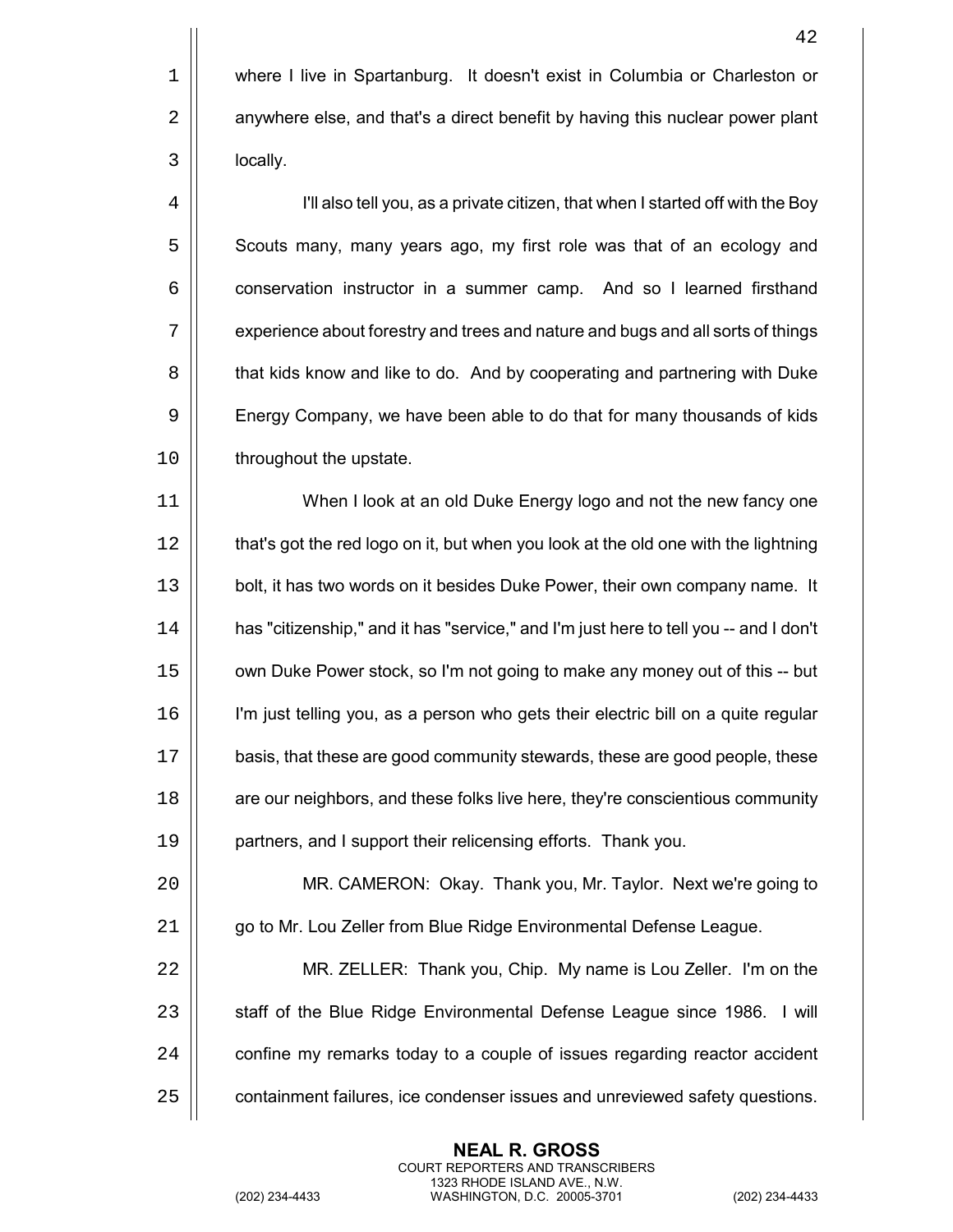where I live in Spartanburg. It doesn't exist in Columbia or Charleston or anywhere else, and that's a direct benefit by having this nuclear power plant locally.

I'll also tell you, as a private citizen, that when I started off with the Boy Scouts many, many years ago, my first role was that of an ecology and conservation instructor in a summer camp. And so I learned firsthand experience about forestry and trees and nature and bugs and all sorts of things that kids know and like to do. And by cooperating and partnering with Duke Energy Company, we have been able to do that for many thousands of kids throughout the upstate.

When I look at an old Duke Energy logo and not the new fancy one that's got the red logo on it, but when you look at the old one with the lightning bolt, it has two words on it besides Duke Power, their own company name. It has "citizenship," and it has "service," and I'm just here to tell you -- and I don't own Duke Power stock, so I'm not going to make any money out of this -- but I'm just telling you, as a person who gets their electric bill on a quite regular basis, that these are good community stewards, these are good people, these are our neighbors, and these folks live here, they're conscientious community partners, and I support their relicensing efforts. Thank you.

MR. CAMERON: Okay. Thank you, Mr. Taylor. Next we're going to go to Mr. Lou Zeller from Blue Ridge Environmental Defense League.

MR. ZELLER: Thank you, Chip. My name is Lou Zeller. I'm on the staff of the Blue Ridge Environmental Defense League since 1986. I will confine my remarks today to a couple of issues regarding reactor accident containment failures, ice condenser issues and unreviewed safety questions.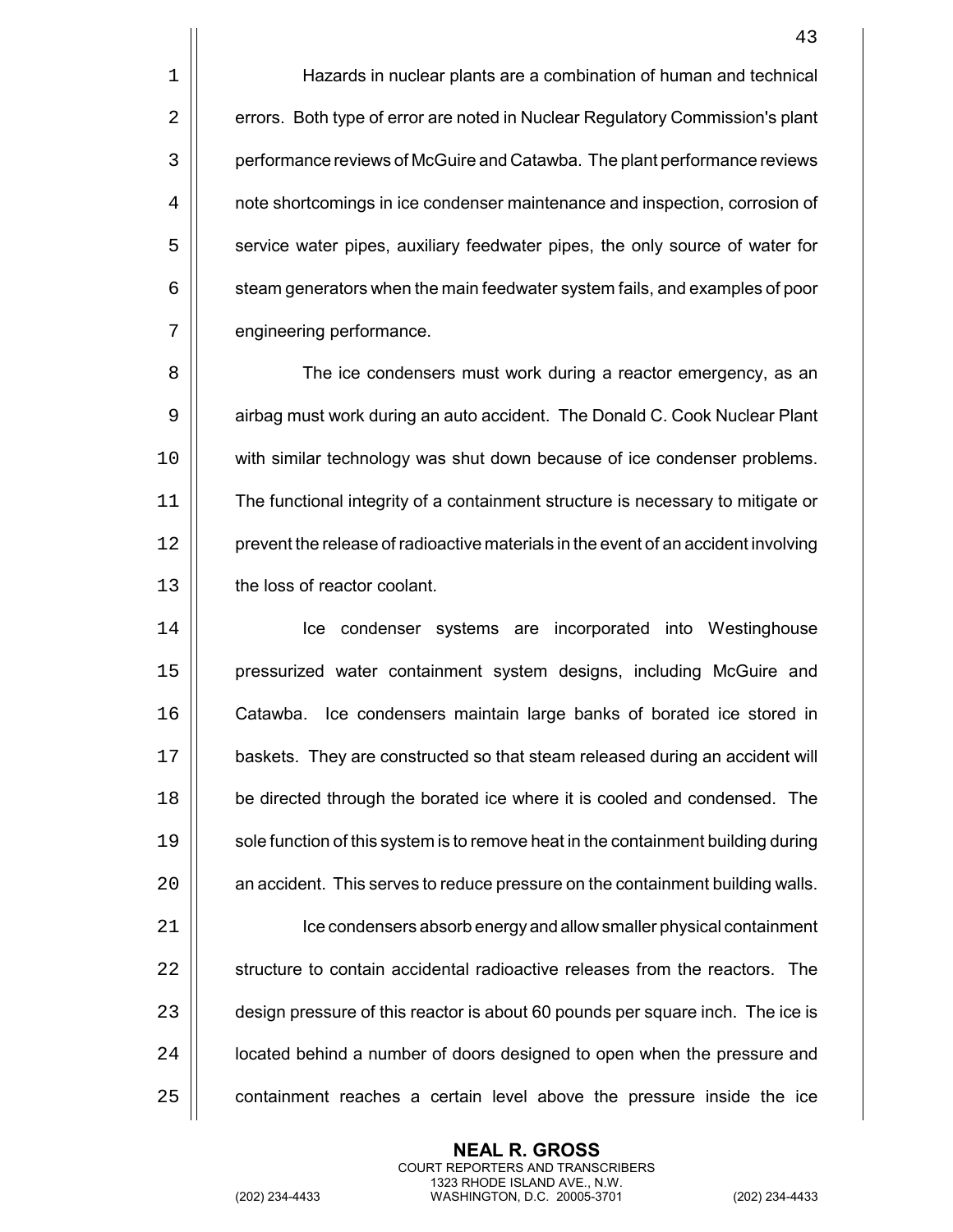Hazards in nuclear plants are a combination of human and technical errors. Both type of error are noted in Nuclear Regulatory Commission's plant performance reviews of McGuire and Catawba. The plant performance reviews note shortcomings in ice condenser maintenance and inspection, corrosion of service water pipes, auxiliary feedwater pipes, the only source of water for steam generators when the main feedwater system fails, and examples of poor engineering performance.

The ice condensers must work during a reactor emergency, as an airbag must work during an auto accident. The Donald C. Cook Nuclear Plant with similar technology was shut down because of ice condenser problems. The functional integrity of a containment structure is necessary to mitigate or prevent the release of radioactive materials in the event of an accident involving the loss of reactor coolant.

Ice condenser systems are incorporated into Westinghouse pressurized water containment system designs, including McGuire and Catawba. Ice condensers maintain large banks of borated ice stored in baskets. They are constructed so that steam released during an accident will be directed through the borated ice where it is cooled and condensed. The sole function of this system is to remove heat in the containment building during an accident. This serves to reduce pressure on the containment building walls.

Ice condensers absorb energy and allow smaller physical containment structure to contain accidental radioactive releases from the reactors. The design pressure of this reactor is about 60 pounds per square inch. The ice is located behind a number of doors designed to open when the pressure and containment reaches a certain level above the pressure inside the ice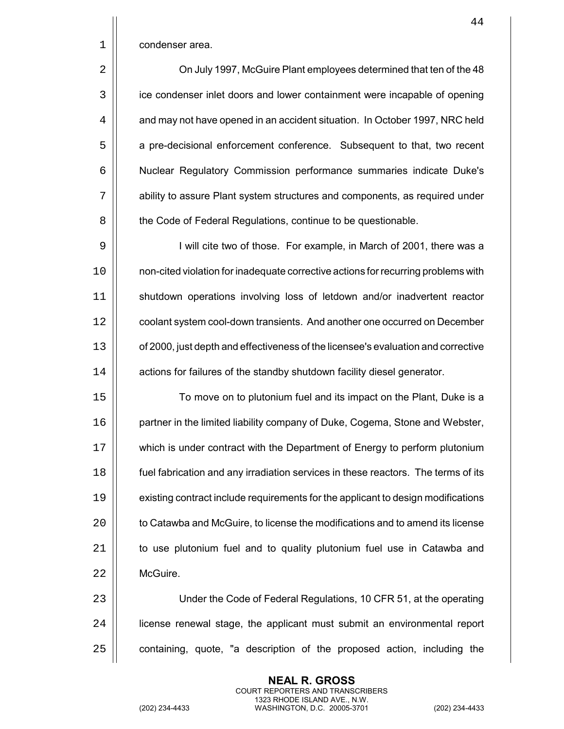condenser area.

On July 1997, McGuire Plant employees determined that ten of the 48 ice condenser inlet doors and lower containment were incapable of opening and may not have opened in an accident situation. In October 1997, NRC held a pre-decisional enforcement conference. Subsequent to that, two recent Nuclear Regulatory Commission performance summaries indicate Duke's ability to assure Plant system structures and components, as required under the Code of Federal Regulations, continue to be questionable.

I will cite two of those. For example, in March of 2001, there was a non-cited violation for inadequate corrective actions for recurring problems with shutdown operations involving loss of letdown and/or inadvertent reactor coolant system cool-down transients. And another one occurred on December of 2000, just depth and effectiveness of the licensee's evaluation and corrective actions for failures of the standby shutdown facility diesel generator.

To move on to plutonium fuel and its impact on the Plant, Duke is a partner in the limited liability company of Duke, Cogema, Stone and Webster, which is under contract with the Department of Energy to perform plutonium fuel fabrication and any irradiation services in these reactors. The terms of its existing contract include requirements for the applicant to design modifications to Catawba and McGuire, to license the modifications and to amend its license to use plutonium fuel and to quality plutonium fuel use in Catawba and McGuire.

Under the Code of Federal Regulations, 10 CFR 51, at the operating license renewal stage, the applicant must submit an environmental report containing, quote, "a description of the proposed action, including the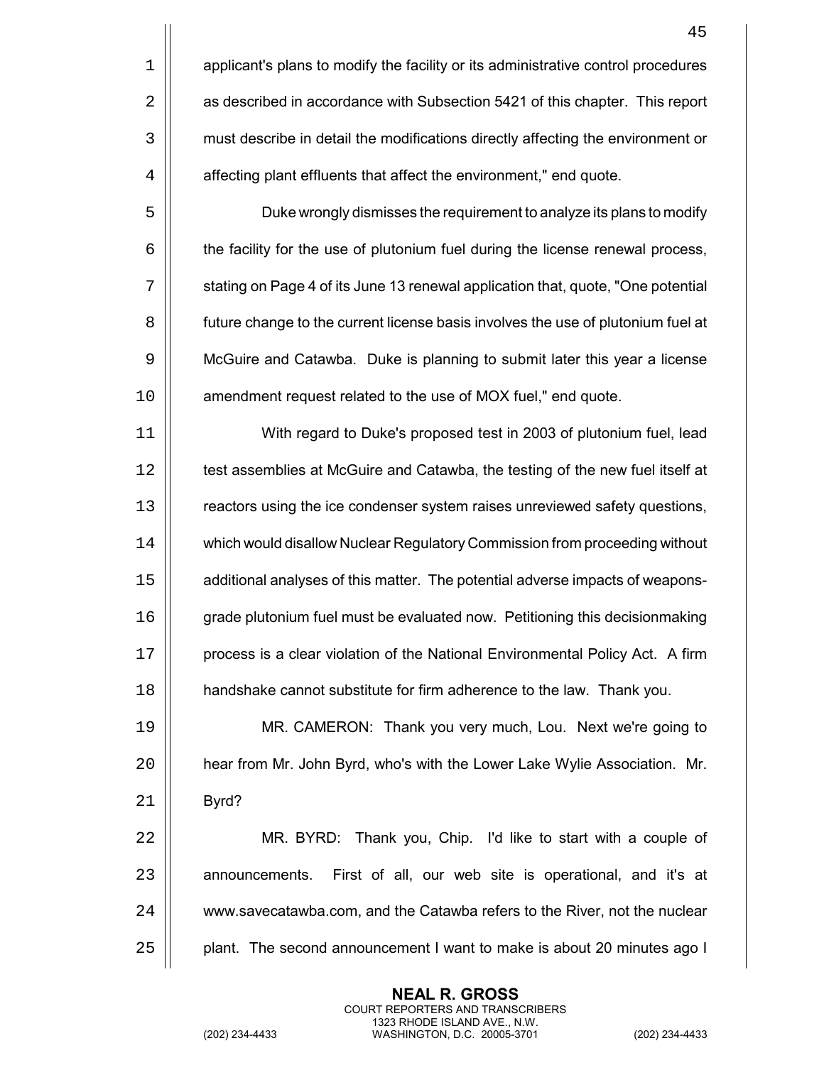applicant's plans to modify the facility or its administrative control procedures as described in accordance with Subsection 5421 of this chapter. This report must describe in detail the modifications directly affecting the environment or affecting plant effluents that affect the environment," end quote.

Duke wrongly dismisses the requirement to analyze its plans to modify the facility for the use of plutonium fuel during the license renewal process, stating on Page 4 of its June 13 renewal application that, quote, "One potential future change to the current license basis involves the use of plutonium fuel at McGuire and Catawba. Duke is planning to submit later this year a license amendment request related to the use of MOX fuel," end quote.

With regard to Duke's proposed test in 2003 of plutonium fuel, lead test assemblies at McGuire and Catawba, the testing of the new fuel itself at reactors using the ice condenser system raises unreviewed safety questions, which would disallow Nuclear Regulatory Commission from proceeding without additional analyses of this matter. The potential adverse impacts of weapons-grade plutonium fuel must be evaluated now. Petitioning this decisionmaking process is a clear violation of the National Environmental Policy Act. A firm handshake cannot substitute for firm adherence to the law. Thank you.

MR. CAMERON: Thank you very much, Lou. Next we're going to hear from Mr. John Byrd, who's with the Lower Lake Wylie Association. Mr. Byrd?

MR. BYRD: Thank you, Chip. I'd like to start with a couple of announcements. First of all, our web site is operational, and it's at www.savecatawba.com, and the Catawba refers to the River, not the nuclear plant. The second announcement I want to make is about 20 minutes ago I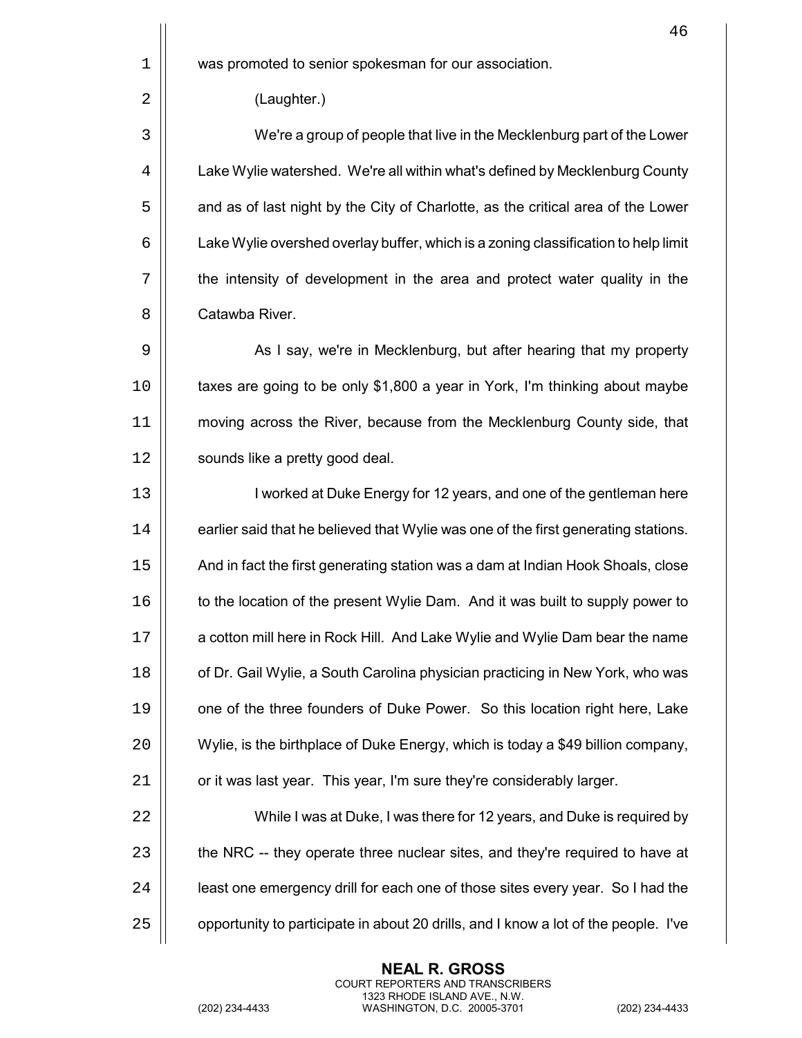was promoted to senior spokesman for our association.

(Laughter.)

We're a group of people that live in the Mecklenburg part of the Lower Lake Wylie watershed. We're all within what's defined by Mecklenburg County and as of last night by the City of Charlotte, as the critical area of the Lower Lake Wylie overshed overlay buffer, which is a zoning classification to help limit the intensity of development in the area and protect water quality in the Catawba River.

As I say, we're in Mecklenburg, but after hearing that my property taxes are going to be only $1,800 a year in York, I'm thinking about maybe moving across the River, because from the Mecklenburg County side, that sounds like a pretty good deal.

I worked at Duke Energy for 12 years, and one of the gentleman here earlier said that he believed that Wylie was one of the first generating stations. And in fact the first generating station was a dam at Indian Hook Shoals, close to the location of the present Wylie Dam. And it was built to supply power to a cotton mill here in Rock Hill. And Lake Wylie and Wylie Dam bear the name of Dr. Gail Wylie, a South Carolina physician practicing in New York, who was one of the three founders of Duke Power. So this location right here, Lake Wylie, is the birthplace of Duke Energy, which is today a $49 billion company, or it was last year. This year, I'm sure they're considerably larger.

While I was at Duke, I was there for 12 years, and Duke is required by the NRC -- they operate three nuclear sites, and they're required to have at least one emergency drill for each one of those sites every year. So I had the opportunity to participate in about 20 drills, and I know a lot of the people. I've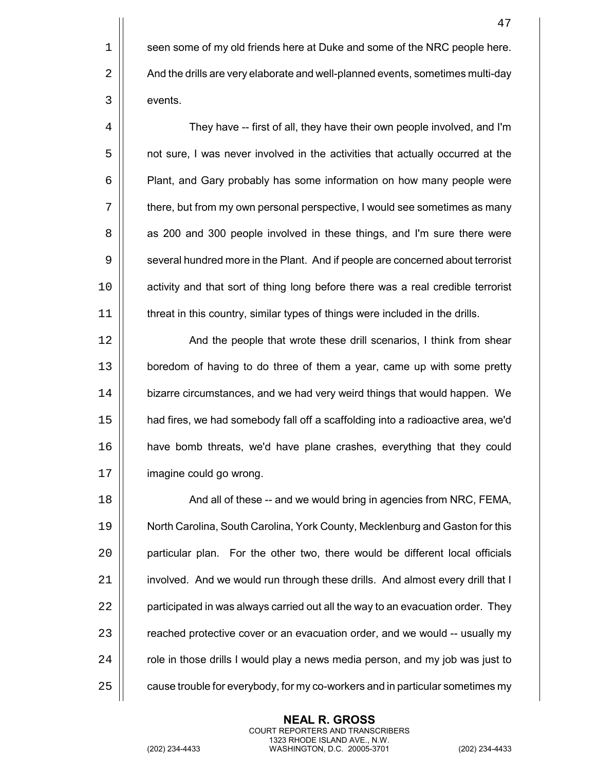seen some of my old friends here at Duke and some of the NRC people here. And the drills are very elaborate and well-planned events, sometimes multi-day events.

They have -- first of all, they have their own people involved, and I'm not sure, I was never involved in the activities that actually occurred at the Plant, and Gary probably has some information on how many people were there, but from my own personal perspective, I would see sometimes as many as 200 and 300 people involved in these things, and I'm sure there were several hundred more in the Plant. And if people are concerned about terrorist activity and that sort of thing long before there was a real credible terrorist threat in this country, similar types of things were included in the drills.

And the people that wrote these drill scenarios, I think from shear boredom of having to do three of them a year, came up with some pretty bizarre circumstances, and we had very weird things that would happen. We had fires, we had somebody fall off a scaffolding into a radioactive area, we'd have bomb threats, we'd have plane crashes, everything that they could imagine could go wrong.

And all of these -- and we would bring in agencies from NRC, FEMA, North Carolina, South Carolina, York County, Mecklenburg and Gaston for this particular plan. For the other two, there would be different local officials involved. And we would run through these drills. And almost every drill that I participated in was always carried out all the way to an evacuation order. They reached protective cover or an evacuation order, and we would -- usually my role in those drills I would play a news media person, and my job was just to cause trouble for everybody, for my co-workers and in particular sometimes my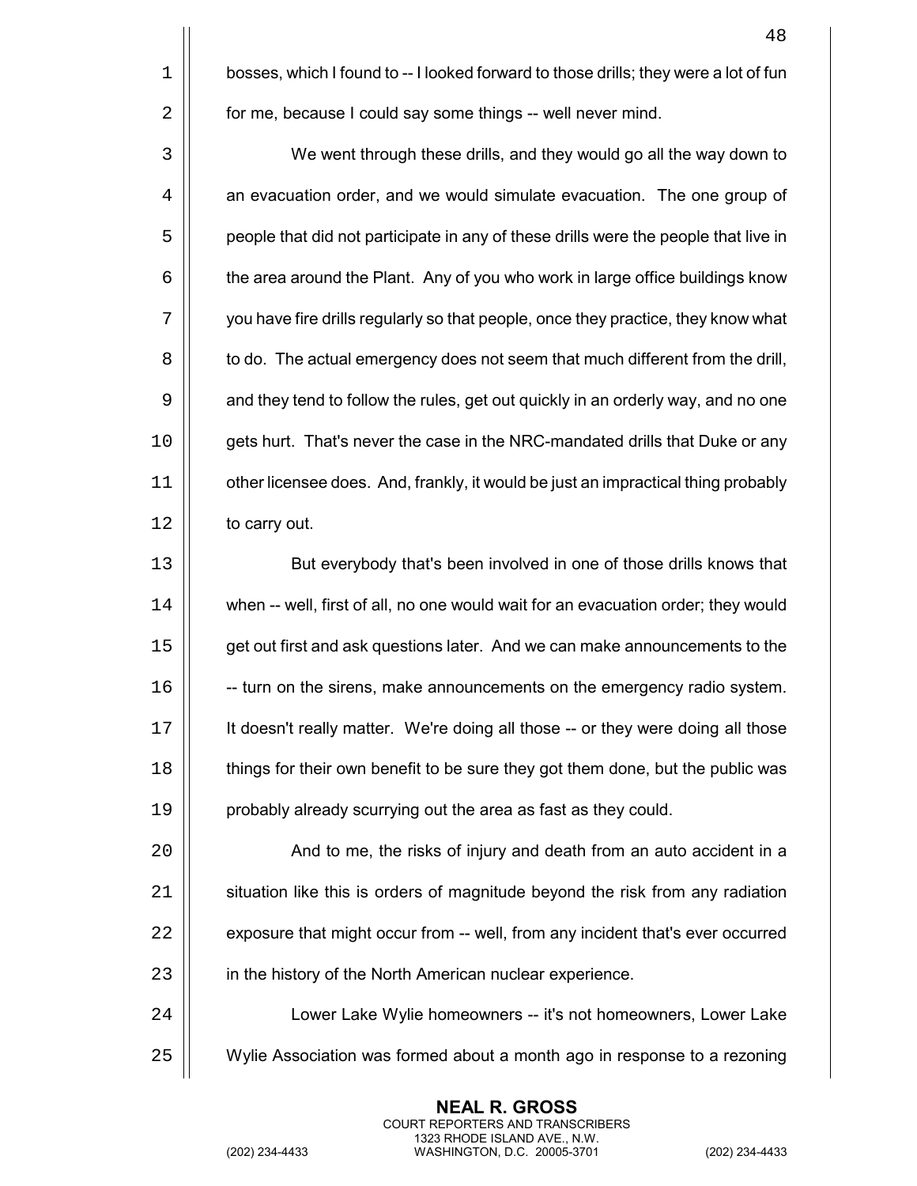bosses, which I found to -- I looked forward to those drills; they were a lot of fun for me, because I could say some things -- well never mind.

We went through these drills, and they would go all the way down to an evacuation order, and we would simulate evacuation. The one group of people that did not participate in any of these drills were the people that live in the area around the Plant. Any of you who work in large office buildings know you have fire drills regularly so that people, once they practice, they know what to do. The actual emergency does not seem that much different from the drill, and they tend to follow the rules, get out quickly in an orderly way, and no one gets hurt. That's never the case in the NRC-mandated drills that Duke or any other licensee does. And, frankly, it would be just an impractical thing probably to carry out.

But everybody that's been involved in one of those drills knows that when -- well, first of all, no one would wait for an evacuation order; they would get out first and ask questions later. And we can make announcements to the -- turn on the sirens, make announcements on the emergency radio system. It doesn't really matter. We're doing all those -- or they were doing all those things for their own benefit to be sure they got them done, but the public was probably already scurrying out the area as fast as they could.

And to me, the risks of injury and death from an auto accident in a situation like this is orders of magnitude beyond the risk from any radiation exposure that might occur from -- well, from any incident that's ever occurred in the history of the North American nuclear experience.

Lower Lake Wylie homeowners -- it's not homeowners, Lower Lake Wylie Association was formed about a month ago in response to a rezoning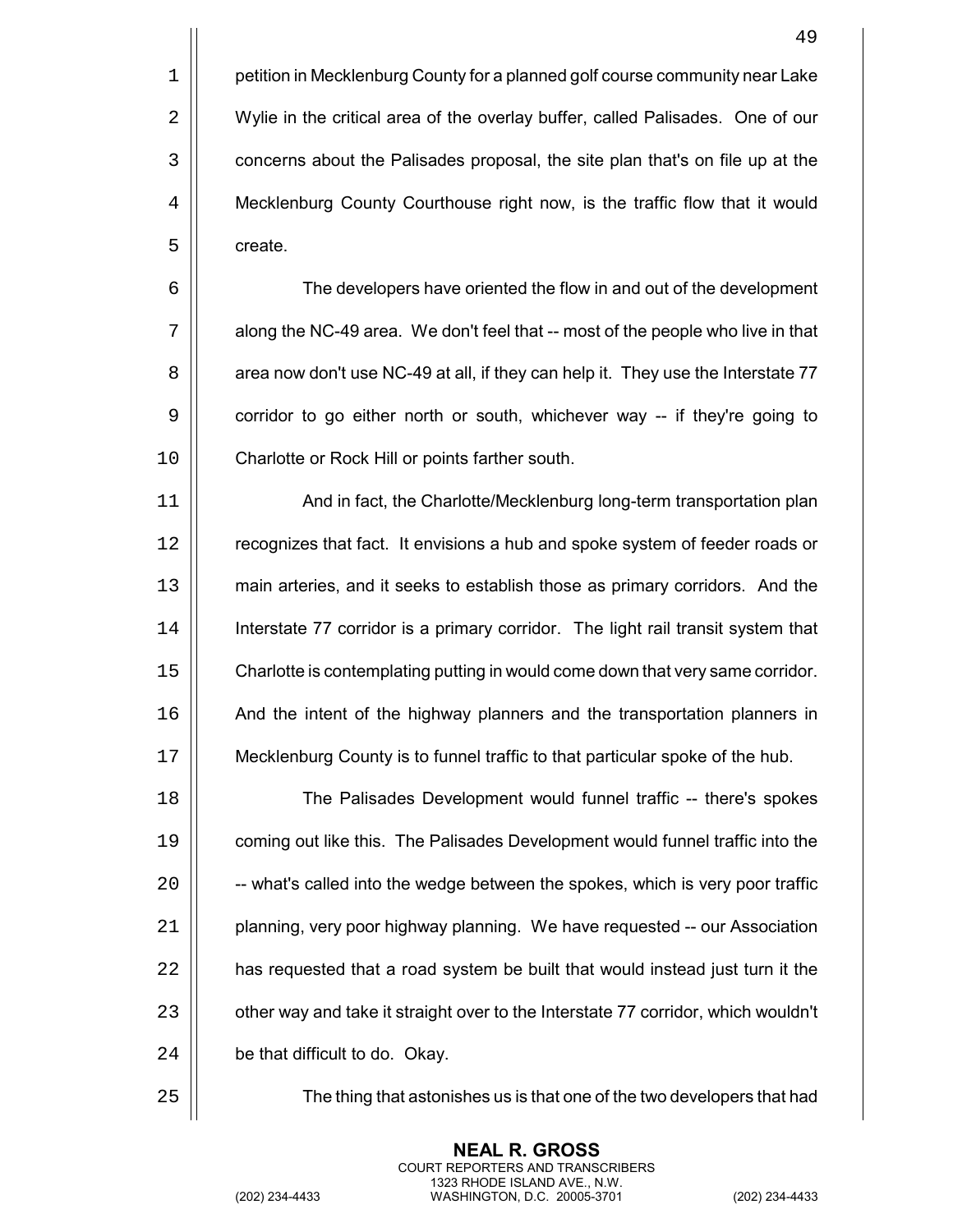petition in Mecklenburg County for a planned golf course community near Lake Wylie in the critical area of the overlay buffer, called Palisades. One of our concerns about the Palisades proposal, the site plan that's on file up at the Mecklenburg County Courthouse right now, is the traffic flow that it would create.

The developers have oriented the flow in and out of the development along the NC-49 area. We don't feel that -- most of the people who live in that area now don't use NC-49 at all, if they can help it. They use the Interstate 77 corridor to go either north or south, whichever way -- if they're going to Charlotte or Rock Hill or points farther south.

And in fact, the Charlotte/Mecklenburg long-term transportation plan recognizes that fact. It envisions a hub and spoke system of feeder roads or main arteries, and it seeks to establish those as primary corridors. And the Interstate 77 corridor is a primary corridor. The light rail transit system that Charlotte is contemplating putting in would come down that very same corridor. And the intent of the highway planners and the transportation planners in Mecklenburg County is to funnel traffic to that particular spoke of the hub.

The Palisades Development would funnel traffic -- there's spokes coming out like this. The Palisades Development would funnel traffic into the -- what's called into the wedge between the spokes, which is very poor traffic planning, very poor highway planning. We have requested -- our Association has requested that a road system be built that would instead just turn it the other way and take it straight over to the Interstate 77 corridor, which wouldn't be that difficult to do. Okay.

The thing that astonishes us is that one of the two developers that had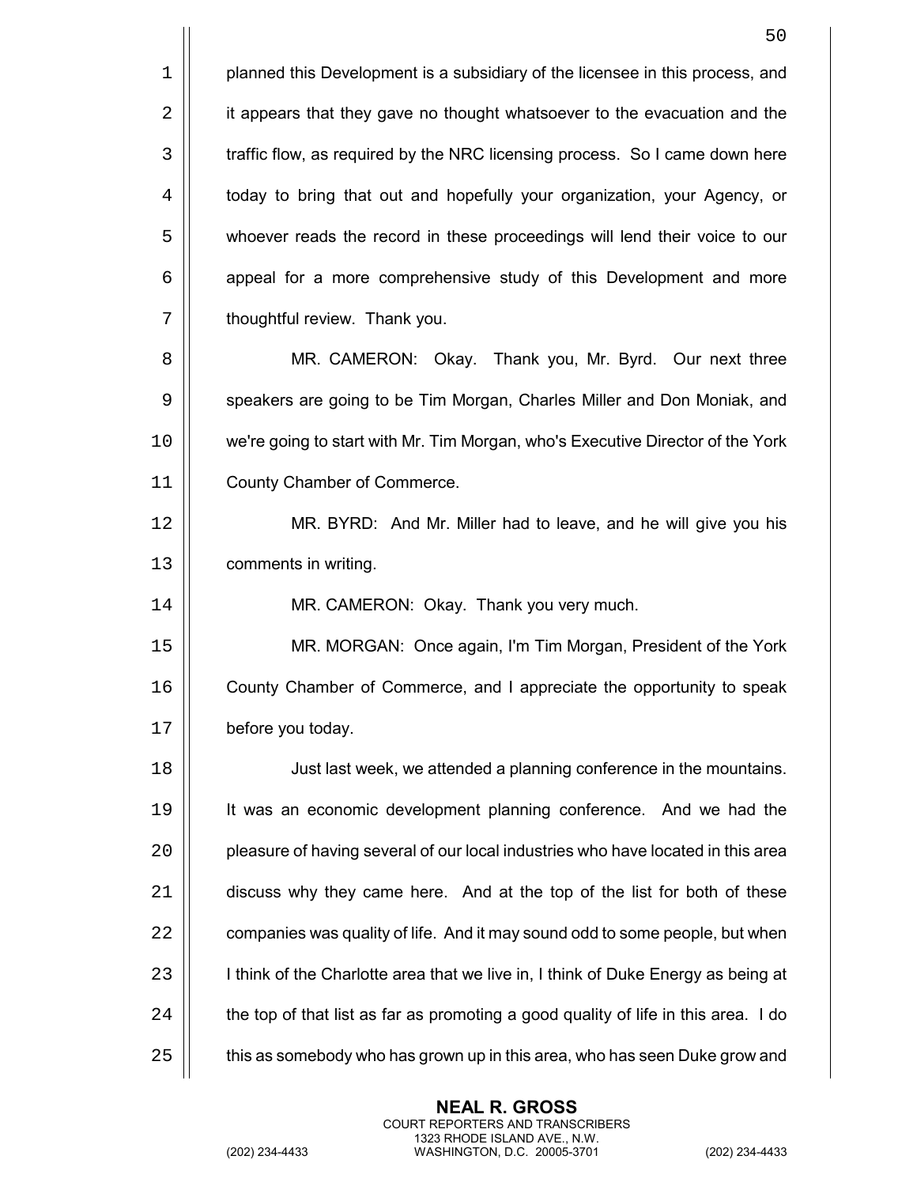planned this Development is a subsidiary of the licensee in this process, and it appears that they gave no thought whatsoever to the evacuation and the traffic flow, as required by the NRC licensing process. So I came down here today to bring that out and hopefully your organization, your Agency, or whoever reads the record in these proceedings will lend their voice to our appeal for a more comprehensive study of this Development and more thoughtful review. Thank you.

MR. CAMERON: Okay. Thank you, Mr. Byrd. Our next three speakers are going to be Tim Morgan, Charles Miller and Don Moniak, and we're going to start with Mr. Tim Morgan, who's Executive Director of the York County Chamber of Commerce.

MR. BYRD: And Mr. Miller had to leave, and he will give you his comments in writing.

MR. CAMERON: Okay. Thank you very much.

MR. MORGAN: Once again, I'm Tim Morgan, President of the York County Chamber of Commerce, and I appreciate the opportunity to speak before you today.

Just last week, we attended a planning conference in the mountains. It was an economic development planning conference. And we had the pleasure of having several of our local industries who have located in this area discuss why they came here. And at the top of the list for both of these companies was quality of life. And it may sound odd to some people, but when I think of the Charlotte area that we live in, I think of Duke Energy as being at the top of that list as far as promoting a good quality of life in this area. I do this as somebody who has grown up in this area, who has seen Duke grow and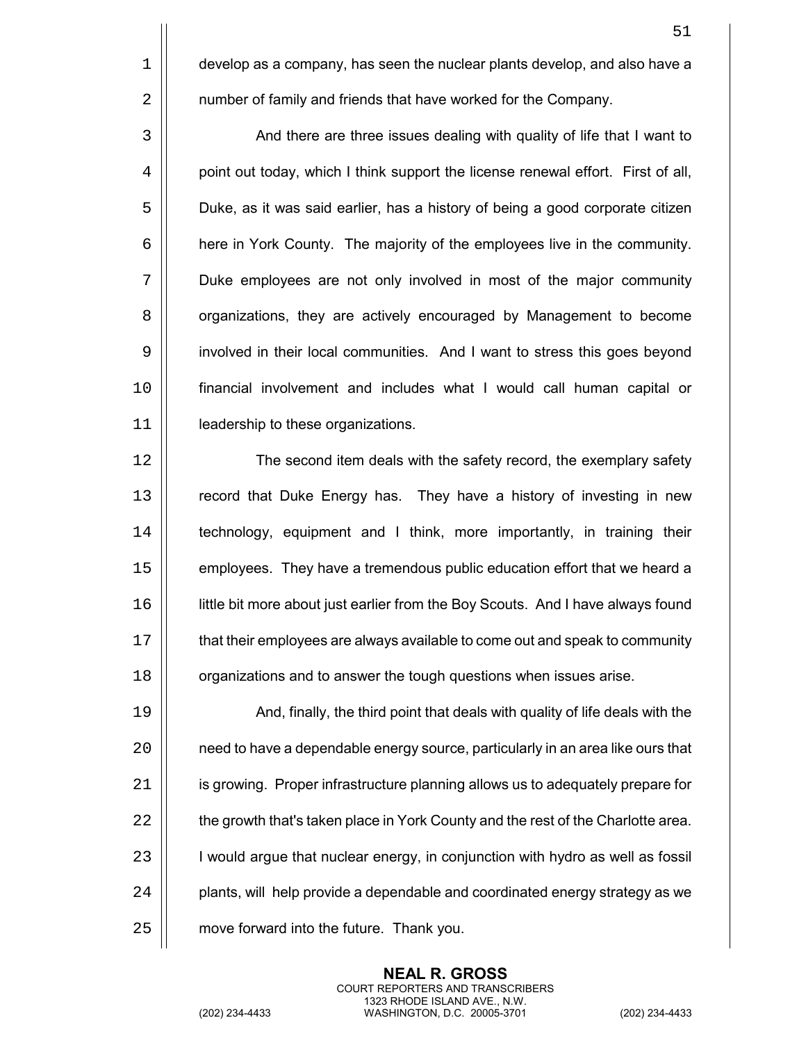develop as a company, has seen the nuclear plants develop, and also have a number of family and friends that have worked for the Company.

And there are three issues dealing with quality of life that I want to point out today, which I think support the license renewal effort. First of all, Duke, as it was said earlier, has a history of being a good corporate citizen here in York County. The majority of the employees live in the community. Duke employees are not only involved in most of the major community organizations, they are actively encouraged by Management to become involved in their local communities. And I want to stress this goes beyond financial involvement and includes what I would call human capital or leadership to these organizations.

The second item deals with the safety record, the exemplary safety record that Duke Energy has. They have a history of investing in new technology, equipment and I think, more importantly, in training their employees. They have a tremendous public education effort that we heard a little bit more about just earlier from the Boy Scouts. And I have always found that their employees are always available to come out and speak to community organizations and to answer the tough questions when issues arise.

And, finally, the third point that deals with quality of life deals with the need to have a dependable energy source, particularly in an area like ours that is growing. Proper infrastructure planning allows us to adequately prepare for the growth that's taken place in York County and the rest of the Charlotte area. I would argue that nuclear energy, in conjunction with hydro as well as fossil plants, will help provide a dependable and coordinated energy strategy as we move forward into the future. Thank you.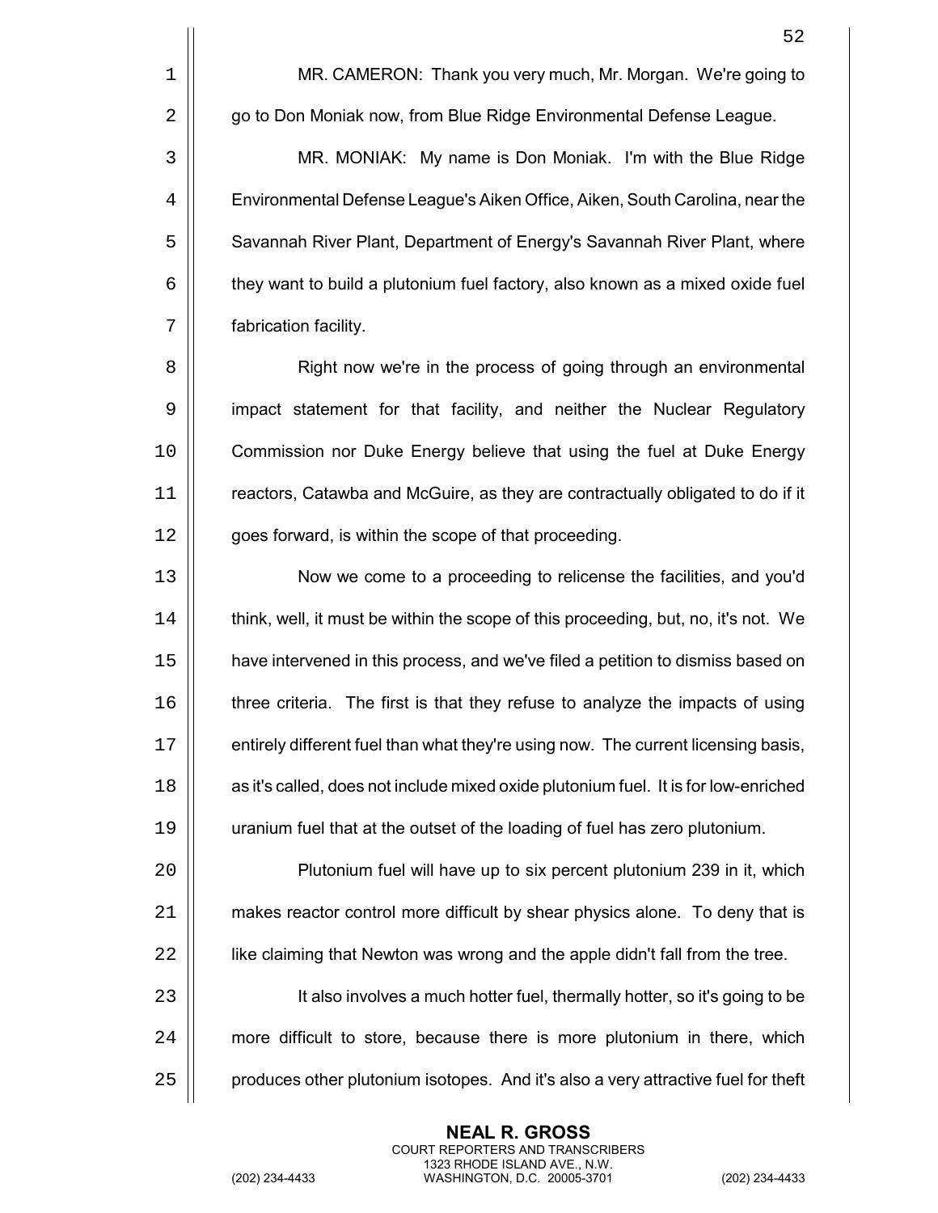MR. CAMERON: Thank you very much, Mr. Morgan. We're going to go to Don Moniak now, from Blue Ridge Environmental Defense League.

MR. MONIAK: My name is Don Moniak. I'm with the Blue Ridge Environmental Defense League's Aiken Office, Aiken, South Carolina, near the Savannah River Plant, Department of Energy's Savannah River Plant, where they want to build a plutonium fuel factory, also known as a mixed oxide fuel fabrication facility.

Right now we're in the process of going through an environmental impact statement for that facility, and neither the Nuclear Regulatory Commission nor Duke Energy believe that using the fuel at Duke Energy reactors, Catawba and McGuire, as they are contractually obligated to do if it goes forward, is within the scope of that proceeding.

Now we come to a proceeding to relicense the facilities, and you'd think, well, it must be within the scope of this proceeding, but, no, it's not. We have intervened in this process, and we've filed a petition to dismiss based on three criteria. The first is that they refuse to analyze the impacts of using entirely different fuel than what they're using now. The current licensing basis, as it's called, does not include mixed oxide plutonium fuel. It is for low-enriched uranium fuel that at the outset of the loading of fuel has zero plutonium.

Plutonium fuel will have up to six percent plutonium 239 in it, which makes reactor control more difficult by shear physics alone. To deny that is like claiming that Newton was wrong and the apple didn't fall from the tree.

It also involves a much hotter fuel, thermally hotter, so it's going to be more difficult to store, because there is more plutonium in there, which produces other plutonium isotopes. And it's also a very attractive fuel for theft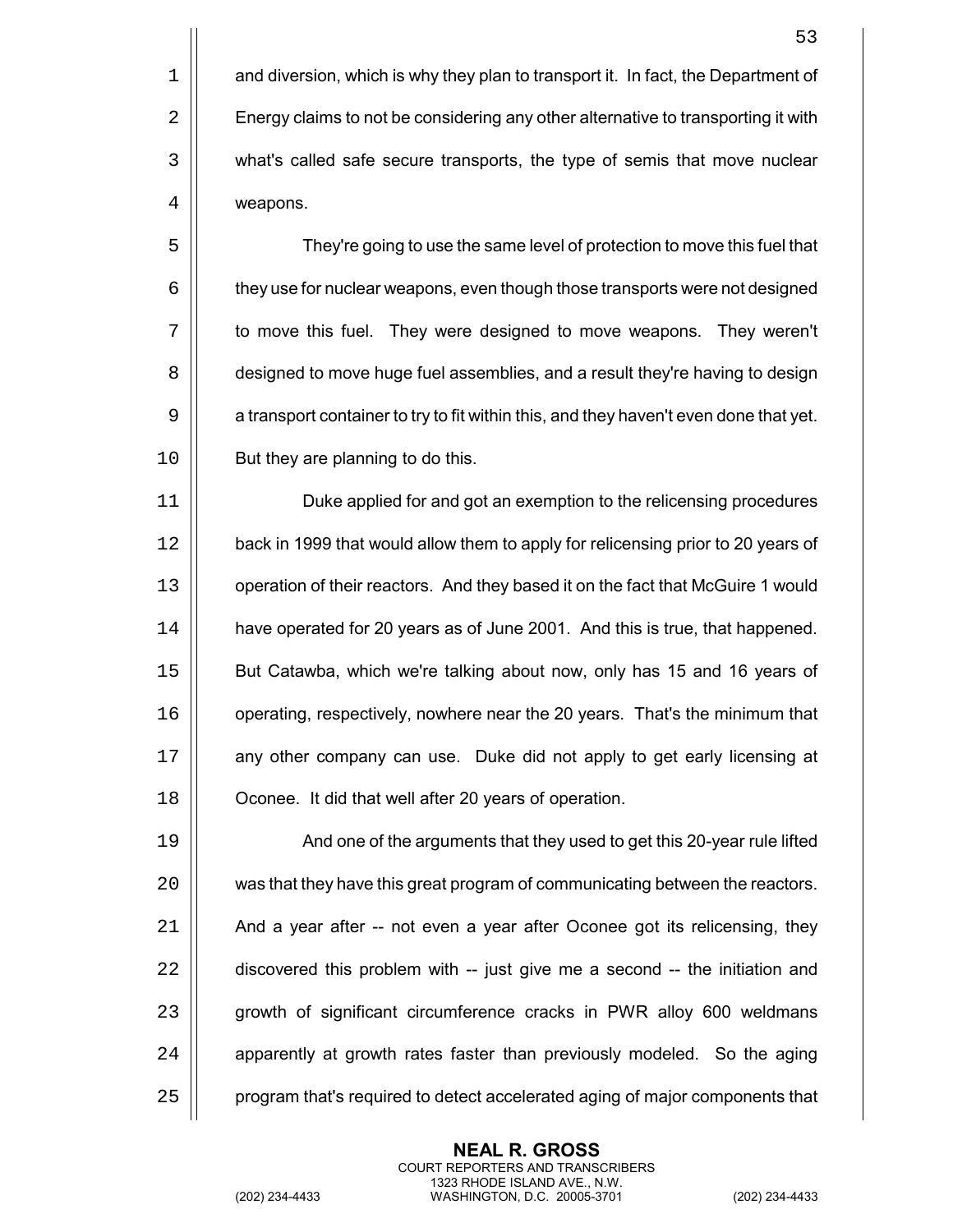and diversion, which is why they plan to transport it. In fact, the Department of Energy claims to not be considering any other alternative to transporting it with what's called safe secure transports, the type of semis that move nuclear weapons.

They're going to use the same level of protection to move this fuel that they use for nuclear weapons, even though those transports were not designed to move this fuel. They were designed to move weapons. They weren't designed to move huge fuel assemblies, and a result they're having to design a transport container to try to fit within this, and they haven't even done that yet. But they are planning to do this.

Duke applied for and got an exemption to the relicensing procedures back in 1999 that would allow them to apply for relicensing prior to 20 years of operation of their reactors. And they based it on the fact that McGuire 1 would have operated for 20 years as of June 2001. And this is true, that happened. But Catawba, which we're talking about now, only has 15 and 16 years of operating, respectively, nowhere near the 20 years. That's the minimum that any other company can use. Duke did not apply to get early licensing at Oconee. It did that well after 20 years of operation.

And one of the arguments that they used to get this 20-year rule lifted was that they have this great program of communicating between the reactors. And a year after -- not even a year after Oconee got its relicensing, they discovered this problem with -- just give me a second -- the initiation and growth of significant circumference cracks in PWR alloy 600 weldmans apparently at growth rates faster than previously modeled. So the aging program that's required to detect accelerated aging of major components that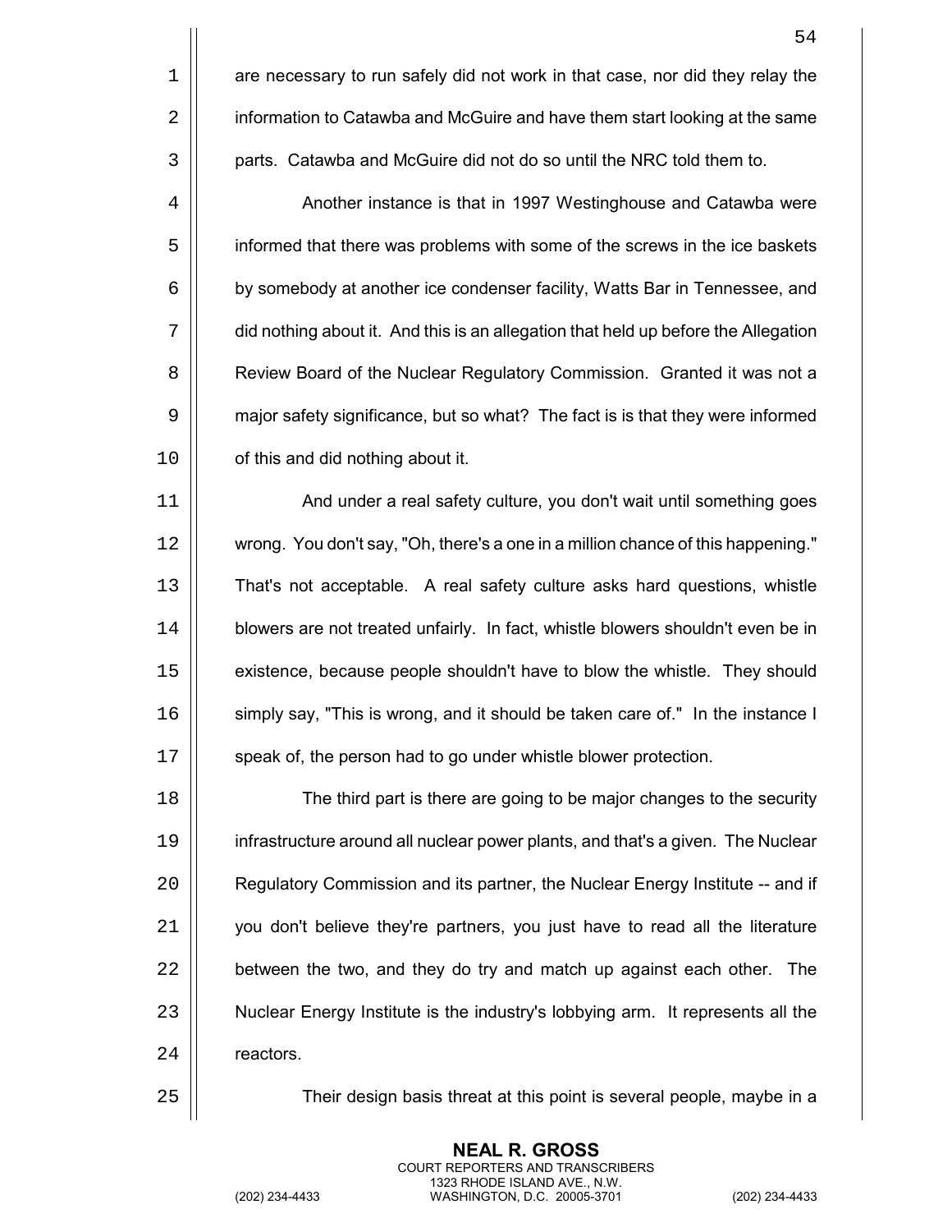are necessary to run safely did not work in that case, nor did they relay the information to Catawba and McGuire and have them start looking at the same parts. Catawba and McGuire did not do so until the NRC told them to.

Another instance is that in 1997 Westinghouse and Catawba were informed that there was problems with some of the screws in the ice baskets by somebody at another ice condenser facility, Watts Bar in Tennessee, and did nothing about it. And this is an allegation that held up before the Allegation Review Board of the Nuclear Regulatory Commission. Granted it was not a major safety significance, but so what? The fact is is that they were informed of this and did nothing about it.

And under a real safety culture, you don't wait until something goes wrong. You don't say, "Oh, there's a one in a million chance of this happening." That's not acceptable. A real safety culture asks hard questions, whistle blowers are not treated unfairly. In fact, whistle blowers shouldn't even be in existence, because people shouldn't have to blow the whistle. They should simply say, "This is wrong, and it should be taken care of." In the instance I speak of, the person had to go under whistle blower protection.

The third part is there are going to be major changes to the security infrastructure around all nuclear power plants, and that's a given. The Nuclear Regulatory Commission and its partner, the Nuclear Energy Institute -- and if you don't believe they're partners, you just have to read all the literature between the two, and they do try and match up against each other. The Nuclear Energy Institute is the industry's lobbying arm. It represents all the reactors.

Their design basis threat at this point is several people, maybe in a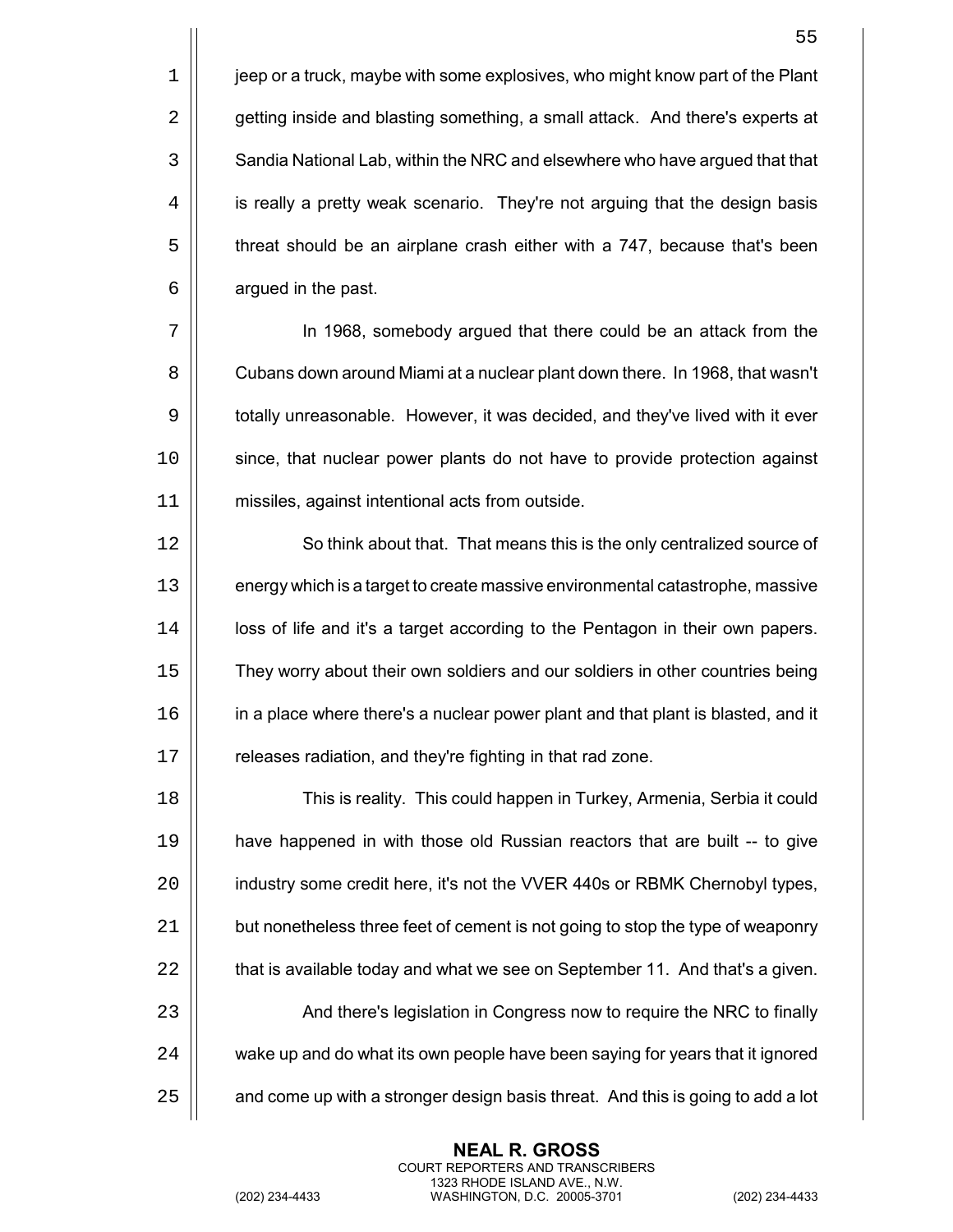jeep or a truck, maybe with some explosives, who might know part of the Plant getting inside and blasting something, a small attack. And there's experts at Sandia National Lab, within the NRC and elsewhere who have argued that that is really a pretty weak scenario. They're not arguing that the design basis threat should be an airplane crash either with a 747, because that's been argued in the past.

In 1968, somebody argued that there could be an attack from the Cubans down around Miami at a nuclear plant down there. In 1968, that wasn't totally unreasonable. However, it was decided, and they've lived with it ever since, that nuclear power plants do not have to provide protection against missiles, against intentional acts from outside.

So think about that. That means this is the only centralized source of energy which is a target to create massive environmental catastrophe, massive loss of life and it's a target according to the Pentagon in their own papers. They worry about their own soldiers and our soldiers in other countries being in a place where there's a nuclear power plant and that plant is blasted, and it releases radiation, and they're fighting in that rad zone.

This is reality. This could happen in Turkey, Armenia, Serbia it could have happened in with those old Russian reactors that are built -- to give industry some credit here, it's not the VVER 440s or RBMK Chernobyl types, but nonetheless three feet of cement is not going to stop the type of weaponry that is available today and what we see on September 11. And that's a given.

And there's legislation in Congress now to require the NRC to finally wake up and do what its own people have been saying for years that it ignored and come up with a stronger design basis threat. And this is going to add a lot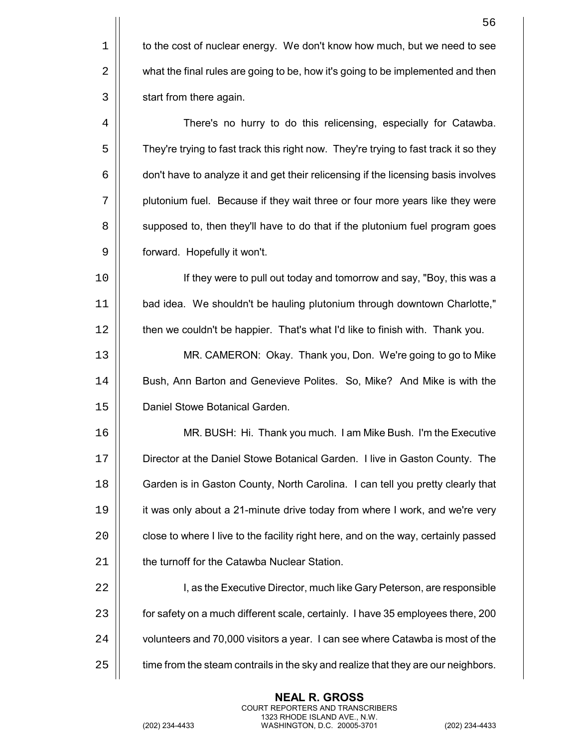to the cost of nuclear energy. We don't know how much, but we need to see what the final rules are going to be, how it's going to be implemented and then start from there again.

There's no hurry to do this relicensing, especially for Catawba. They're trying to fast track this right now. They're trying to fast track it so they don't have to analyze it and get their relicensing if the licensing basis involves plutonium fuel. Because if they wait three or four more years like they were supposed to, then they'll have to do that if the plutonium fuel program goes forward. Hopefully it won't.

If they were to pull out today and tomorrow and say, "Boy, this was a bad idea. We shouldn't be hauling plutonium through downtown Charlotte," then we couldn't be happier. That's what I'd like to finish with. Thank you.

MR. CAMERON: Okay. Thank you, Don. We're going to go to Mike Bush, Ann Barton and Genevieve Polites. So, Mike? And Mike is with the Daniel Stowe Botanical Garden.

MR. BUSH: Hi. Thank you much. I am Mike Bush. I'm the Executive Director at the Daniel Stowe Botanical Garden. I live in Gaston County. The Garden is in Gaston County, North Carolina. I can tell you pretty clearly that it was only about a 21-minute drive today from where I work, and we're very close to where I live to the facility right here, and on the way, certainly passed the turnoff for the Catawba Nuclear Station.

I, as the Executive Director, much like Gary Peterson, are responsible for safety on a much different scale, certainly. I have 35 employees there, 200 volunteers and 70,000 visitors a year. I can see where Catawba is most of the time from the steam contrails in the sky and realize that they are our neighbors.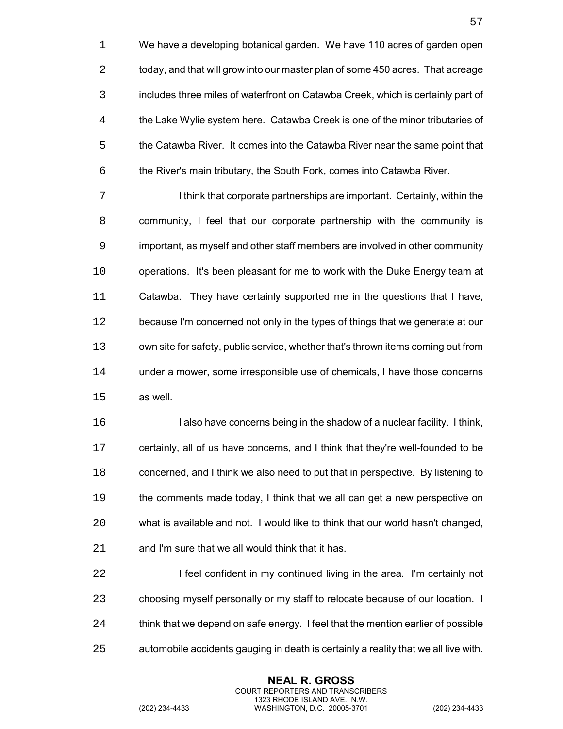We have a developing botanical garden. We have 110 acres of garden open today, and that will grow into our master plan of some 450 acres. That acreage includes three miles of waterfront on Catawba Creek, which is certainly part of the Lake Wylie system here. Catawba Creek is one of the minor tributaries of the Catawba River. It comes into the Catawba River near the same point that the River's main tributary, the South Fork, comes into Catawba River.

I think that corporate partnerships are important. Certainly, within the community, I feel that our corporate partnership with the community is important, as myself and other staff members are involved in other community operations. It's been pleasant for me to work with the Duke Energy team at Catawba. They have certainly supported me in the questions that I have, because I'm concerned not only in the types of things that we generate at our own site for safety, public service, whether that's thrown items coming out from under a mower, some irresponsible use of chemicals, I have those concerns as well.

I also have concerns being in the shadow of a nuclear facility. I think, certainly, all of us have concerns, and I think that they're well-founded to be concerned, and I think we also need to put that in perspective. By listening to the comments made today, I think that we all can get a new perspective on what is available and not. I would like to think that our world hasn't changed, and I'm sure that we all would think that it has.

I feel confident in my continued living in the area. I'm certainly not choosing myself personally or my staff to relocate because of our location. I think that we depend on safe energy. I feel that the mention earlier of possible automobile accidents gauging in death is certainly a reality that we all live with.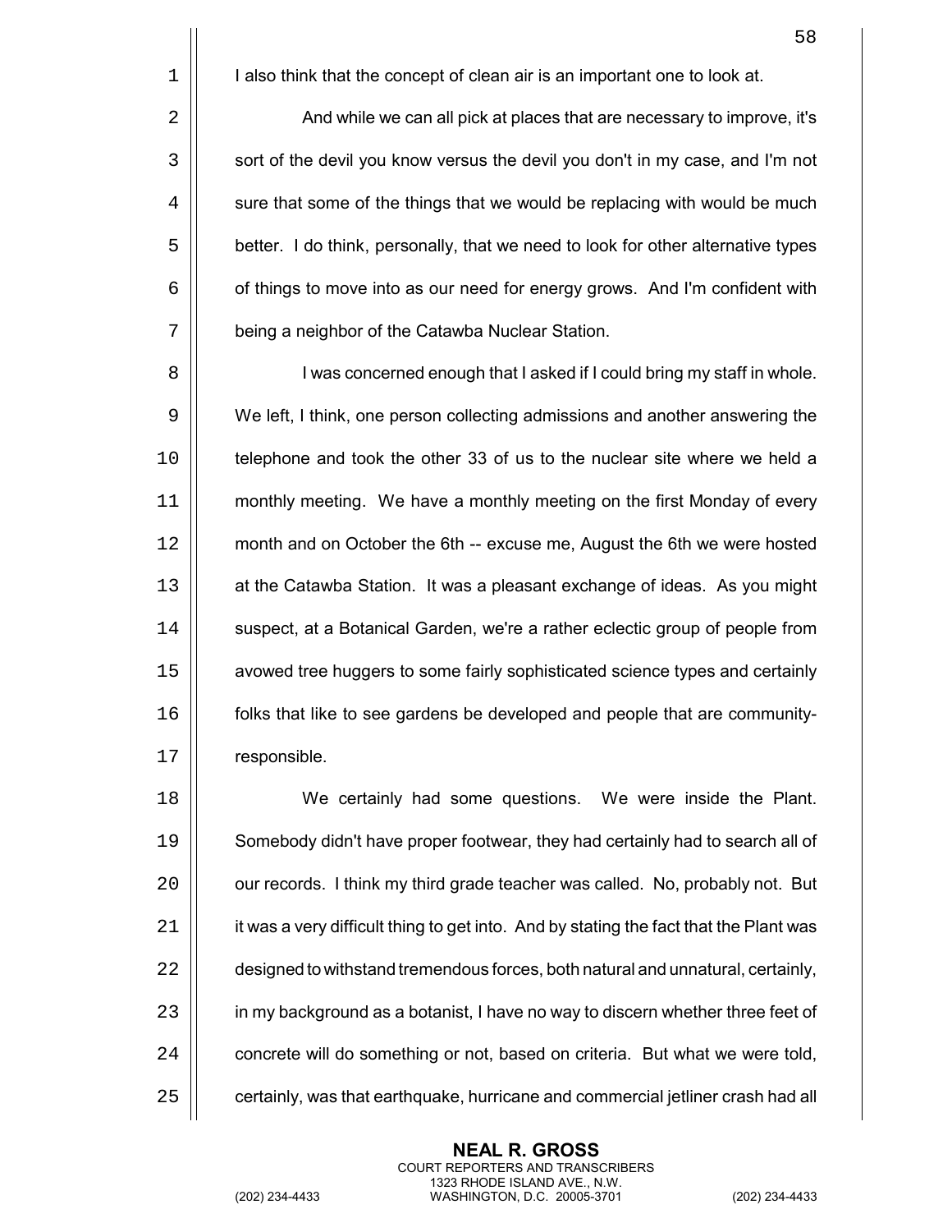I also think that the concept of clean air is an important one to look at.

And while we can all pick at places that are necessary to improve, it's sort of the devil you know versus the devil you don't in my case, and I'm not sure that some of the things that we would be replacing with would be much better. I do think, personally, that we need to look for other alternative types of things to move into as our need for energy grows. And I'm confident with being a neighbor of the Catawba Nuclear Station.

I was concerned enough that I asked if I could bring my staff in whole. We left, I think, one person collecting admissions and another answering the telephone and took the other 33 of us to the nuclear site where we held a monthly meeting. We have a monthly meeting on the first Monday of every month and on October the 6th -- excuse me, August the 6th we were hosted at the Catawba Station. It was a pleasant exchange of ideas. As you might suspect, at a Botanical Garden, we're a rather eclectic group of people from avowed tree huggers to some fairly sophisticated science types and certainly folks that like to see gardens be developed and people that are community-responsible.

We certainly had some questions. We were inside the Plant. Somebody didn't have proper footwear, they had certainly had to search all of our records. I think my third grade teacher was called. No, probably not. But it was a very difficult thing to get into. And by stating the fact that the Plant was designed to withstand tremendous forces, both natural and unnatural, certainly, in my background as a botanist, I have no way to discern whether three feet of concrete will do something or not, based on criteria. But what we were told, certainly, was that earthquake, hurricane and commercial jetliner crash had all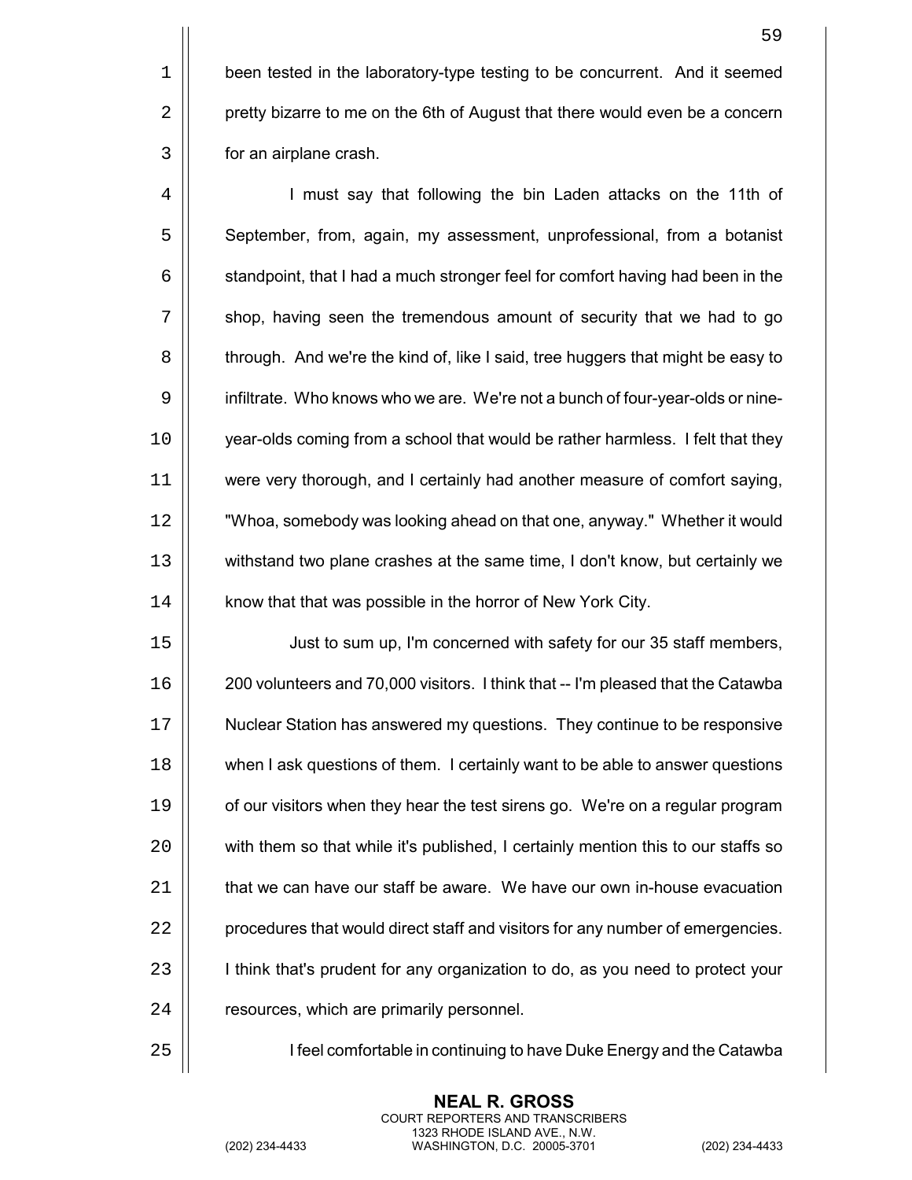been tested in the laboratory-type testing to be concurrent. And it seemed pretty bizarre to me on the 6th of August that there would even be a concern for an airplane crash.

I must say that following the bin Laden attacks on the 11th of September, from, again, my assessment, unprofessional, from a botanist standpoint, that I had a much stronger feel for comfort having had been in the shop, having seen the tremendous amount of security that we had to go through. And we're the kind of, like I said, tree huggers that might be easy to infiltrate. Who knows who we are. We're not a bunch of four-year-olds or nine-year-olds coming from a school that would be rather harmless. I felt that they were very thorough, and I certainly had another measure of comfort saying, "Whoa, somebody was looking ahead on that one, anyway." Whether it would withstand two plane crashes at the same time, I don't know, but certainly we know that that was possible in the horror of New York City.

Just to sum up, I'm concerned with safety for our 35 staff members, 200 volunteers and 70,000 visitors. I think that -- I'm pleased that the Catawba Nuclear Station has answered my questions. They continue to be responsive when I ask questions of them. I certainly want to be able to answer questions of our visitors when they hear the test sirens go. We're on a regular program with them so that while it's published, I certainly mention this to our staffs so that we can have our staff be aware. We have our own in-house evacuation procedures that would direct staff and visitors for any number of emergencies. I think that's prudent for any organization to do, as you need to protect your resources, which are primarily personnel.

I feel comfortable in continuing to have Duke Energy and the Catawba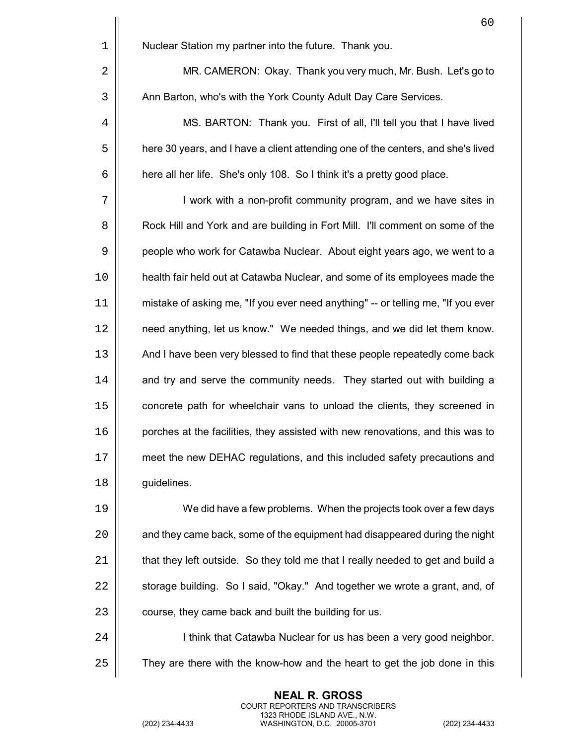Nuclear Station my partner into the future. Thank you.

MR. CAMERON: Okay. Thank you very much, Mr. Bush. Let's go to Ann Barton, who's with the York County Adult Day Care Services.

MS. BARTON: Thank you. First of all, I'll tell you that I have lived here 30 years, and I have a client attending one of the centers, and she's lived here all her life. She's only 108. So I think it's a pretty good place.

I work with a non-profit community program, and we have sites in Rock Hill and York and are building in Fort Mill. I'll comment on some of the people who work for Catawba Nuclear. About eight years ago, we went to a health fair held out at Catawba Nuclear, and some of its employees made the mistake of asking me, "If you ever need anything" -- or telling me, "If you ever need anything, let us know." We needed things, and we did let them know. And I have been very blessed to find that these people repeatedly come back and try and serve the community needs. They started out with building a concrete path for wheelchair vans to unload the clients, they screened in porches at the facilities, they assisted with new renovations, and this was to meet the new DEHAC regulations, and this included safety precautions and guidelines.

We did have a few problems. When the projects took over a few days and they came back, some of the equipment had disappeared during the night that they left outside. So they told me that I really needed to get and build a storage building. So I said, "Okay." And together we wrote a grant, and, of course, they came back and built the building for us.

I think that Catawba Nuclear for us has been a very good neighbor. They are there with the know-how and the heart to get the job done in this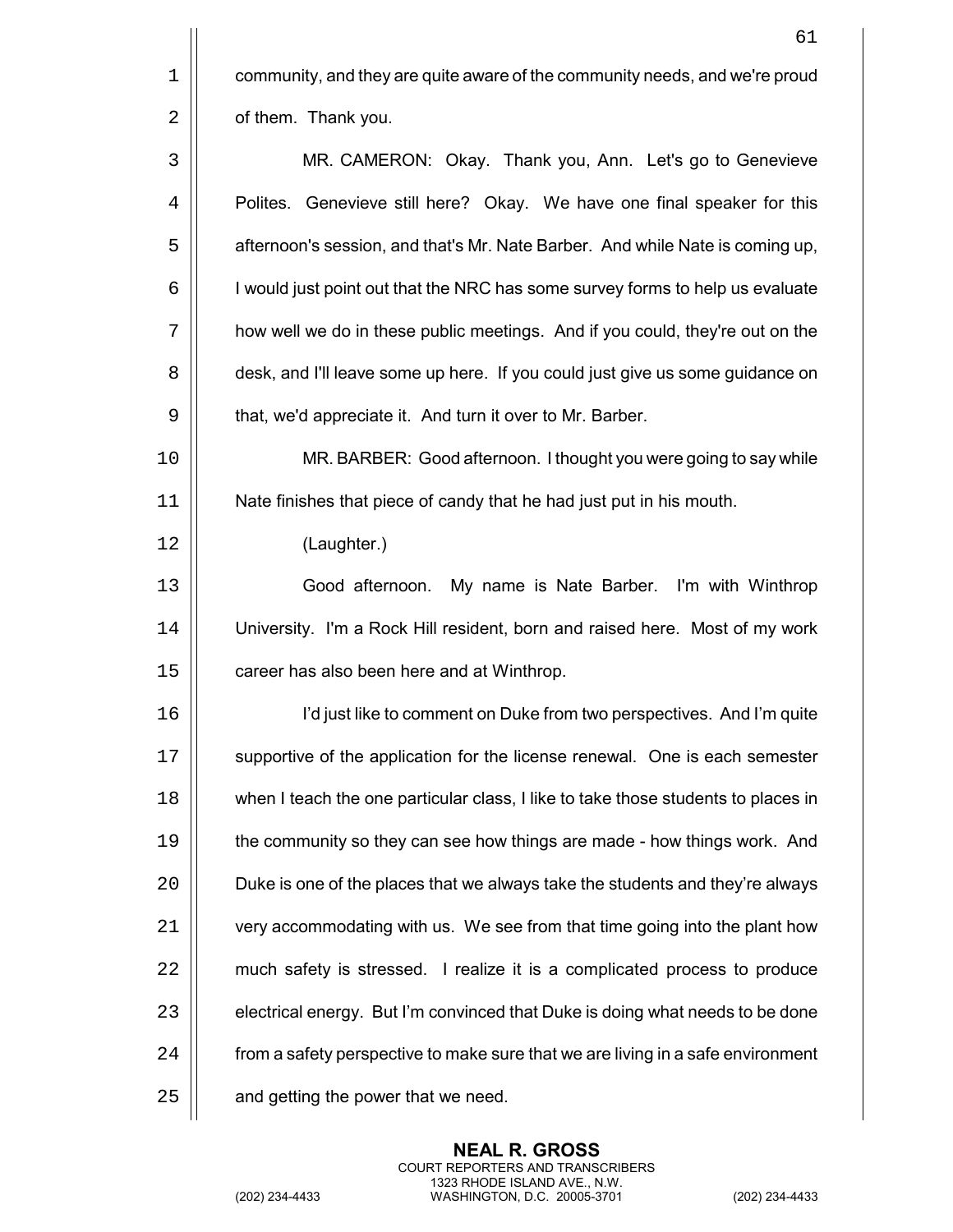community, and they are quite aware of the community needs, and we're proud of them. Thank you.

MR. CAMERON: Okay. Thank you, Ann. Let's go to Genevieve Polites. Genevieve still here? Okay. We have one final speaker for this afternoon's session, and that's Mr. Nate Barber. And while Nate is coming up, I would just point out that the NRC has some survey forms to help us evaluate how well we do in these public meetings. And if you could, they're out on the desk, and I'll leave some up here. If you could just give us some guidance on that, we'd appreciate it. And turn it over to Mr. Barber.

MR. BARBER: Good afternoon. I thought you were going to say while Nate finishes that piece of candy that he had just put in his mouth.

(Laughter.)

Good afternoon. My name is Nate Barber. I'm with Winthrop University. I'm a Rock Hill resident, born and raised here. Most of my work career has also been here and at Winthrop.

I'd just like to comment on Duke from two perspectives. And I'm quite supportive of the application for the license renewal. One is each semester when I teach the one particular class, I like to take those students to places in the community so they can see how things are made - how things work. And Duke is one of the places that we always take the students and they're always very accommodating with us. We see from that time going into the plant how much safety is stressed. I realize it is a complicated process to produce electrical energy. But I'm convinced that Duke is doing what needs to be done from a safety perspective to make sure that we are living in a safe environment and getting the power that we need.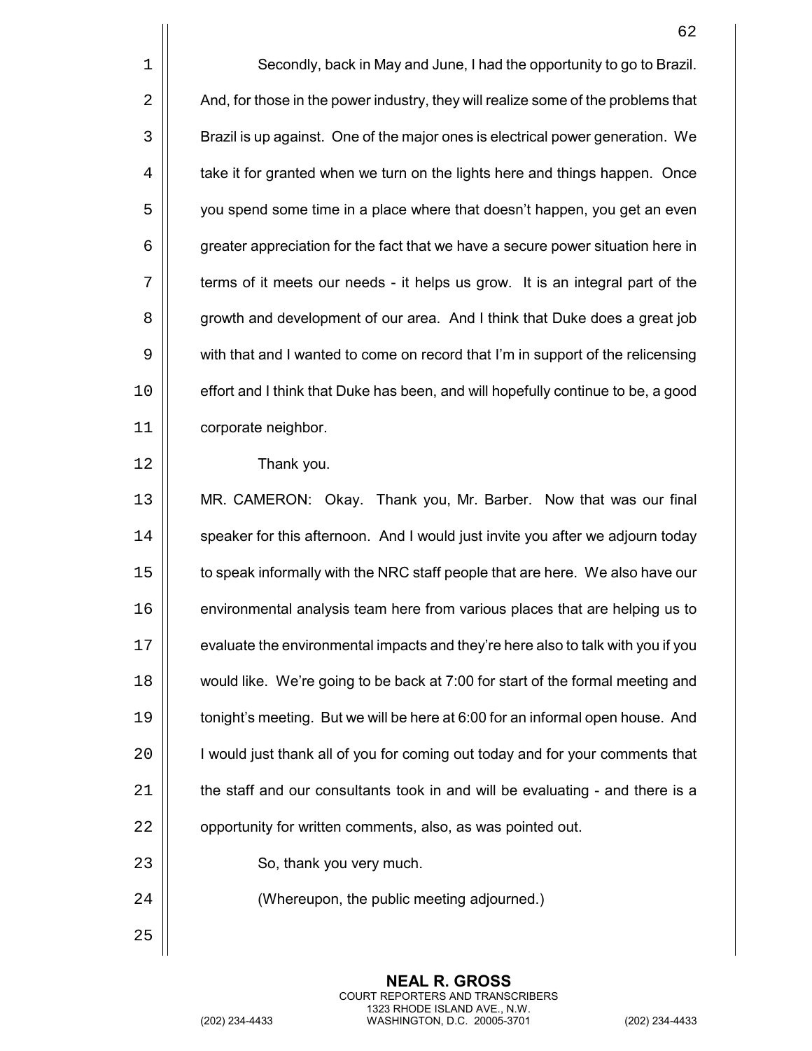Secondly, back in May and June, I had the opportunity to go to Brazil. And, for those in the power industry, they will realize some of the problems that Brazil is up against. One of the major ones is electrical power generation. We take it for granted when we turn on the lights here and things happen. Once you spend some time in a place where that doesn't happen, you get an even greater appreciation for the fact that we have a secure power situation here in terms of it meets our needs - it helps us grow. It is an integral part of the growth and development of our area. And I think that Duke does a great job with that and I wanted to come on record that I'm in support of the relicensing effort and I think that Duke has been, and will hopefully continue to be, a good corporate neighbor.

Thank you.

MR. CAMERON: Okay. Thank you, Mr. Barber. Now that was our final speaker for this afternoon. And I would just invite you after we adjourn today to speak informally with the NRC staff people that are here. We also have our environmental analysis team here from various places that are helping us to evaluate the environmental impacts and they're here also to talk with you if you would like. We're going to be back at 7:00 for start of the formal meeting and tonight's meeting. But we will be here at 6:00 for an informal open house. And I would just thank all of you for coming out today and for your comments that the staff and our consultants took in and will be evaluating - and there is a opportunity for written comments, also, as was pointed out.

So, thank you very much.

(Whereupon, the public meeting adjourned.)